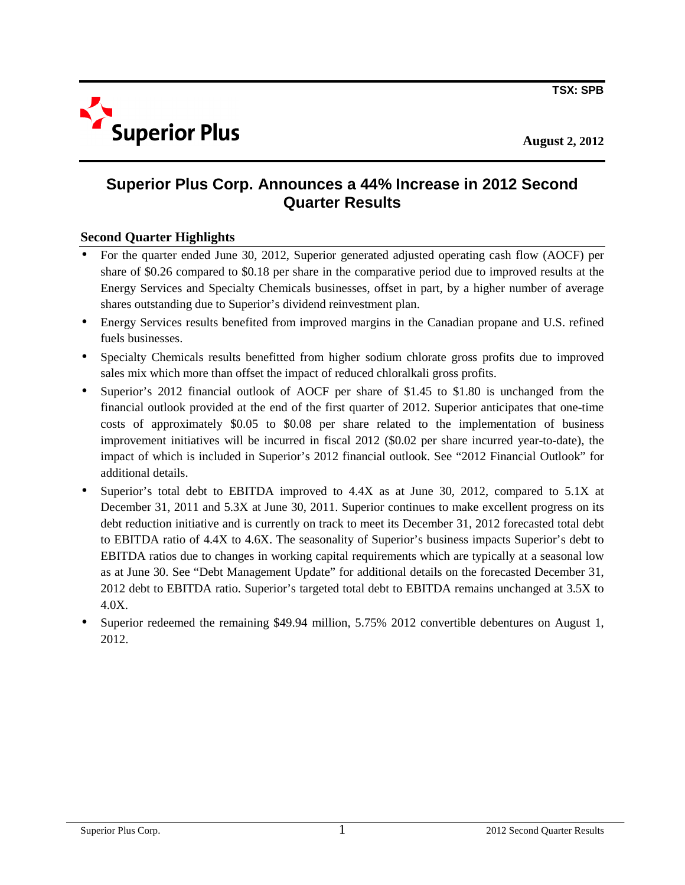TSX: SPB

Superior Plus

August 2, 2012

# Superior Plus Corp. Announces a 44% Increase in 2012 Second Quarter Results

## Second Quarter Highlights

- For the quarter ended June 30, 2012, Superior generated adjusted operating cash flow (AOCF) per share of $0.26 compared to $0.18 per share in the comparative period due to improved results at the Energy Services and Specialty Chemicals businesses, offset in part, by a higher number of average shares outstanding due to Superior's dividend reinvestment plan.
- Energy Services results benefited from improved margins in the Canadian propane and U.S. refined fuels businesses.
- Specialty Chemicals results benefitted from higher sodium chlorate gross profits due to improved sales mix which more than offset the impact of reduced chloralkali gross profits.
- Superior's 2012 financial outlook of AOCF per share of $1.45 to $1.80 is unchanged from the financial outlook provided at the end of the first quarter of 2012. Superior anticipates that one-time costs of approximately $0.05 to $0.08 per share related to the implementation of business improvement initiatives will be incurred in fiscal 2012 ($0.02 per share incurred year-to-date), the impact of which is included in Superior's 2012 financial outlook. See "2012 Financial Outlook" for additional details.
- Superior's total debt to EBITDA improved to 4.4X as at June 30, 2012, compared to 5.1X at December 31, 2011 and 5.3X at June 30, 2011. Superior continues to make excellent progress on its debt reduction initiative and is currently on track to meet its December 31, 2012 forecasted total debt to EBITDA ratio of 4.4X to 4.6X. The seasonality of Superior's business impacts Superior's debt to EBITDA ratios due to changes in working capital requirements which are typically at a seasonal low as at June 30. See "Debt Management Update" for additional details on the forecasted December 31, 2012 debt to EBITDA ratio. Superior's targeted total debt to EBITDA remains unchanged at 3.5X to 4.0X.
- Superior redeemed the remaining $49.94 million, 5.75% 2012 convertible debentures on August 1, 2012.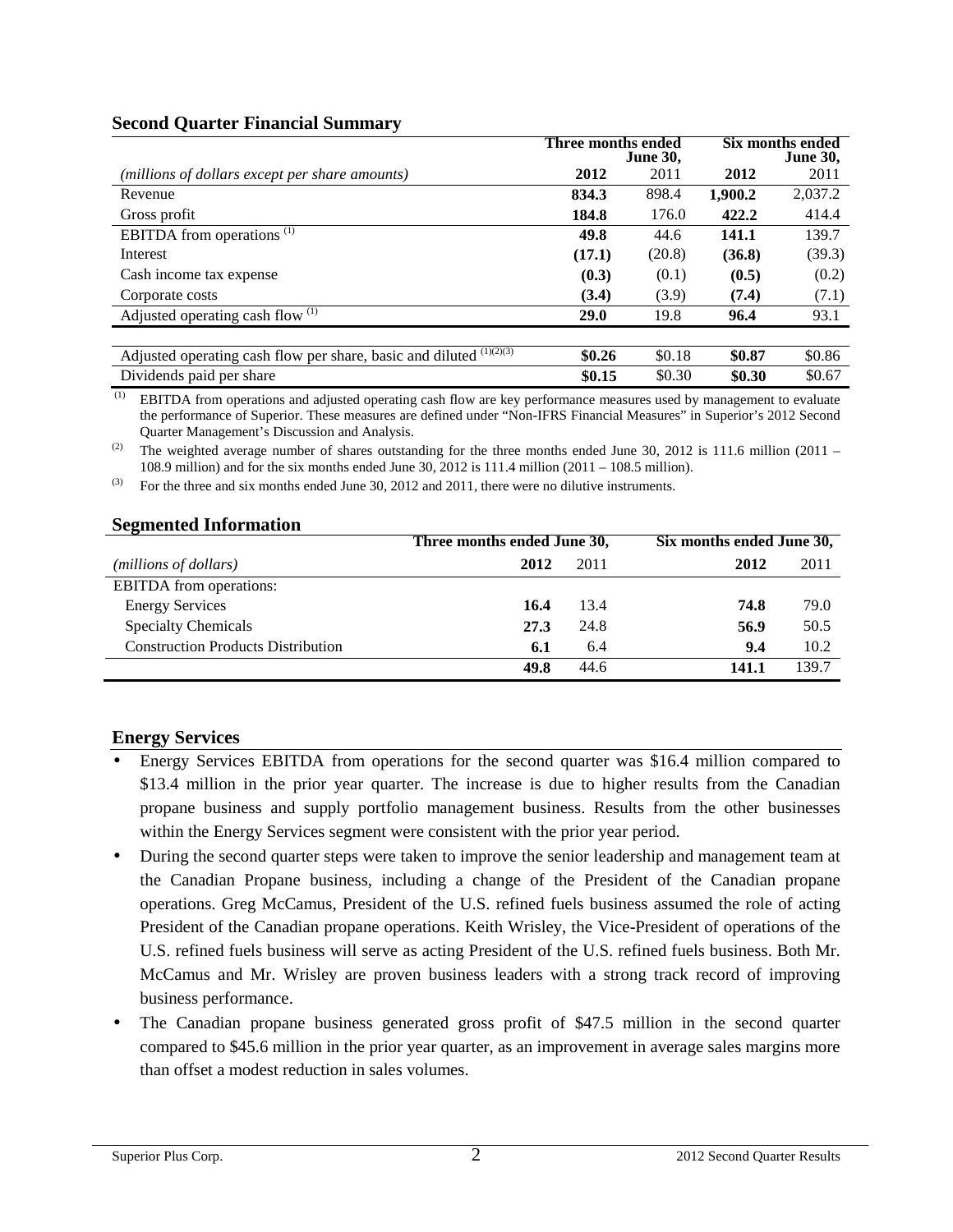## Second Quarter Financial Summary

| *(millions of dollars except per share amounts)* | Three months ended June 30, | | Six months ended June 30, | |
|---|---|---|---|---|
| | **2012** | 2011 | **2012** | 2011 |
| Revenue | **834.3** | 898.4 | **1,900.2** | 2,037.2 |
| Gross profit | **184.8** | 176.0 | **422.2** | 414.4 |
| EBITDA from operations [(1)] | **49.8** | 44.6 | **141.1** | 139.7 |
| Interest | **(17.1)** | (20.8) | **(36.8)** | (39.3) |
| Cash income tax expense | **(0.3)** | (0.1) | **(0.5)** | (0.2) |
| Corporate costs | **(3.4)** | (3.9) | **(7.4)** | (7.1) |
| Adjusted operating cash flow [(1)] | **29.0** | 19.8 | **96.4** | 93.1 |
| | | | | |
| Adjusted operating cash flow per share, basic and diluted [(1)(2)(3)] | **$0.26** | $0.18 | **$0.87** | $0.86 |
| Dividends paid per share | **$0.15** | $0.30 | **$0.30** | $0.67 |

(1) EBITDA from operations and adjusted operating cash flow are key performance measures used by management to evaluate the performance of Superior. These measures are defined under "Non-IFRS Financial Measures" in Superior's 2012 Second Quarter Management's Discussion and Analysis.

(2) The weighted average number of shares outstanding for the three months ended June 30, 2012 is 111.6 million (2011 – 108.9 million) and for the six months ended June 30, 2012 is 111.4 million (2011 – 108.5 million).

(3) For the three and six months ended June 30, 2012 and 2011, there were no dilutive instruments.

## Segmented Information

| *(millions of dollars)* | Three months ended June 30, | | Six months ended June 30, | |
|---|---|---|---|---|
| | **2012** | 2011 | **2012** | 2011 |
| EBITDA from operations: | | | | |
| Energy Services | **16.4** | 13.4 | **74.8** | 79.0 |
| Specialty Chemicals | **27.3** | 24.8 | **56.9** | 50.5 |
| Construction Products Distribution | **6.1** | 6.4 | **9.4** | 10.2 |
| | **49.8** | 44.6 | **141.1** | 139.7 |

## Energy Services

- Energy Services EBITDA from operations for the second quarter was $16.4 million compared to $13.4 million in the prior year quarter. The increase is due to higher results from the Canadian propane business and supply portfolio management business. Results from the other businesses within the Energy Services segment were consistent with the prior year period.
- During the second quarter steps were taken to improve the senior leadership and management team at the Canadian Propane business, including a change of the President of the Canadian propane operations. Greg McCamus, President of the U.S. refined fuels business assumed the role of acting President of the Canadian propane operations. Keith Wrisley, the Vice-President of operations of the U.S. refined fuels business will serve as acting President of the U.S. refined fuels business. Both Mr. McCamus and Mr. Wrisley are proven business leaders with a strong track record of improving business performance.
- The Canadian propane business generated gross profit of $47.5 million in the second quarter compared to $45.6 million in the prior year quarter, as an improvement in average sales margins more than offset a modest reduction in sales volumes.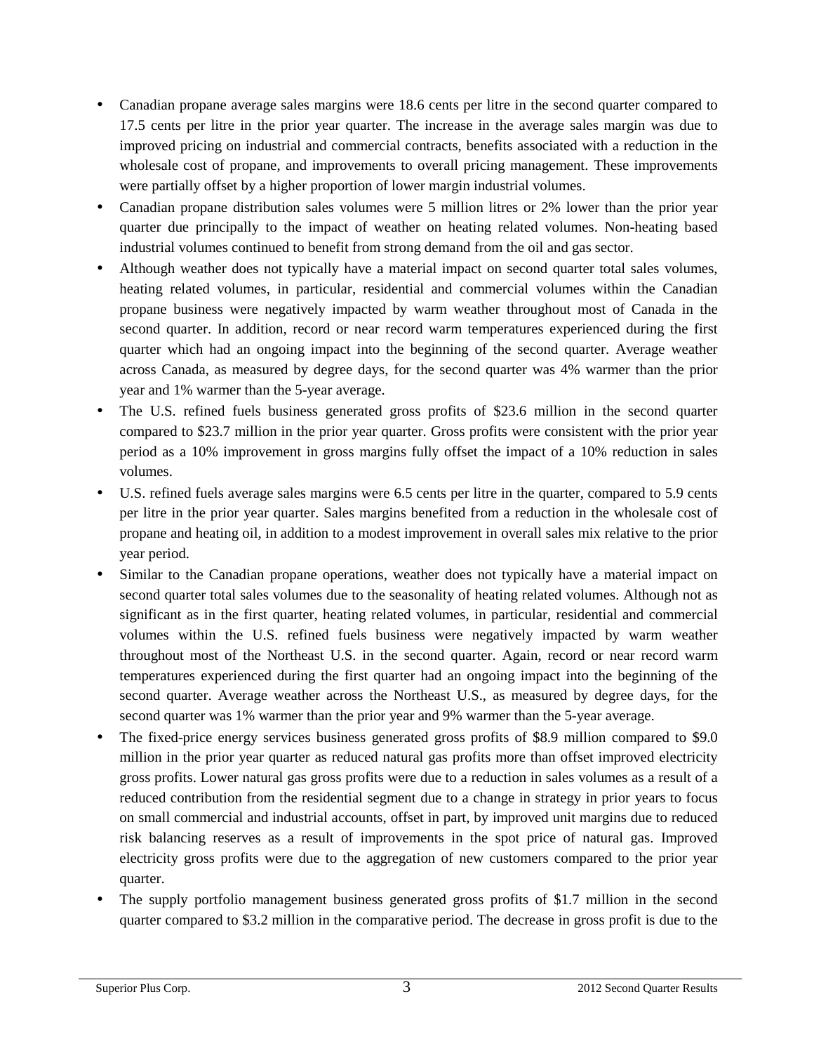- Canadian propane average sales margins were 18.6 cents per litre in the second quarter compared to 17.5 cents per litre in the prior year quarter. The increase in the average sales margin was due to improved pricing on industrial and commercial contracts, benefits associated with a reduction in the wholesale cost of propane, and improvements to overall pricing management. These improvements were partially offset by a higher proportion of lower margin industrial volumes.
- Canadian propane distribution sales volumes were 5 million litres or 2% lower than the prior year quarter due principally to the impact of weather on heating related volumes. Non-heating based industrial volumes continued to benefit from strong demand from the oil and gas sector.
- Although weather does not typically have a material impact on second quarter total sales volumes, heating related volumes, in particular, residential and commercial volumes within the Canadian propane business were negatively impacted by warm weather throughout most of Canada in the second quarter. In addition, record or near record warm temperatures experienced during the first quarter which had an ongoing impact into the beginning of the second quarter. Average weather across Canada, as measured by degree days, for the second quarter was 4% warmer than the prior year and 1% warmer than the 5-year average.
- The U.S. refined fuels business generated gross profits of $23.6 million in the second quarter compared to $23.7 million in the prior year quarter. Gross profits were consistent with the prior year period as a 10% improvement in gross margins fully offset the impact of a 10% reduction in sales volumes.
- U.S. refined fuels average sales margins were 6.5 cents per litre in the quarter, compared to 5.9 cents per litre in the prior year quarter. Sales margins benefited from a reduction in the wholesale cost of propane and heating oil, in addition to a modest improvement in overall sales mix relative to the prior year period.
- Similar to the Canadian propane operations, weather does not typically have a material impact on second quarter total sales volumes due to the seasonality of heating related volumes. Although not as significant as in the first quarter, heating related volumes, in particular, residential and commercial volumes within the U.S. refined fuels business were negatively impacted by warm weather throughout most of the Northeast U.S. in the second quarter. Again, record or near record warm temperatures experienced during the first quarter had an ongoing impact into the beginning of the second quarter. Average weather across the Northeast U.S., as measured by degree days, for the second quarter was 1% warmer than the prior year and 9% warmer than the 5-year average.
- The fixed-price energy services business generated gross profits of $8.9 million compared to $9.0 million in the prior year quarter as reduced natural gas profits more than offset improved electricity gross profits. Lower natural gas gross profits were due to a reduction in sales volumes as a result of a reduced contribution from the residential segment due to a change in strategy in prior years to focus on small commercial and industrial accounts, offset in part, by improved unit margins due to reduced risk balancing reserves as a result of improvements in the spot price of natural gas. Improved electricity gross profits were due to the aggregation of new customers compared to the prior year quarter.
- The supply portfolio management business generated gross profits of $1.7 million in the second quarter compared to $3.2 million in the comparative period. The decrease in gross profit is due to the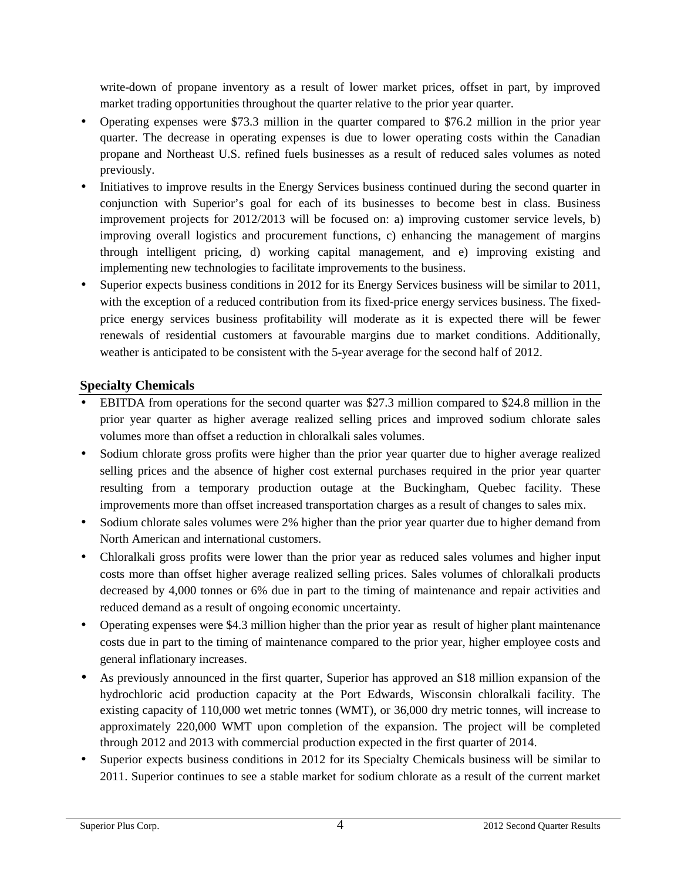write-down of propane inventory as a result of lower market prices, offset in part, by improved market trading opportunities throughout the quarter relative to the prior year quarter.

- Operating expenses were $73.3 million in the quarter compared to $76.2 million in the prior year quarter. The decrease in operating expenses is due to lower operating costs within the Canadian propane and Northeast U.S. refined fuels businesses as a result of reduced sales volumes as noted previously.
- Initiatives to improve results in the Energy Services business continued during the second quarter in conjunction with Superior's goal for each of its businesses to become best in class. Business improvement projects for 2012/2013 will be focused on: a) improving customer service levels, b) improving overall logistics and procurement functions, c) enhancing the management of margins through intelligent pricing, d) working capital management, and e) improving existing and implementing new technologies to facilitate improvements to the business.
- Superior expects business conditions in 2012 for its Energy Services business will be similar to 2011, with the exception of a reduced contribution from its fixed-price energy services business. The fixed-price energy services business profitability will moderate as it is expected there will be fewer renewals of residential customers at favourable margins due to market conditions. Additionally, weather is anticipated to be consistent with the 5-year average for the second half of 2012.

## Specialty Chemicals

- EBITDA from operations for the second quarter was $27.3 million compared to $24.8 million in the prior year quarter as higher average realized selling prices and improved sodium chlorate sales volumes more than offset a reduction in chloralkali sales volumes.
- Sodium chlorate gross profits were higher than the prior year quarter due to higher average realized selling prices and the absence of higher cost external purchases required in the prior year quarter resulting from a temporary production outage at the Buckingham, Quebec facility. These improvements more than offset increased transportation charges as a result of changes to sales mix.
- Sodium chlorate sales volumes were 2% higher than the prior year quarter due to higher demand from North American and international customers.
- Chloralkali gross profits were lower than the prior year as reduced sales volumes and higher input costs more than offset higher average realized selling prices. Sales volumes of chloralkali products decreased by 4,000 tonnes or 6% due in part to the timing of maintenance and repair activities and reduced demand as a result of ongoing economic uncertainty.
- Operating expenses were $4.3 million higher than the prior year as result of higher plant maintenance costs due in part to the timing of maintenance compared to the prior year, higher employee costs and general inflationary increases.
- As previously announced in the first quarter, Superior has approved an $18 million expansion of the hydrochloric acid production capacity at the Port Edwards, Wisconsin chloralkali facility. The existing capacity of 110,000 wet metric tonnes (WMT), or 36,000 dry metric tonnes, will increase to approximately 220,000 WMT upon completion of the expansion. The project will be completed through 2012 and 2013 with commercial production expected in the first quarter of 2014.
- Superior expects business conditions in 2012 for its Specialty Chemicals business will be similar to 2011. Superior continues to see a stable market for sodium chlorate as a result of the current market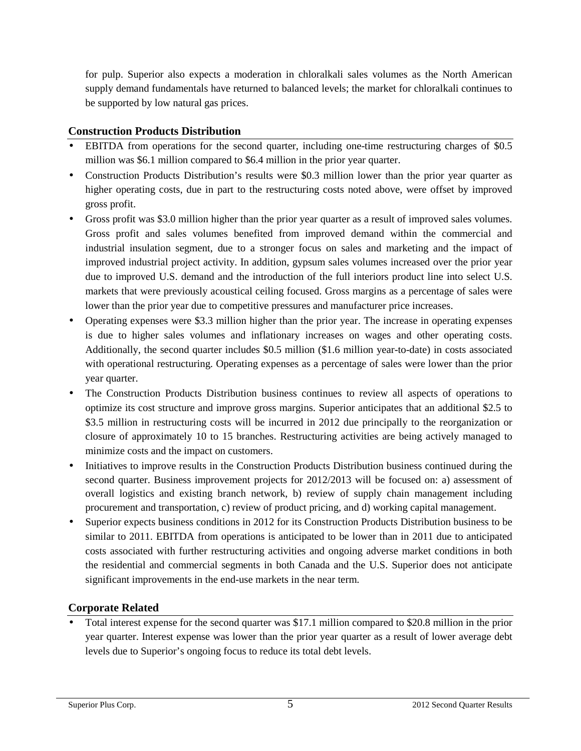for pulp. Superior also expects a moderation in chloralkali sales volumes as the North American supply demand fundamentals have returned to balanced levels; the market for chloralkali continues to be supported by low natural gas prices.

## Construction Products Distribution

- EBITDA from operations for the second quarter, including one-time restructuring charges of $0.5 million was $6.1 million compared to $6.4 million in the prior year quarter.
- Construction Products Distribution's results were $0.3 million lower than the prior year quarter as higher operating costs, due in part to the restructuring costs noted above, were offset by improved gross profit.
- Gross profit was $3.0 million higher than the prior year quarter as a result of improved sales volumes. Gross profit and sales volumes benefited from improved demand within the commercial and industrial insulation segment, due to a stronger focus on sales and marketing and the impact of improved industrial project activity. In addition, gypsum sales volumes increased over the prior year due to improved U.S. demand and the introduction of the full interiors product line into select U.S. markets that were previously acoustical ceiling focused. Gross margins as a percentage of sales were lower than the prior year due to competitive pressures and manufacturer price increases.
- Operating expenses were $3.3 million higher than the prior year. The increase in operating expenses is due to higher sales volumes and inflationary increases on wages and other operating costs. Additionally, the second quarter includes $0.5 million ($1.6 million year-to-date) in costs associated with operational restructuring. Operating expenses as a percentage of sales were lower than the prior year quarter.
- The Construction Products Distribution business continues to review all aspects of operations to optimize its cost structure and improve gross margins. Superior anticipates that an additional $2.5 to $3.5 million in restructuring costs will be incurred in 2012 due principally to the reorganization or closure of approximately 10 to 15 branches. Restructuring activities are being actively managed to minimize costs and the impact on customers.
- Initiatives to improve results in the Construction Products Distribution business continued during the second quarter. Business improvement projects for 2012/2013 will be focused on: a) assessment of overall logistics and existing branch network, b) review of supply chain management including procurement and transportation, c) review of product pricing, and d) working capital management.
- Superior expects business conditions in 2012 for its Construction Products Distribution business to be similar to 2011. EBITDA from operations is anticipated to be lower than in 2011 due to anticipated costs associated with further restructuring activities and ongoing adverse market conditions in both the residential and commercial segments in both Canada and the U.S. Superior does not anticipate significant improvements in the end-use markets in the near term.

## Corporate Related

- Total interest expense for the second quarter was $17.1 million compared to $20.8 million in the prior year quarter. Interest expense was lower than the prior year quarter as a result of lower average debt levels due to Superior's ongoing focus to reduce its total debt levels.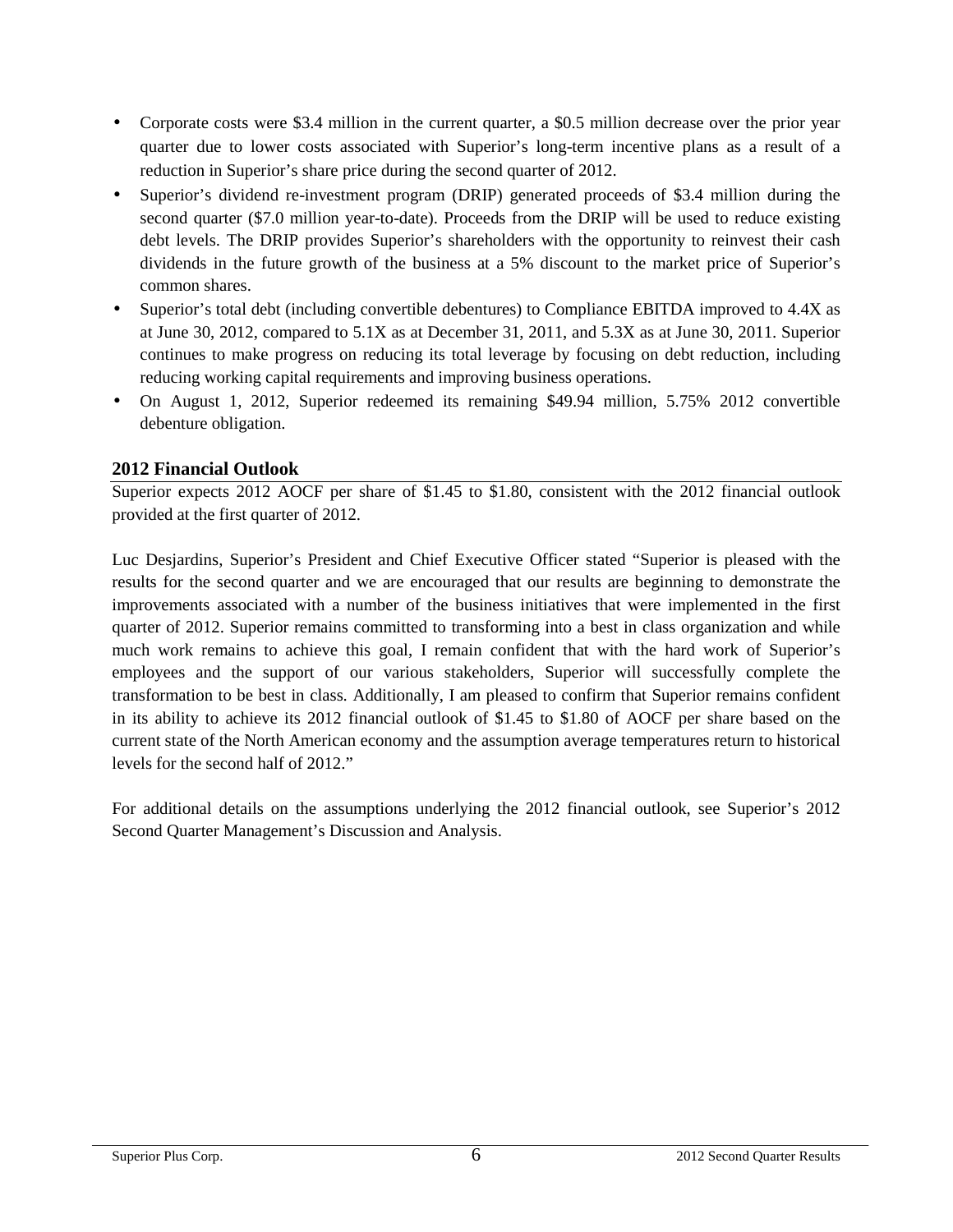- Corporate costs were \$3.4 million in the current quarter, a \$0.5 million decrease over the prior year quarter due to lower costs associated with Superior's long-term incentive plans as a result of a reduction in Superior's share price during the second quarter of 2012.
- Superior's dividend re-investment program (DRIP) generated proceeds of \$3.4 million during the second quarter (\$7.0 million year-to-date). Proceeds from the DRIP will be used to reduce existing debt levels. The DRIP provides Superior's shareholders with the opportunity to reinvest their cash dividends in the future growth of the business at a 5% discount to the market price of Superior's common shares.
- Superior's total debt (including convertible debentures) to Compliance EBITDA improved to 4.4X as at June 30, 2012, compared to 5.1X as at December 31, 2011, and 5.3X as at June 30, 2011. Superior continues to make progress on reducing its total leverage by focusing on debt reduction, including reducing working capital requirements and improving business operations.
- On August 1, 2012, Superior redeemed its remaining \$49.94 million, 5.75% 2012 convertible debenture obligation.

## 2012 Financial Outlook

Superior expects 2012 AOCF per share of \$1.45 to \$1.80, consistent with the 2012 financial outlook provided at the first quarter of 2012.

Luc Desjardins, Superior's President and Chief Executive Officer stated "Superior is pleased with the results for the second quarter and we are encouraged that our results are beginning to demonstrate the improvements associated with a number of the business initiatives that were implemented in the first quarter of 2012. Superior remains committed to transforming into a best in class organization and while much work remains to achieve this goal, I remain confident that with the hard work of Superior's employees and the support of our various stakeholders, Superior will successfully complete the transformation to be best in class. Additionally, I am pleased to confirm that Superior remains confident in its ability to achieve its 2012 financial outlook of \$1.45 to \$1.80 of AOCF per share based on the current state of the North American economy and the assumption average temperatures return to historical levels for the second half of 2012."

For additional details on the assumptions underlying the 2012 financial outlook, see Superior's 2012 Second Quarter Management's Discussion and Analysis.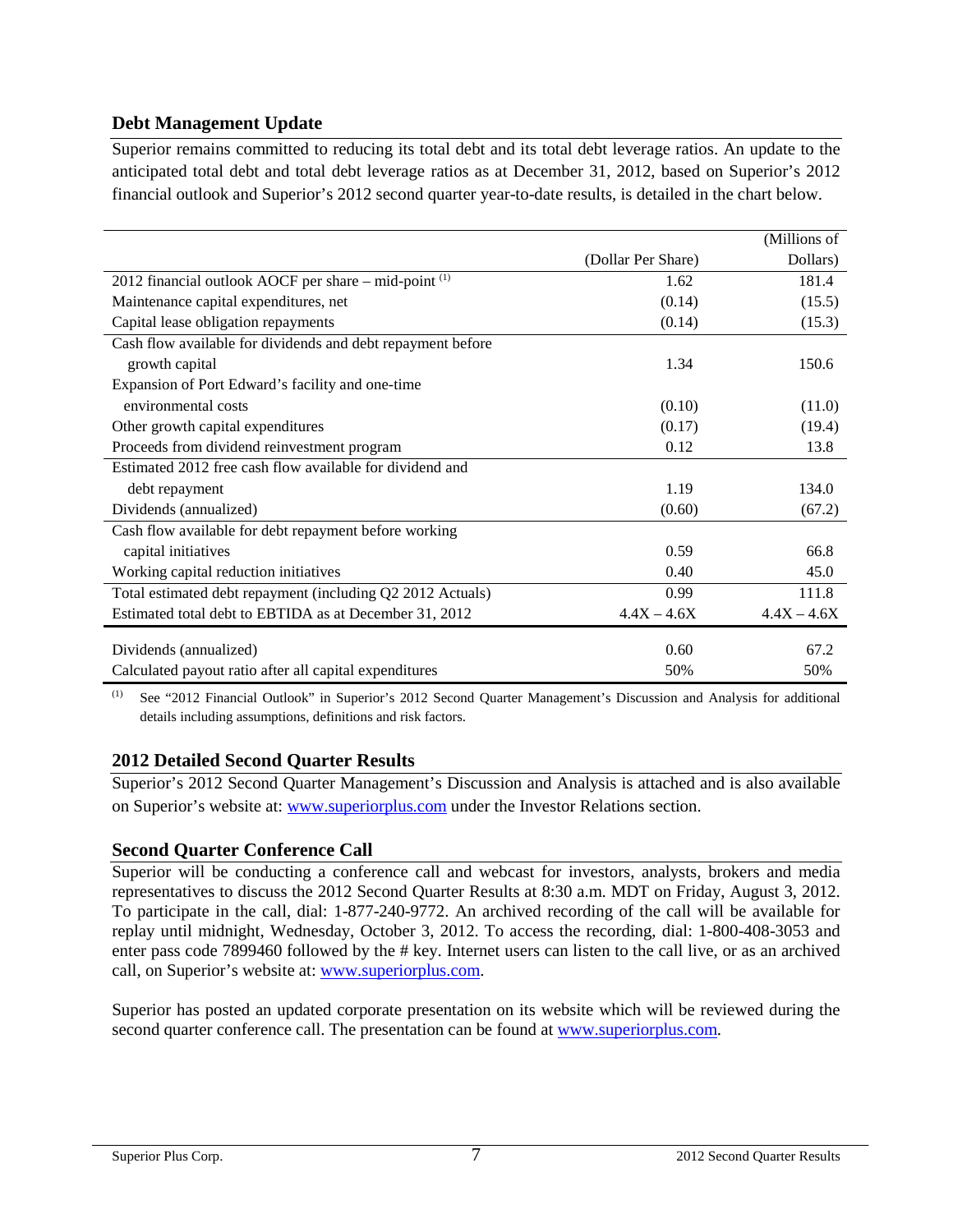## Debt Management Update

Superior remains committed to reducing its total debt and its total debt leverage ratios. An update to the anticipated total debt and total debt leverage ratios as at December 31, 2012, based on Superior's 2012 financial outlook and Superior's 2012 second quarter year-to-date results, is detailed in the chart below.

| | (Dollar Per Share) | (Millions of Dollars) |
|---|---|---|
| 2012 financial outlook AOCF per share – mid-point [(1)] | 1.62 | 181.4 |
| Maintenance capital expenditures, net | (0.14) | (15.5) |
| Capital lease obligation repayments | (0.14) | (15.3) |
| Cash flow available for dividends and debt repayment before growth capital | 1.34 | 150.6 |
| Expansion of Port Edward's facility and one-time environmental costs | (0.10) | (11.0) |
| Other growth capital expenditures | (0.17) | (19.4) |
| Proceeds from dividend reinvestment program | 0.12 | 13.8 |
| Estimated 2012 free cash flow available for dividend and debt repayment | 1.19 | 134.0 |
| Dividends (annualized) | (0.60) | (67.2) |
| Cash flow available for debt repayment before working capital initiatives | 0.59 | 66.8 |
| Working capital reduction initiatives | 0.40 | 45.0 |
| Total estimated debt repayment (including Q2 2012 Actuals) | 0.99 | 111.8 |
| Estimated total debt to EBTIDA as at December 31, 2012 | 4.4X – 4.6X | 4.4X – 4.6X |
| Dividends (annualized) | 0.60 | 67.2 |
| Calculated payout ratio after all capital expenditures | 50% | 50% |

(1) See "2012 Financial Outlook" in Superior's 2012 Second Quarter Management's Discussion and Analysis for additional details including assumptions, definitions and risk factors.

## 2012 Detailed Second Quarter Results

Superior's 2012 Second Quarter Management's Discussion and Analysis is attached and is also available on Superior's website at: www.superiorplus.com under the Investor Relations section.

## Second Quarter Conference Call

Superior will be conducting a conference call and webcast for investors, analysts, brokers and media representatives to discuss the 2012 Second Quarter Results at 8:30 a.m. MDT on Friday, August 3, 2012. To participate in the call, dial: 1-877-240-9772. An archived recording of the call will be available for replay until midnight, Wednesday, October 3, 2012. To access the recording, dial: 1-800-408-3053 and enter pass code 7899460 followed by the # key. Internet users can listen to the call live, or as an archived call, on Superior's website at: www.superiorplus.com.

Superior has posted an updated corporate presentation on its website which will be reviewed during the second quarter conference call. The presentation can be found at www.superiorplus.com.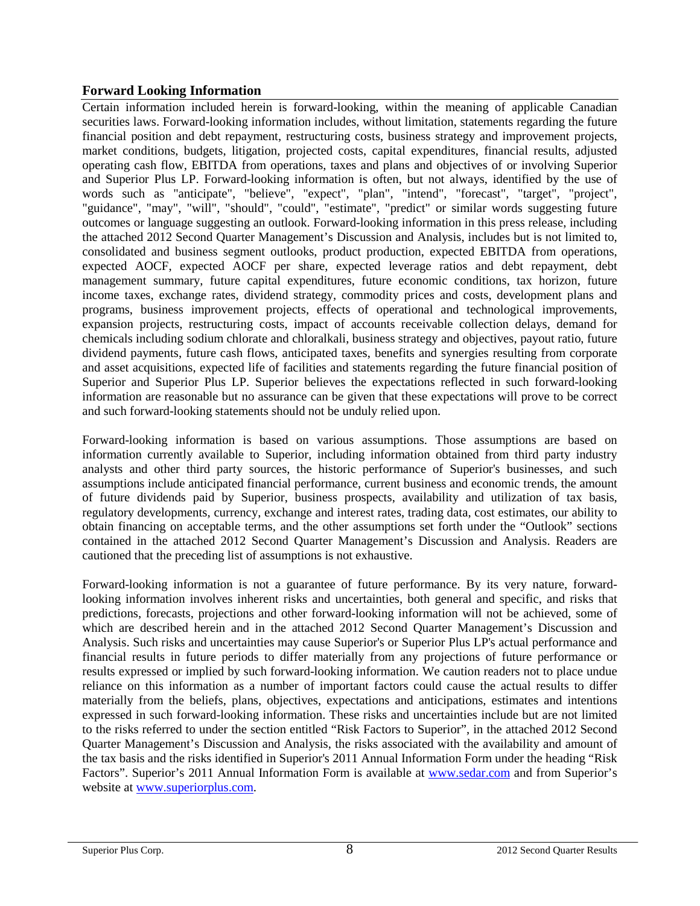## Forward Looking Information

Certain information included herein is forward-looking, within the meaning of applicable Canadian securities laws. Forward-looking information includes, without limitation, statements regarding the future financial position and debt repayment, restructuring costs, business strategy and improvement projects, market conditions, budgets, litigation, projected costs, capital expenditures, financial results, adjusted operating cash flow, EBITDA from operations, taxes and plans and objectives of or involving Superior and Superior Plus LP. Forward-looking information is often, but not always, identified by the use of words such as "anticipate", "believe", "expect", "plan", "intend", "forecast", "target", "project", "guidance", "may", "will", "should", "could", "estimate", "predict" or similar words suggesting future outcomes or language suggesting an outlook. Forward-looking information in this press release, including the attached 2012 Second Quarter Management's Discussion and Analysis, includes but is not limited to, consolidated and business segment outlooks, product production, expected EBITDA from operations, expected AOCF, expected AOCF per share, expected leverage ratios and debt repayment, debt management summary, future capital expenditures, future economic conditions, tax horizon, future income taxes, exchange rates, dividend strategy, commodity prices and costs, development plans and programs, business improvement projects, effects of operational and technological improvements, expansion projects, restructuring costs, impact of accounts receivable collection delays, demand for chemicals including sodium chlorate and chloralkali, business strategy and objectives, payout ratio, future dividend payments, future cash flows, anticipated taxes, benefits and synergies resulting from corporate and asset acquisitions, expected life of facilities and statements regarding the future financial position of Superior and Superior Plus LP. Superior believes the expectations reflected in such forward-looking information are reasonable but no assurance can be given that these expectations will prove to be correct and such forward-looking statements should not be unduly relied upon.

Forward-looking information is based on various assumptions. Those assumptions are based on information currently available to Superior, including information obtained from third party industry analysts and other third party sources, the historic performance of Superior's businesses, and such assumptions include anticipated financial performance, current business and economic trends, the amount of future dividends paid by Superior, business prospects, availability and utilization of tax basis, regulatory developments, currency, exchange and interest rates, trading data, cost estimates, our ability to obtain financing on acceptable terms, and the other assumptions set forth under the "Outlook" sections contained in the attached 2012 Second Quarter Management's Discussion and Analysis. Readers are cautioned that the preceding list of assumptions is not exhaustive.

Forward-looking information is not a guarantee of future performance. By its very nature, forward-looking information involves inherent risks and uncertainties, both general and specific, and risks that predictions, forecasts, projections and other forward-looking information will not be achieved, some of which are described herein and in the attached 2012 Second Quarter Management's Discussion and Analysis. Such risks and uncertainties may cause Superior's or Superior Plus LP's actual performance and financial results in future periods to differ materially from any projections of future performance or results expressed or implied by such forward-looking information. We caution readers not to place undue reliance on this information as a number of important factors could cause the actual results to differ materially from the beliefs, plans, objectives, expectations and anticipations, estimates and intentions expressed in such forward-looking information. These risks and uncertainties include but are not limited to the risks referred to under the section entitled "Risk Factors to Superior", in the attached 2012 Second Quarter Management's Discussion and Analysis, the risks associated with the availability and amount of the tax basis and the risks identified in Superior's 2011 Annual Information Form under the heading "Risk Factors". Superior's 2011 Annual Information Form is available at www.sedar.com and from Superior's website at www.superiorplus.com.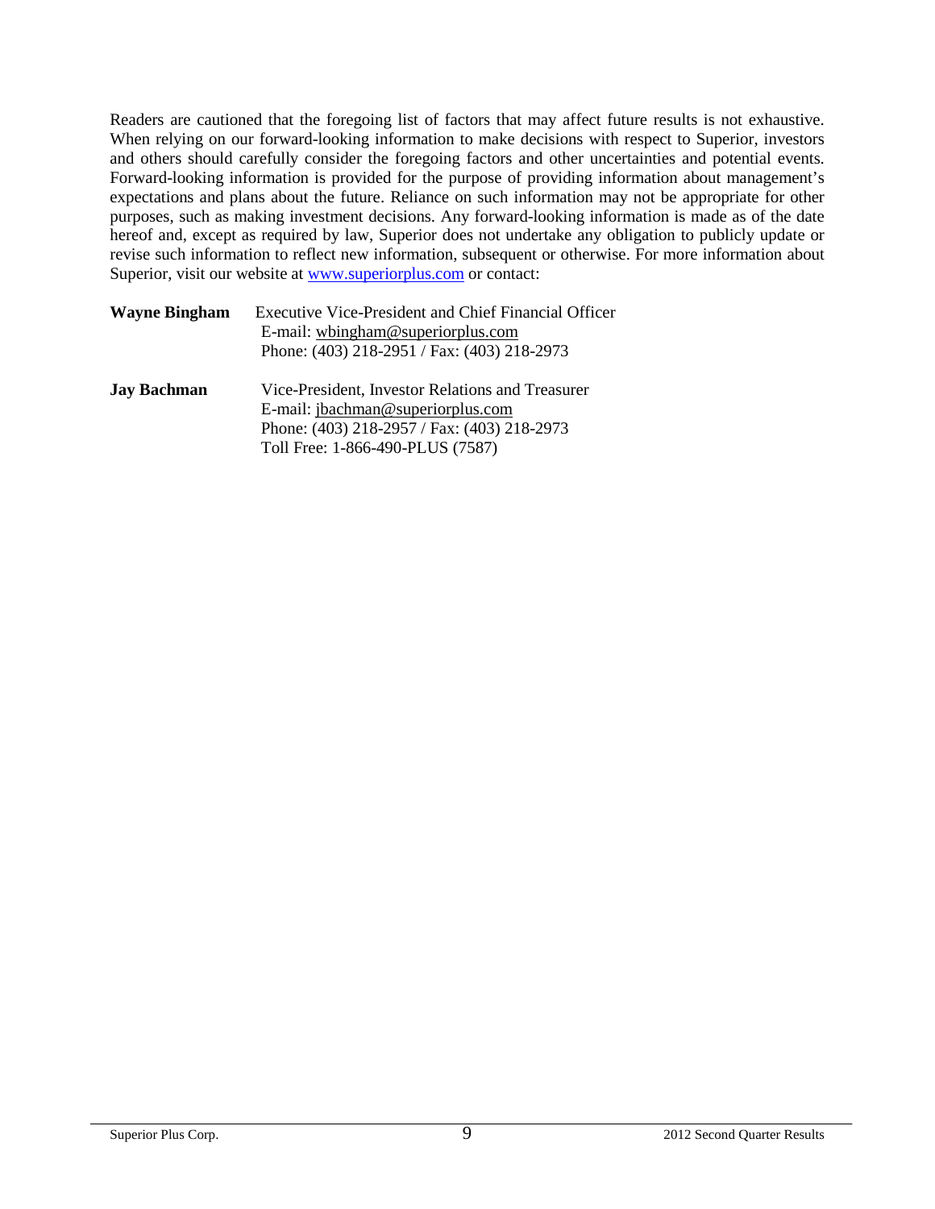Readers are cautioned that the foregoing list of factors that may affect future results is not exhaustive. When relying on our forward-looking information to make decisions with respect to Superior, investors and others should carefully consider the foregoing factors and other uncertainties and potential events. Forward-looking information is provided for the purpose of providing information about management's expectations and plans about the future. Reliance on such information may not be appropriate for other purposes, such as making investment decisions. Any forward-looking information is made as of the date hereof and, except as required by law, Superior does not undertake any obligation to publicly update or revise such information to reflect new information, subsequent or otherwise. For more information about Superior, visit our website at www.superiorplus.com or contact:

**Wayne Bingham** Executive Vice-President and Chief Financial Officer
E-mail: wbingham@superiorplus.com
Phone: (403) 218-2951 / Fax: (403) 218-2973

**Jay Bachman** Vice-President, Investor Relations and Treasurer
E-mail: jbachman@superiorplus.com
Phone: (403) 218-2957 / Fax: (403) 218-2973
Toll Free: 1-866-490-PLUS (7587)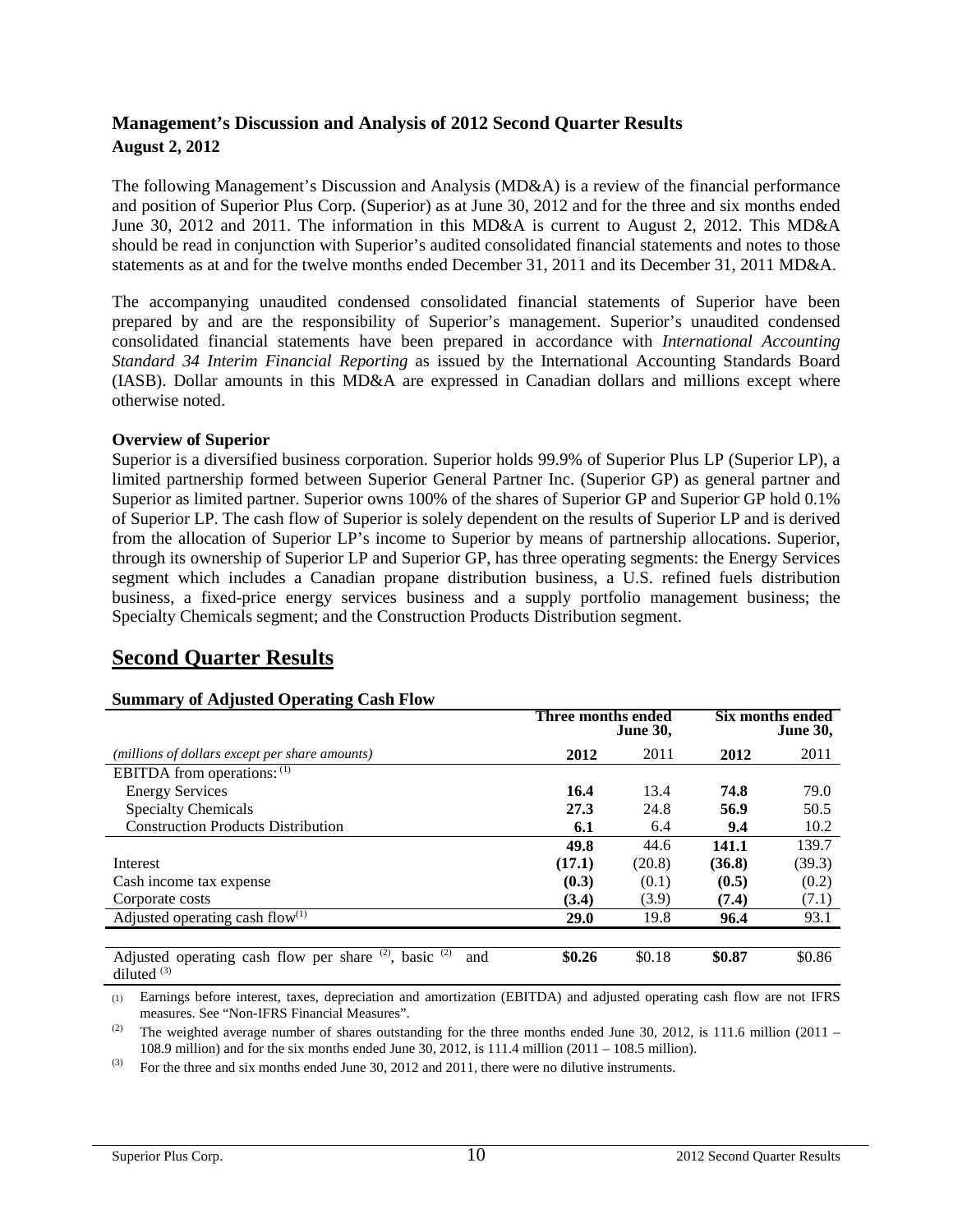## Management's Discussion and Analysis of 2012 Second Quarter Results

**August 2, 2012**

The following Management's Discussion and Analysis (MD&A) is a review of the financial performance and position of Superior Plus Corp. (Superior) as at June 30, 2012 and for the three and six months ended June 30, 2012 and 2011. The information in this MD&A is current to August 2, 2012. This MD&A should be read in conjunction with Superior's audited consolidated financial statements and notes to those statements as at and for the twelve months ended December 31, 2011 and its December 31, 2011 MD&A.

The accompanying unaudited condensed consolidated financial statements of Superior have been prepared by and are the responsibility of Superior's management. Superior's unaudited condensed consolidated financial statements have been prepared in accordance with *International Accounting Standard 34 Interim Financial Reporting* as issued by the International Accounting Standards Board (IASB). Dollar amounts in this MD&A are expressed in Canadian dollars and millions except where otherwise noted.

**Overview of Superior**

Superior is a diversified business corporation. Superior holds 99.9% of Superior Plus LP (Superior LP), a limited partnership formed between Superior General Partner Inc. (Superior GP) as general partner and Superior as limited partner. Superior owns 100% of the shares of Superior GP and Superior GP hold 0.1% of Superior LP. The cash flow of Superior is solely dependent on the results of Superior LP and is derived from the allocation of Superior LP's income to Superior by means of partnership allocations. Superior, through its ownership of Superior LP and Superior GP, has three operating segments: the Energy Services segment which includes a Canadian propane distribution business, a U.S. refined fuels distribution business, a fixed-price energy services business and a supply portfolio management business; the Specialty Chemicals segment; and the Construction Products Distribution segment.

# Second Quarter Results

**Summary of Adjusted Operating Cash Flow**

| | Three months ended June 30, | | Six months ended June 30, | |
|---|---|---|---|---|
| *(millions of dollars except per share amounts)* | **2012** | 2011 | **2012** | 2011 |
| EBITDA from operations: (1) | | | | |
| Energy Services | **16.4** | 13.4 | **74.8** | 79.0 |
| Specialty Chemicals | **27.3** | 24.8 | **56.9** | 50.5 |
| Construction Products Distribution | **6.1** | 6.4 | **9.4** | 10.2 |
| | **49.8** | 44.6 | **141.1** | 139.7 |
| Interest | **(17.1)** | (20.8) | **(36.8)** | (39.3) |
| Cash income tax expense | **(0.3)** | (0.1) | **(0.5)** | (0.2) |
| Corporate costs | **(3.4)** | (3.9) | **(7.4)** | (7.1) |
| Adjusted operating cash flow(1) | **29.0** | 19.8 | **96.4** | 93.1 |
| Adjusted operating cash flow per share (2), basic (2) and diluted (3) | **$0.26** | $0.18 | **$0.87** | $0.86 |

(1) Earnings before interest, taxes, depreciation and amortization (EBITDA) and adjusted operating cash flow are not IFRS measures. See "Non-IFRS Financial Measures".

(2) The weighted average number of shares outstanding for the three months ended June 30, 2012, is 111.6 million (2011 – 108.9 million) and for the six months ended June 30, 2012, is 111.4 million (2011 – 108.5 million).

(3) For the three and six months ended June 30, 2012 and 2011, there were no dilutive instruments.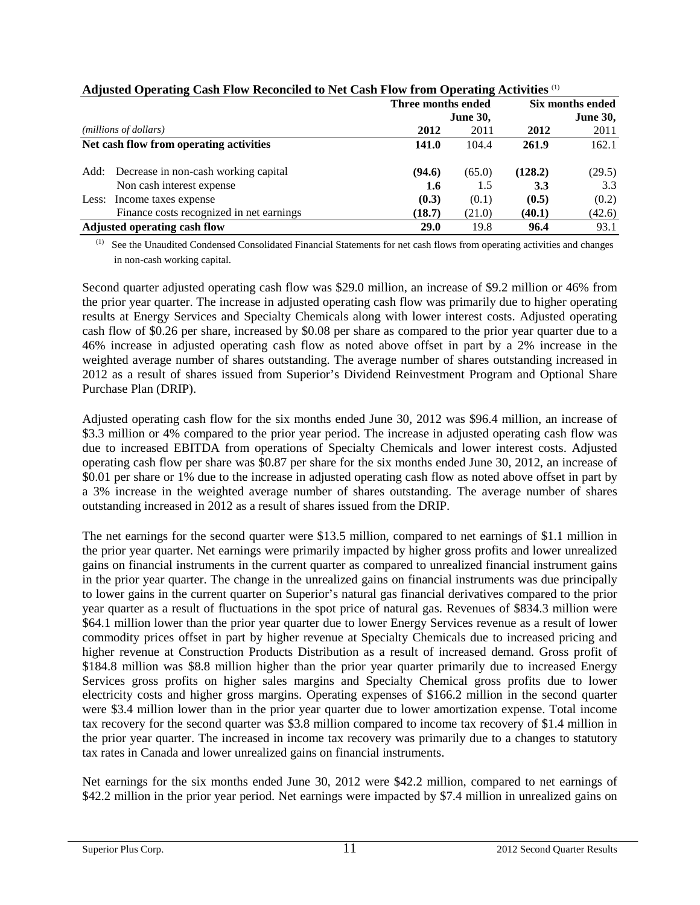**Adjusted Operating Cash Flow Reconciled to Net Cash Flow from Operating Activities** [(1)]

| *(millions of dollars)* | Three months ended June 30, 2012 | Three months ended June 30, 2011 | Six months ended June 30, 2012 | Six months ended June 30, 2011 |
|---|---|---|---|---|
| **Net cash flow from operating activities** | **141.0** | 104.4 | **261.9** | 162.1 |
| Add: Decrease in non-cash working capital | **(94.6)** | (65.0) | **(128.2)** | (29.5) |
| Non cash interest expense | **1.6** | 1.5 | **3.3** | 3.3 |
| Less: Income taxes expense | **(0.3)** | (0.1) | **(0.5)** | (0.2) |
| Finance costs recognized in net earnings | **(18.7)** | (21.0) | **(40.1)** | (42.6) |
| **Adjusted operating cash flow** | **29.0** | 19.8 | **96.4** | 93.1 |

(1) See the Unaudited Condensed Consolidated Financial Statements for net cash flows from operating activities and changes in non-cash working capital.

Second quarter adjusted operating cash flow was $29.0 million, an increase of $9.2 million or 46% from the prior year quarter. The increase in adjusted operating cash flow was primarily due to higher operating results at Energy Services and Specialty Chemicals along with lower interest costs. Adjusted operating cash flow of $0.26 per share, increased by $0.08 per share as compared to the prior year quarter due to a 46% increase in adjusted operating cash flow as noted above offset in part by a 2% increase in the weighted average number of shares outstanding. The average number of shares outstanding increased in 2012 as a result of shares issued from Superior's Dividend Reinvestment Program and Optional Share Purchase Plan (DRIP).

Adjusted operating cash flow for the six months ended June 30, 2012 was $96.4 million, an increase of $3.3 million or 4% compared to the prior year period. The increase in adjusted operating cash flow was due to increased EBITDA from operations of Specialty Chemicals and lower interest costs. Adjusted operating cash flow per share was $0.87 per share for the six months ended June 30, 2012, an increase of $0.01 per share or 1% due to the increase in adjusted operating cash flow as noted above offset in part by a 3% increase in the weighted average number of shares outstanding. The average number of shares outstanding increased in 2012 as a result of shares issued from the DRIP.

The net earnings for the second quarter were $13.5 million, compared to net earnings of $1.1 million in the prior year quarter. Net earnings were primarily impacted by higher gross profits and lower unrealized gains on financial instruments in the current quarter as compared to unrealized financial instrument gains in the prior year quarter. The change in the unrealized gains on financial instruments was due principally to lower gains in the current quarter on Superior's natural gas financial derivatives compared to the prior year quarter as a result of fluctuations in the spot price of natural gas. Revenues of $834.3 million were $64.1 million lower than the prior year quarter due to lower Energy Services revenue as a result of lower commodity prices offset in part by higher revenue at Specialty Chemicals due to increased pricing and higher revenue at Construction Products Distribution as a result of increased demand. Gross profit of $184.8 million was $8.8 million higher than the prior year quarter primarily due to increased Energy Services gross profits on higher sales margins and Specialty Chemical gross profits due to lower electricity costs and higher gross margins. Operating expenses of $166.2 million in the second quarter were $3.4 million lower than in the prior year quarter due to lower amortization expense. Total income tax recovery for the second quarter was $3.8 million compared to income tax recovery of $1.4 million in the prior year quarter. The increased in income tax recovery was primarily due to a changes to statutory tax rates in Canada and lower unrealized gains on financial instruments.

Net earnings for the six months ended June 30, 2012 were $42.2 million, compared to net earnings of $42.2 million in the prior year period. Net earnings were impacted by $7.4 million in unrealized gains on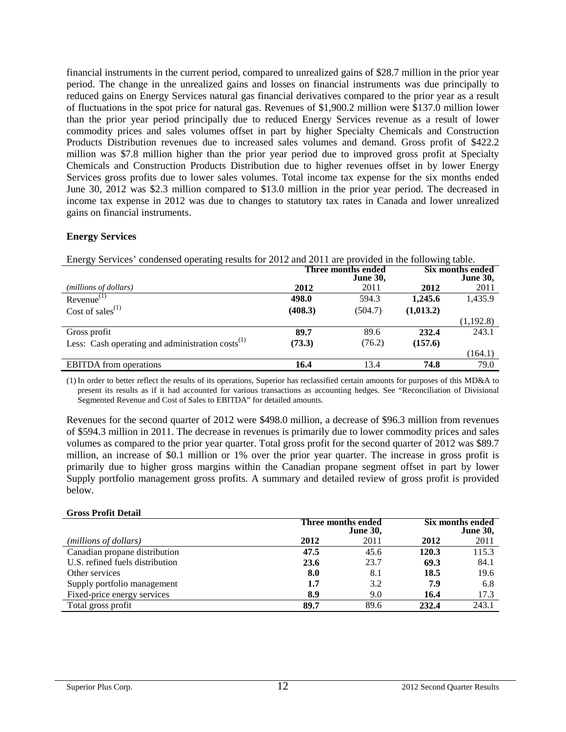financial instruments in the current period, compared to unrealized gains of $28.7 million in the prior year period. The change in the unrealized gains and losses on financial instruments was due principally to reduced gains on Energy Services natural gas financial derivatives compared to the prior year as a result of fluctuations in the spot price for natural gas. Revenues of $1,900.2 million were $137.0 million lower than the prior year period principally due to reduced Energy Services revenue as a result of lower commodity prices and sales volumes offset in part by higher Specialty Chemicals and Construction Products Distribution revenues due to increased sales volumes and demand. Gross profit of $422.2 million was $7.8 million higher than the prior year period due to improved gross profit at Specialty Chemicals and Construction Products Distribution due to higher revenues offset in by lower Energy Services gross profits due to lower sales volumes. Total income tax expense for the six months ended June 30, 2012 was $2.3 million compared to $13.0 million in the prior year period. The decreased in income tax expense in 2012 was due to changes to statutory tax rates in Canada and lower unrealized gains on financial instruments.

**Energy Services**

Energy Services' condensed operating results for 2012 and 2011 are provided in the following table.

| | Three months ended June 30, | | Six months ended June 30, | |
|---|---|---|---|---|
| *(millions of dollars)* | **2012** | 2011 | **2012** | 2011 |
| Revenue(1) | **498.0** | 594.3 | **1,245.6** | 1,435.9 |
| Cost of sales(1) | **(408.3)** | (504.7) | **(1,013.2)** | (1,192.8) |
| Gross profit | **89.7** | 89.6 | **232.4** | 243.1 |
| Less: Cash operating and administration costs(1) | **(73.3)** | (76.2) | **(157.6)** | (164.1) |
| EBITDA from operations | **16.4** | 13.4 | **74.8** | 79.0 |

(1) In order to better reflect the results of its operations, Superior has reclassified certain amounts for purposes of this MD&A to present its results as if it had accounted for various transactions as accounting hedges. See "Reconciliation of Divisional Segmented Revenue and Cost of Sales to EBITDA" for detailed amounts.

Revenues for the second quarter of 2012 were $498.0 million, a decrease of $96.3 million from revenues of $594.3 million in 2011. The decrease in revenues is primarily due to lower commodity prices and sales volumes as compared to the prior year quarter. Total gross profit for the second quarter of 2012 was $89.7 million, an increase of $0.1 million or 1% over the prior year quarter. The increase in gross profit is primarily due to higher gross margins within the Canadian propane segment offset in part by lower Supply portfolio management gross profits. A summary and detailed review of gross profit is provided below.

**Gross Profit Detail**

| | Three months ended June 30, | | Six months ended June 30, | |
|---|---|---|---|---|
| *(millions of dollars)* | **2012** | 2011 | **2012** | 2011 |
| Canadian propane distribution | **47.5** | 45.6 | **120.3** | 115.3 |
| U.S. refined fuels distribution | **23.6** | 23.7 | **69.3** | 84.1 |
| Other services | **8.0** | 8.1 | **18.5** | 19.6 |
| Supply portfolio management | **1.7** | 3.2 | **7.9** | 6.8 |
| Fixed-price energy services | **8.9** | 9.0 | **16.4** | 17.3 |
| Total gross profit | **89.7** | 89.6 | **232.4** | 243.1 |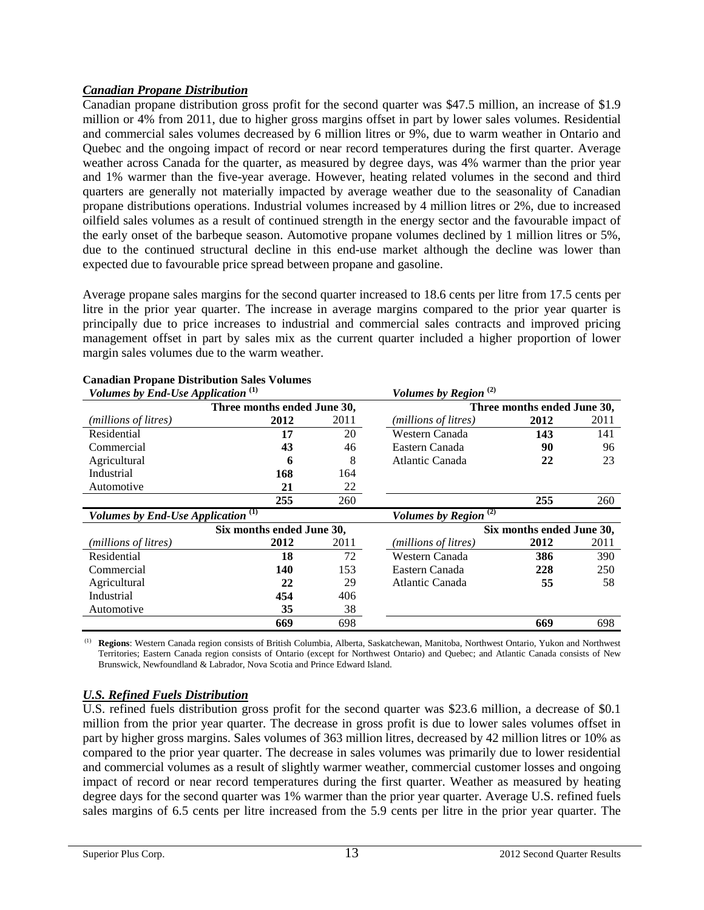### *Canadian Propane Distribution*

Canadian propane distribution gross profit for the second quarter was $47.5 million, an increase of $1.9 million or 4% from 2011, due to higher gross margins offset in part by lower sales volumes. Residential and commercial sales volumes decreased by 6 million litres or 9%, due to warm weather in Ontario and Quebec and the ongoing impact of record or near record temperatures during the first quarter. Average weather across Canada for the quarter, as measured by degree days, was 4% warmer than the prior year and 1% warmer than the five-year average. However, heating related volumes in the second and third quarters are generally not materially impacted by average weather due to the seasonality of Canadian propane distributions operations. Industrial volumes increased by 4 million litres or 2%, due to increased oilfield sales volumes as a result of continued strength in the energy sector and the favourable impact of the early onset of the barbeque season. Automotive propane volumes declined by 1 million litres or 5%, due to the continued structural decline in this end-use market although the decline was lower than expected due to favourable price spread between propane and gasoline.

Average propane sales margins for the second quarter increased to 18.6 cents per litre from 17.5 cents per litre in the prior year quarter. The increase in average margins compared to the prior year quarter is principally due to price increases to industrial and commercial sales contracts and improved pricing management offset in part by sales mix as the current quarter included a higher proportion of lower margin sales volumes due to the warm weather.

**Canadian Propane Distribution Sales Volumes**

| *Volumes by End-Use Application* (1) | | | *Volumes by Region* (2) | | |
|---|---|---|---|---|---|
| | Three months ended June 30, | | | Three months ended June 30, | |
| *(millions of litres)* | **2012** | 2011 | *(millions of litres)* | **2012** | 2011 |
| Residential | **17** | 20 | Western Canada | **143** | 141 |
| Commercial | **43** | 46 | Eastern Canada | **90** | 96 |
| Agricultural | **6** | 8 | Atlantic Canada | **22** | 23 |
| Industrial | **168** | 164 | | | |
| Automotive | **21** | 22 | | | |
| | **255** | 260 | | **255** | 260 |

| *Volumes by End-Use Application* (1) | | | *Volumes by Region* (2) | | |
|---|---|---|---|---|---|
| | Six months ended June 30, | | | Six months ended June 30, | |
| *(millions of litres)* | **2012** | 2011 | *(millions of litres)* | **2012** | 2011 |
| Residential | **18** | 72 | Western Canada | **386** | 390 |
| Commercial | **140** | 153 | Eastern Canada | **228** | 250 |
| Agricultural | **22** | 29 | Atlantic Canada | **55** | 58 |
| Industrial | **454** | 406 | | | |
| Automotive | **35** | 38 | | | |
| | **669** | 698 | | **669** | 698 |

(1) **Regions**: Western Canada region consists of British Columbia, Alberta, Saskatchewan, Manitoba, Northwest Ontario, Yukon and Northwest Territories; Eastern Canada region consists of Ontario (except for Northwest Ontario) and Quebec; and Atlantic Canada consists of New Brunswick, Newfoundland & Labrador, Nova Scotia and Prince Edward Island.

### *U.S. Refined Fuels Distribution*

U.S. refined fuels distribution gross profit for the second quarter was $23.6 million, a decrease of $0.1 million from the prior year quarter. The decrease in gross profit is due to lower sales volumes offset in part by higher gross margins. Sales volumes of 363 million litres, decreased by 42 million litres or 10% as compared to the prior year quarter. The decrease in sales volumes was primarily due to lower residential and commercial volumes as a result of slightly warmer weather, commercial customer losses and ongoing impact of record or near record temperatures during the first quarter. Weather as measured by heating degree days for the second quarter was 1% warmer than the prior year quarter. Average U.S. refined fuels sales margins of 6.5 cents per litre increased from the 5.9 cents per litre in the prior year quarter. The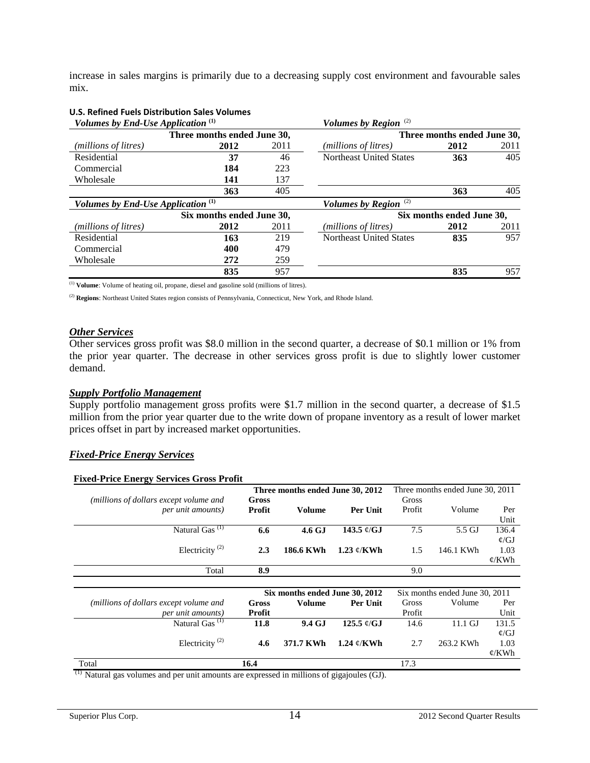increase in sales margins is primarily due to a decreasing supply cost environment and favourable sales mix.

**U.S. Refined Fuels Distribution Sales Volumes**

| *Volumes by End-Use Application* [1] | | | *Volumes by Region* [2] | | |
|---|---|---|---|---|---|
| | Three months ended June 30, | | | Three months ended June 30, | |
| *(millions of litres)* | **2012** | 2011 | *(millions of litres)* | **2012** | 2011 |
| Residential | **37** | 46 | Northeast United States | **363** | 405 |
| Commercial | **184** | 223 | | | |
| Wholesale | **141** | 137 | | | |
| | **363** | 405 | | **363** | 405 |

| *Volumes by End-Use Application* [1] | | | *Volumes by Region* [2] | | |
|---|---|---|---|---|---|
| | Six months ended June 30, | | | Six months ended June 30, | |
| *(millions of litres)* | **2012** | 2011 | *(millions of litres)* | **2012** | 2011 |
| Residential | **163** | 219 | Northeast United States | **835** | 957 |
| Commercial | **400** | 479 | | | |
| Wholesale | **272** | 259 | | | |
| | **835** | 957 | | **835** | 957 |

[1] **Volume**: Volume of heating oil, propane, diesel and gasoline sold (millions of litres).

[2] **Regions**: Northeast United States region consists of Pennsylvania, Connecticut, New York, and Rhode Island.

### ***Other Services***

Other services gross profit was $8.0 million in the second quarter, a decrease of $0.1 million or 1% from the prior year quarter. The decrease in other services gross profit is due to slightly lower customer demand.

### ***Supply Portfolio Management***

Supply portfolio management gross profits were $1.7 million in the second quarter, a decrease of $1.5 million from the prior year quarter due to the write down of propane inventory as a result of lower market prices offset in part by increased market opportunities.

### ***Fixed-Price Energy Services***

**Fixed-Price Energy Services Gross Profit**

| *(millions of dollars except volume and per unit amounts)* | **Three months ended June 30, 2012** | | | Three months ended June 30, 2011 | | |
|---|---|---|---|---|---|---|
| | **Gross Profit** | **Volume** | **Per Unit** | Gross Profit | Volume | Per Unit |
| Natural Gas [1] | **6.6** | **4.6 GJ** | **143.5 ¢/GJ** | 7.5 | 5.5 GJ | 136.4 ¢/GJ |
| Electricity [2] | **2.3** | **186.6 KWh** | **1.23 ¢/KWh** | 1.5 | 146.1 KWh | 1.03 ¢/KWh |
| Total | **8.9** | | | 9.0 | | |

| *(millions of dollars except volume and per unit amounts)* | **Six months ended June 30, 2012** | | | Six months ended June 30, 2011 | | |
|---|---|---|---|---|---|---|
| | **Gross Profit** | **Volume** | **Per Unit** | Gross Profit | Volume | Per Unit |
| Natural Gas [1] | **11.8** | **9.4 GJ** | **125.5 ¢/GJ** | 14.6 | 11.1 GJ | 131.5 ¢/GJ |
| Electricity [2] | **4.6** | **371.7 KWh** | **1.24 ¢/KWh** | 2.7 | 263.2 KWh | 1.03 ¢/KWh |
| Total | **16.4** | | | 17.3 | | |

[1] Natural gas volumes and per unit amounts are expressed in millions of gigajoules (GJ).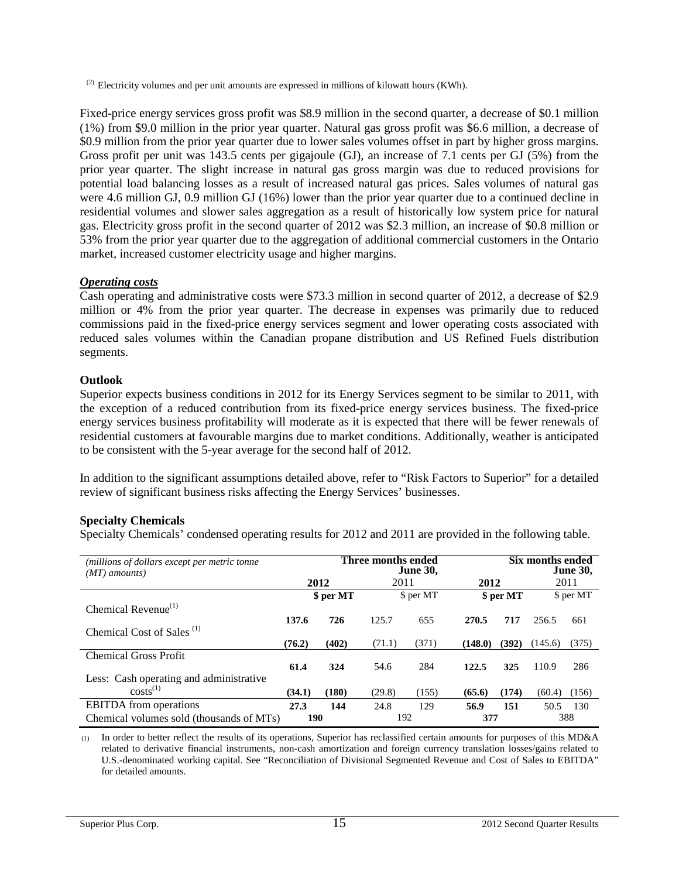(2) Electricity volumes and per unit amounts are expressed in millions of kilowatt hours (KWh).

Fixed-price energy services gross profit was $8.9 million in the second quarter, a decrease of $0.1 million (1%) from $9.0 million in the prior year quarter. Natural gas gross profit was $6.6 million, a decrease of $0.9 million from the prior year quarter due to lower sales volumes offset in part by higher gross margins. Gross profit per unit was 143.5 cents per gigajoule (GJ), an increase of 7.1 cents per GJ (5%) from the prior year quarter. The slight increase in natural gas gross margin was due to reduced provisions for potential load balancing losses as a result of increased natural gas prices. Sales volumes of natural gas were 4.6 million GJ, 0.9 million GJ (16%) lower than the prior year quarter due to a continued decline in residential volumes and slower sales aggregation as a result of historically low system price for natural gas. Electricity gross profit in the second quarter of 2012 was $2.3 million, an increase of $0.8 million or 53% from the prior year quarter due to the aggregation of additional commercial customers in the Ontario market, increased customer electricity usage and higher margins.

***Operating costs***

Cash operating and administrative costs were $73.3 million in second quarter of 2012, a decrease of $2.9 million or 4% from the prior year quarter. The decrease in expenses was primarily due to reduced commissions paid in the fixed-price energy services segment and lower operating costs associated with reduced sales volumes within the Canadian propane distribution and US Refined Fuels distribution segments.

**Outlook**

Superior expects business conditions in 2012 for its Energy Services segment to be similar to 2011, with the exception of a reduced contribution from its fixed-price energy services business. The fixed-price energy services business profitability will moderate as it is expected that there will be fewer renewals of residential customers at favourable margins due to market conditions. Additionally, weather is anticipated to be consistent with the 5-year average for the second half of 2012.

In addition to the significant assumptions detailed above, refer to "Risk Factors to Superior" for a detailed review of significant business risks affecting the Energy Services' businesses.

**Specialty Chemicals**

Specialty Chemicals' condensed operating results for 2012 and 2011 are provided in the following table.

| *(millions of dollars except per metric tonne (MT) amounts)* | **Three months ended June 30,** | | | | **Six months ended June 30,** | | | |
|---|---|---|---|---|---|---|---|---|
| | **2012** | | 2011 | | **2012** | | 2011 | |
| | | **$ per MT** | | $ per MT | | **$ per MT** | | $ per MT |
| Chemical Revenue[(1)] | **137.6** | **726** | 125.7 | 655 | **270.5** | **717** | 256.5 | 661 |
| Chemical Cost of Sales [(1)] | **(76.2)** | **(402)** | (71.1) | (371) | **(148.0)** | **(392)** | (145.6) | (375) |
| Chemical Gross Profit | **61.4** | **324** | 54.6 | 284 | **122.5** | **325** | 110.9 | 286 |
| Less: Cash operating and administrative costs[(1)] | **(34.1)** | **(180)** | (29.8) | (155) | **(65.6)** | **(174)** | (60.4) | (156) |
| EBITDA from operations | **27.3** | **144** | 24.8 | 129 | **56.9** | **151** | 50.5 | 130 |
| Chemical volumes sold (thousands of MTs) | **190** | | 192 | | **377** | | 388 | |

(1) In order to better reflect the results of its operations, Superior has reclassified certain amounts for purposes of this MD&A related to derivative financial instruments, non-cash amortization and foreign currency translation losses/gains related to U.S.-denominated working capital. See "Reconciliation of Divisional Segmented Revenue and Cost of Sales to EBITDA" for detailed amounts.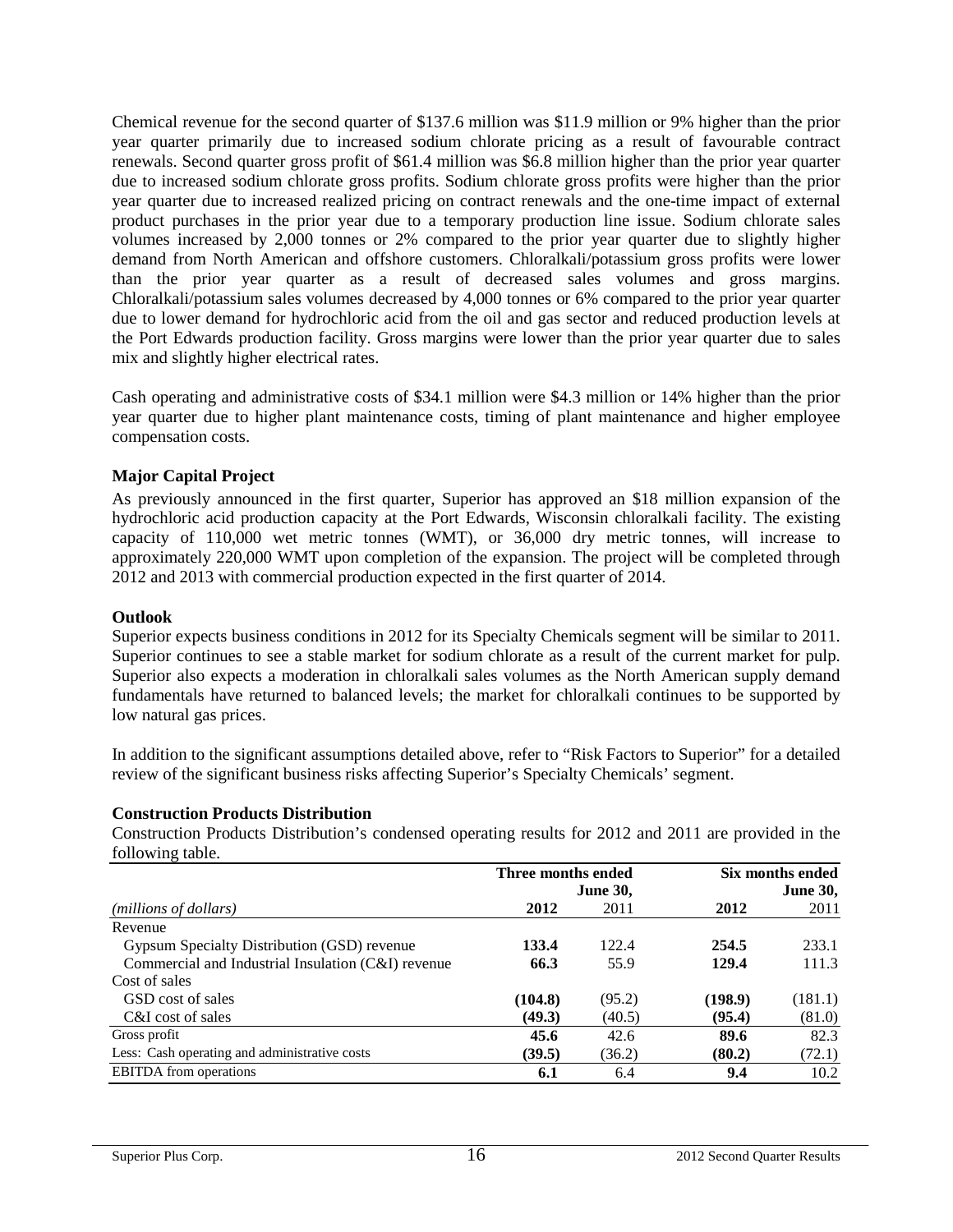Chemical revenue for the second quarter of $137.6 million was $11.9 million or 9% higher than the prior year quarter primarily due to increased sodium chlorate pricing as a result of favourable contract renewals. Second quarter gross profit of $61.4 million was $6.8 million higher than the prior year quarter due to increased sodium chlorate gross profits. Sodium chlorate gross profits were higher than the prior year quarter due to increased realized pricing on contract renewals and the one-time impact of external product purchases in the prior year due to a temporary production line issue. Sodium chlorate sales volumes increased by 2,000 tonnes or 2% compared to the prior year quarter due to slightly higher demand from North American and offshore customers. Chloralkali/potassium gross profits were lower than the prior year quarter as a result of decreased sales volumes and gross margins. Chloralkali/potassium sales volumes decreased by 4,000 tonnes or 6% compared to the prior year quarter due to lower demand for hydrochloric acid from the oil and gas sector and reduced production levels at the Port Edwards production facility. Gross margins were lower than the prior year quarter due to sales mix and slightly higher electrical rates.

Cash operating and administrative costs of $34.1 million were $4.3 million or 14% higher than the prior year quarter due to higher plant maintenance costs, timing of plant maintenance and higher employee compensation costs.

**Major Capital Project**

As previously announced in the first quarter, Superior has approved an $18 million expansion of the hydrochloric acid production capacity at the Port Edwards, Wisconsin chloralkali facility. The existing capacity of 110,000 wet metric tonnes (WMT), or 36,000 dry metric tonnes, will increase to approximately 220,000 WMT upon completion of the expansion. The project will be completed through 2012 and 2013 with commercial production expected in the first quarter of 2014.

**Outlook**

Superior expects business conditions in 2012 for its Specialty Chemicals segment will be similar to 2011. Superior continues to see a stable market for sodium chlorate as a result of the current market for pulp. Superior also expects a moderation in chloralkali sales volumes as the North American supply demand fundamentals have returned to balanced levels; the market for chloralkali continues to be supported by low natural gas prices.

In addition to the significant assumptions detailed above, refer to "Risk Factors to Superior" for a detailed review of the significant business risks affecting Superior's Specialty Chemicals' segment.

**Construction Products Distribution**

Construction Products Distribution's condensed operating results for 2012 and 2011 are provided in the following table.

| | Three months ended June 30, | | Six months ended June 30, | |
|---|---|---|---|---|
| *(millions of dollars)* | **2012** | 2011 | **2012** | 2011 |
| Revenue | | | | |
| Gypsum Specialty Distribution (GSD) revenue | **133.4** | 122.4 | **254.5** | 233.1 |
| Commercial and Industrial Insulation (C&I) revenue | **66.3** | 55.9 | **129.4** | 111.3 |
| Cost of sales | | | | |
| GSD cost of sales | **(104.8)** | (95.2) | **(198.9)** | (181.1) |
| C&I cost of sales | **(49.3)** | (40.5) | **(95.4)** | (81.0) |
| Gross profit | **45.6** | 42.6 | **89.6** | 82.3 |
| Less: Cash operating and administrative costs | **(39.5)** | (36.2) | **(80.2)** | (72.1) |
| EBITDA from operations | **6.1** | 6.4 | **9.4** | 10.2 |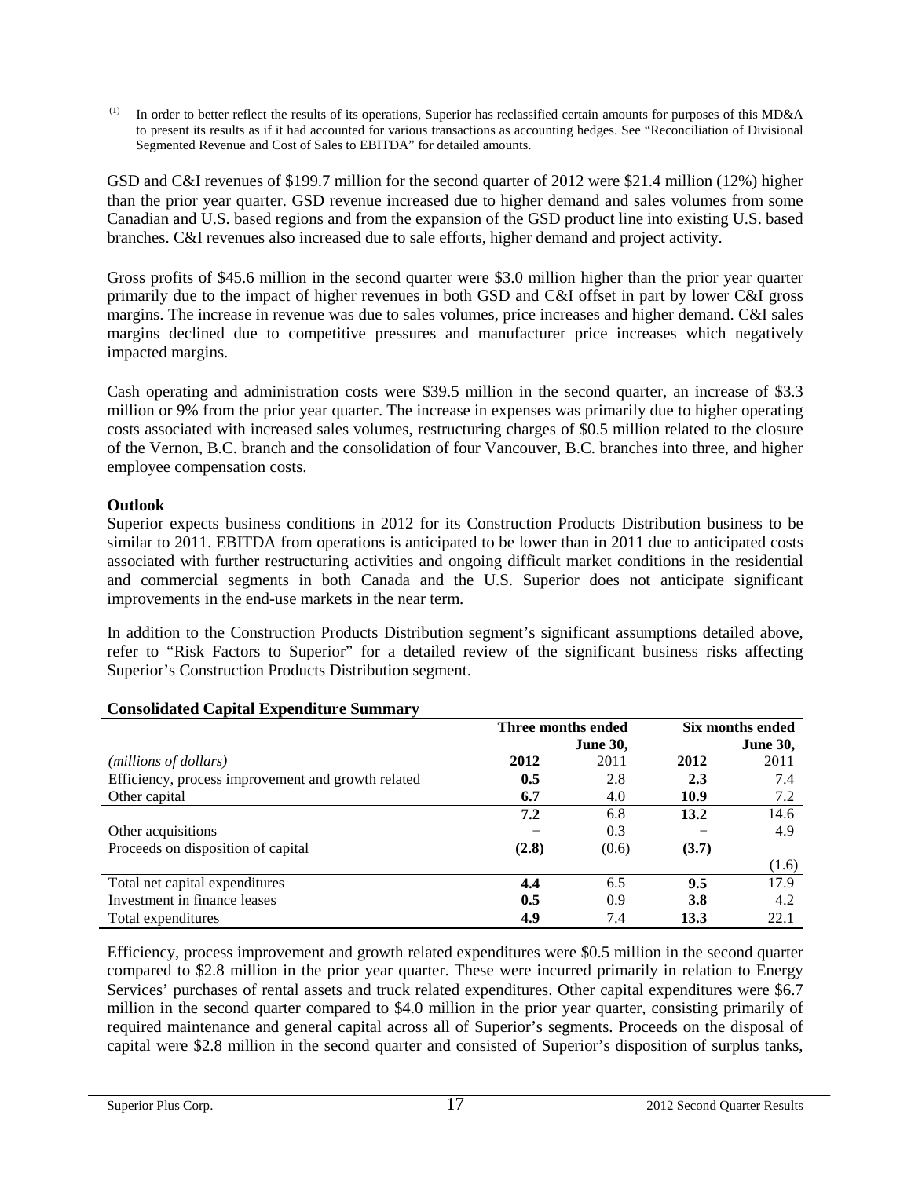(1) In order to better reflect the results of its operations, Superior has reclassified certain amounts for purposes of this MD&A to present its results as if it had accounted for various transactions as accounting hedges. See "Reconciliation of Divisional Segmented Revenue and Cost of Sales to EBITDA" for detailed amounts.

GSD and C&I revenues of $199.7 million for the second quarter of 2012 were $21.4 million (12%) higher than the prior year quarter. GSD revenue increased due to higher demand and sales volumes from some Canadian and U.S. based regions and from the expansion of the GSD product line into existing U.S. based branches. C&I revenues also increased due to sale efforts, higher demand and project activity.

Gross profits of $45.6 million in the second quarter were $3.0 million higher than the prior year quarter primarily due to the impact of higher revenues in both GSD and C&I offset in part by lower C&I gross margins. The increase in revenue was due to sales volumes, price increases and higher demand. C&I sales margins declined due to competitive pressures and manufacturer price increases which negatively impacted margins.

Cash operating and administration costs were $39.5 million in the second quarter, an increase of $3.3 million or 9% from the prior year quarter. The increase in expenses was primarily due to higher operating costs associated with increased sales volumes, restructuring charges of $0.5 million related to the closure of the Vernon, B.C. branch and the consolidation of four Vancouver, B.C. branches into three, and higher employee compensation costs.

**Outlook**

Superior expects business conditions in 2012 for its Construction Products Distribution business to be similar to 2011. EBITDA from operations is anticipated to be lower than in 2011 due to anticipated costs associated with further restructuring activities and ongoing difficult market conditions in the residential and commercial segments in both Canada and the U.S. Superior does not anticipate significant improvements in the end-use markets in the near term.

In addition to the Construction Products Distribution segment's significant assumptions detailed above, refer to "Risk Factors to Superior" for a detailed review of the significant business risks affecting Superior's Construction Products Distribution segment.

**Consolidated Capital Expenditure Summary**

| | Three months ended June 30, | | Six months ended June 30, | |
|---|---|---|---|---|
| *(millions of dollars)* | **2012** | 2011 | **2012** | 2011 |
| Efficiency, process improvement and growth related | **0.5** | 2.8 | **2.3** | 7.4 |
| Other capital | **6.7** | 4.0 | **10.9** | 7.2 |
| | **7.2** | 6.8 | **13.2** | 14.6 |
| Other acquisitions | – | 0.3 | – | 4.9 |
| Proceeds on disposition of capital | **(2.8)** | (0.6) | **(3.7)** | (1.6) |
| Total net capital expenditures | **4.4** | 6.5 | **9.5** | 17.9 |
| Investment in finance leases | **0.5** | 0.9 | **3.8** | 4.2 |
| Total expenditures | **4.9** | 7.4 | **13.3** | 22.1 |

Efficiency, process improvement and growth related expenditures were $0.5 million in the second quarter compared to $2.8 million in the prior year quarter. These were incurred primarily in relation to Energy Services' purchases of rental assets and truck related expenditures. Other capital expenditures were $6.7 million in the second quarter compared to $4.0 million in the prior year quarter, consisting primarily of required maintenance and general capital across all of Superior's segments. Proceeds on the disposal of capital were $2.8 million in the second quarter and consisted of Superior's disposition of surplus tanks,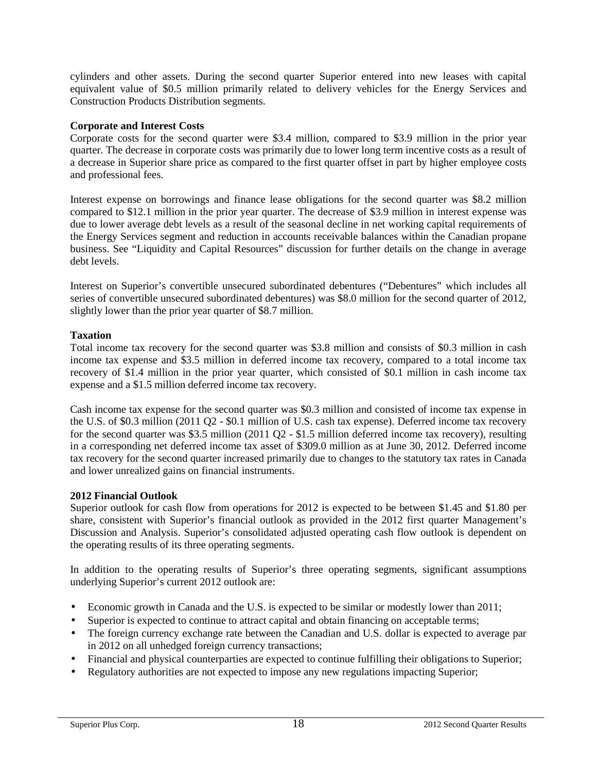cylinders and other assets. During the second quarter Superior entered into new leases with capital equivalent value of $0.5 million primarily related to delivery vehicles for the Energy Services and Construction Products Distribution segments.

**Corporate and Interest Costs**

Corporate costs for the second quarter were $3.4 million, compared to $3.9 million in the prior year quarter. The decrease in corporate costs was primarily due to lower long term incentive costs as a result of a decrease in Superior share price as compared to the first quarter offset in part by higher employee costs and professional fees.

Interest expense on borrowings and finance lease obligations for the second quarter was $8.2 million compared to $12.1 million in the prior year quarter. The decrease of $3.9 million in interest expense was due to lower average debt levels as a result of the seasonal decline in net working capital requirements of the Energy Services segment and reduction in accounts receivable balances within the Canadian propane business. See "Liquidity and Capital Resources" discussion for further details on the change in average debt levels.

Interest on Superior's convertible unsecured subordinated debentures ("Debentures" which includes all series of convertible unsecured subordinated debentures) was $8.0 million for the second quarter of 2012, slightly lower than the prior year quarter of $8.7 million.

**Taxation**

Total income tax recovery for the second quarter was $3.8 million and consists of $0.3 million in cash income tax expense and $3.5 million in deferred income tax recovery, compared to a total income tax recovery of $1.4 million in the prior year quarter, which consisted of $0.1 million in cash income tax expense and a $1.5 million deferred income tax recovery.

Cash income tax expense for the second quarter was $0.3 million and consisted of income tax expense in the U.S. of $0.3 million (2011 Q2 - $0.1 million of U.S. cash tax expense). Deferred income tax recovery for the second quarter was $3.5 million (2011 Q2 - $1.5 million deferred income tax recovery), resulting in a corresponding net deferred income tax asset of $309.0 million as at June 30, 2012. Deferred income tax recovery for the second quarter increased primarily due to changes to the statutory tax rates in Canada and lower unrealized gains on financial instruments.

**2012 Financial Outlook**

Superior outlook for cash flow from operations for 2012 is expected to be between $1.45 and $1.80 per share, consistent with Superior's financial outlook as provided in the 2012 first quarter Management's Discussion and Analysis. Superior's consolidated adjusted operating cash flow outlook is dependent on the operating results of its three operating segments.

In addition to the operating results of Superior's three operating segments, significant assumptions underlying Superior's current 2012 outlook are:

- Economic growth in Canada and the U.S. is expected to be similar or modestly lower than 2011;
- Superior is expected to continue to attract capital and obtain financing on acceptable terms;
- The foreign currency exchange rate between the Canadian and U.S. dollar is expected to average par in 2012 on all unhedged foreign currency transactions;
- Financial and physical counterparties are expected to continue fulfilling their obligations to Superior;
- Regulatory authorities are not expected to impose any new regulations impacting Superior;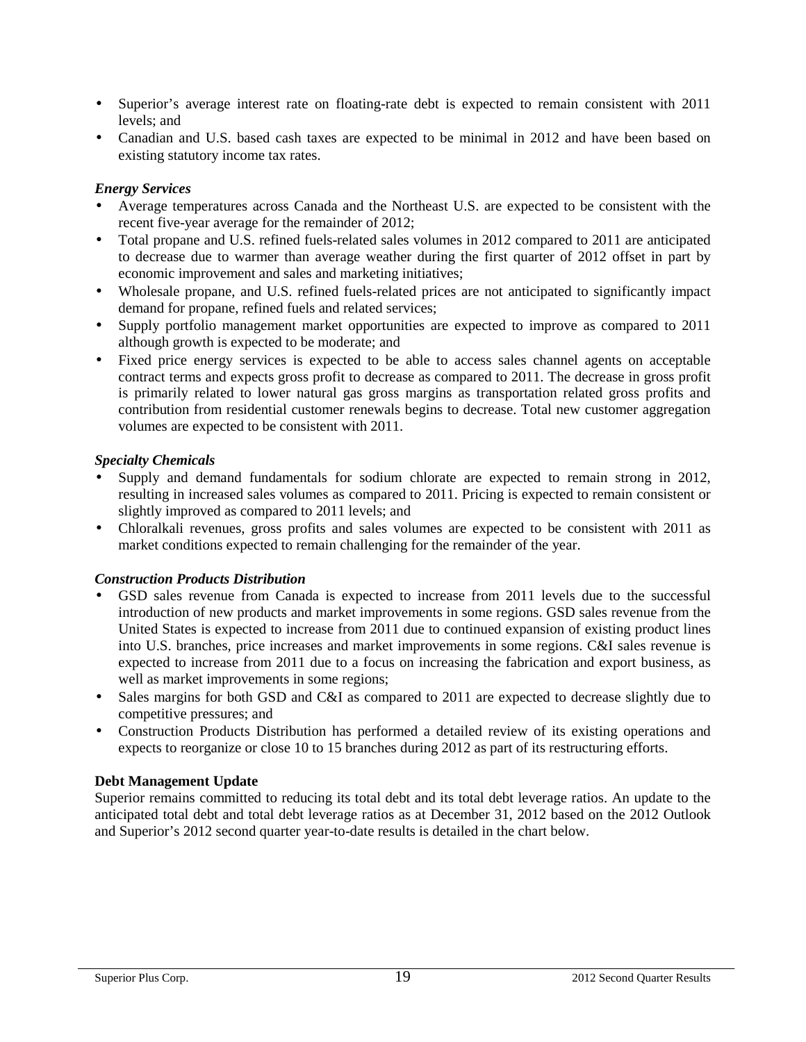- Superior's average interest rate on floating-rate debt is expected to remain consistent with 2011 levels; and
- Canadian and U.S. based cash taxes are expected to be minimal in 2012 and have been based on existing statutory income tax rates.

***Energy Services***

- Average temperatures across Canada and the Northeast U.S. are expected to be consistent with the recent five-year average for the remainder of 2012;
- Total propane and U.S. refined fuels-related sales volumes in 2012 compared to 2011 are anticipated to decrease due to warmer than average weather during the first quarter of 2012 offset in part by economic improvement and sales and marketing initiatives;
- Wholesale propane, and U.S. refined fuels-related prices are not anticipated to significantly impact demand for propane, refined fuels and related services;
- Supply portfolio management market opportunities are expected to improve as compared to 2011 although growth is expected to be moderate; and
- Fixed price energy services is expected to be able to access sales channel agents on acceptable contract terms and expects gross profit to decrease as compared to 2011. The decrease in gross profit is primarily related to lower natural gas gross margins as transportation related gross profits and contribution from residential customer renewals begins to decrease. Total new customer aggregation volumes are expected to be consistent with 2011.

***Specialty Chemicals***

- Supply and demand fundamentals for sodium chlorate are expected to remain strong in 2012, resulting in increased sales volumes as compared to 2011. Pricing is expected to remain consistent or slightly improved as compared to 2011 levels; and
- Chloralkali revenues, gross profits and sales volumes are expected to be consistent with 2011 as market conditions expected to remain challenging for the remainder of the year.

***Construction Products Distribution***

- GSD sales revenue from Canada is expected to increase from 2011 levels due to the successful introduction of new products and market improvements in some regions. GSD sales revenue from the United States is expected to increase from 2011 due to continued expansion of existing product lines into U.S. branches, price increases and market improvements in some regions. C&I sales revenue is expected to increase from 2011 due to a focus on increasing the fabrication and export business, as well as market improvements in some regions;
- Sales margins for both GSD and C&I as compared to 2011 are expected to decrease slightly due to competitive pressures; and
- Construction Products Distribution has performed a detailed review of its existing operations and expects to reorganize or close 10 to 15 branches during 2012 as part of its restructuring efforts.

**Debt Management Update**

Superior remains committed to reducing its total debt and its total debt leverage ratios. An update to the anticipated total debt and total debt leverage ratios as at December 31, 2012 based on the 2012 Outlook and Superior's 2012 second quarter year-to-date results is detailed in the chart below.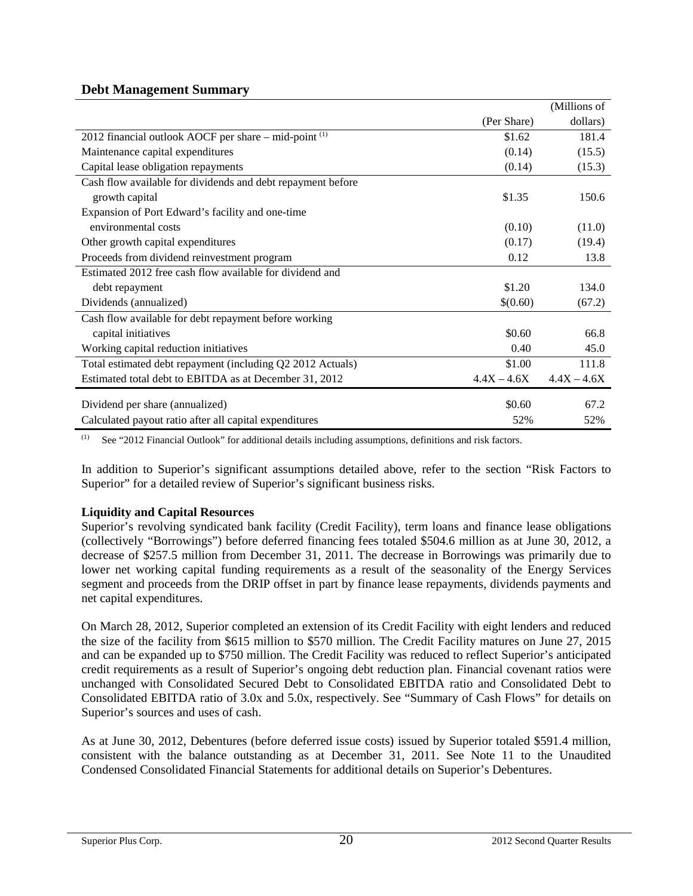## Debt Management Summary

| | (Per Share) | (Millions of dollars) |
|---|---|---|
| 2012 financial outlook AOCF per share – mid-point [(1)] | \$1.62 | 181.4 |
| Maintenance capital expenditures | (0.14) | (15.5) |
| Capital lease obligation repayments | (0.14) | (15.3) |
| Cash flow available for dividends and debt repayment before growth capital | \$1.35 | 150.6 |
| Expansion of Port Edward's facility and one-time environmental costs | (0.10) | (11.0) |
| Other growth capital expenditures | (0.17) | (19.4) |
| Proceeds from dividend reinvestment program | 0.12 | 13.8 |
| Estimated 2012 free cash flow available for dividend and debt repayment | \$1.20 | 134.0 |
| Dividends (annualized) | \$(0.60) | (67.2) |
| Cash flow available for debt repayment before working capital initiatives | \$0.60 | 66.8 |
| Working capital reduction initiatives | 0.40 | 45.0 |
| Total estimated debt repayment (including Q2 2012 Actuals) | \$1.00 | 111.8 |
| Estimated total debt to EBITDA as at December 31, 2012 | 4.4X – 4.6X | 4.4X – 4.6X |
| Dividend per share (annualized) | \$0.60 | 67.2 |
| Calculated payout ratio after all capital expenditures | 52% | 52% |

(1) See "2012 Financial Outlook" for additional details including assumptions, definitions and risk factors.

In addition to Superior's significant assumptions detailed above, refer to the section "Risk Factors to Superior" for a detailed review of Superior's significant business risks.

### Liquidity and Capital Resources

Superior's revolving syndicated bank facility (Credit Facility), term loans and finance lease obligations (collectively "Borrowings") before deferred financing fees totaled \$504.6 million as at June 30, 2012, a decrease of \$257.5 million from December 31, 2011. The decrease in Borrowings was primarily due to lower net working capital funding requirements as a result of the seasonality of the Energy Services segment and proceeds from the DRIP offset in part by finance lease repayments, dividends payments and net capital expenditures.

On March 28, 2012, Superior completed an extension of its Credit Facility with eight lenders and reduced the size of the facility from \$615 million to \$570 million. The Credit Facility matures on June 27, 2015 and can be expanded up to \$750 million. The Credit Facility was reduced to reflect Superior's anticipated credit requirements as a result of Superior's ongoing debt reduction plan. Financial covenant ratios were unchanged with Consolidated Secured Debt to Consolidated EBITDA ratio and Consolidated Debt to Consolidated EBITDA ratio of 3.0x and 5.0x, respectively. See "Summary of Cash Flows" for details on Superior's sources and uses of cash.

As at June 30, 2012, Debentures (before deferred issue costs) issued by Superior totaled \$591.4 million, consistent with the balance outstanding as at December 31, 2011. See Note 11 to the Unaudited Condensed Consolidated Financial Statements for additional details on Superior's Debentures.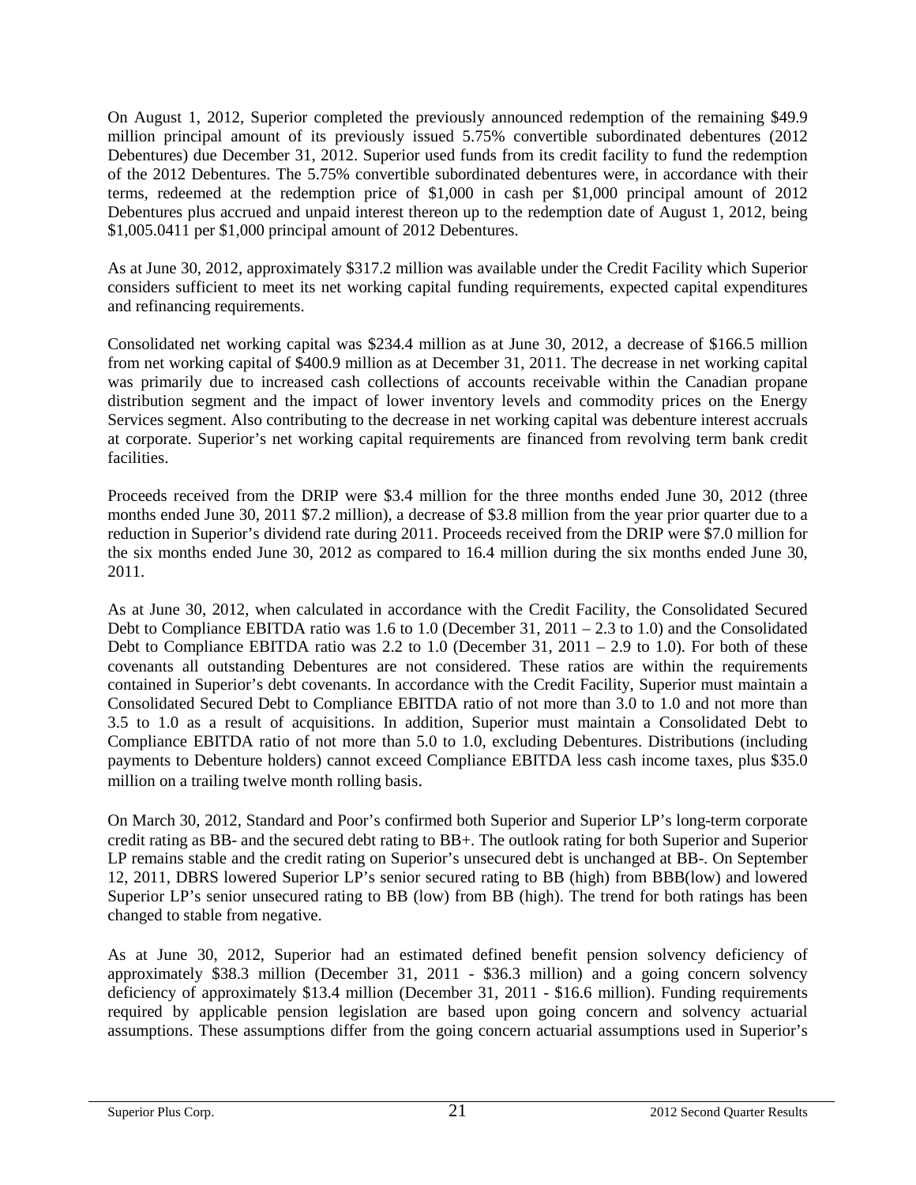On August 1, 2012, Superior completed the previously announced redemption of the remaining $49.9 million principal amount of its previously issued 5.75% convertible subordinated debentures (2012 Debentures) due December 31, 2012. Superior used funds from its credit facility to fund the redemption of the 2012 Debentures. The 5.75% convertible subordinated debentures were, in accordance with their terms, redeemed at the redemption price of $1,000 in cash per $1,000 principal amount of 2012 Debentures plus accrued and unpaid interest thereon up to the redemption date of August 1, 2012, being $1,005.0411 per $1,000 principal amount of 2012 Debentures.

As at June 30, 2012, approximately $317.2 million was available under the Credit Facility which Superior considers sufficient to meet its net working capital funding requirements, expected capital expenditures and refinancing requirements.

Consolidated net working capital was $234.4 million as at June 30, 2012, a decrease of $166.5 million from net working capital of $400.9 million as at December 31, 2011. The decrease in net working capital was primarily due to increased cash collections of accounts receivable within the Canadian propane distribution segment and the impact of lower inventory levels and commodity prices on the Energy Services segment. Also contributing to the decrease in net working capital was debenture interest accruals at corporate. Superior's net working capital requirements are financed from revolving term bank credit facilities.

Proceeds received from the DRIP were $3.4 million for the three months ended June 30, 2012 (three months ended June 30, 2011 $7.2 million), a decrease of $3.8 million from the year prior quarter due to a reduction in Superior's dividend rate during 2011. Proceeds received from the DRIP were $7.0 million for the six months ended June 30, 2012 as compared to 16.4 million during the six months ended June 30, 2011.

As at June 30, 2012, when calculated in accordance with the Credit Facility, the Consolidated Secured Debt to Compliance EBITDA ratio was 1.6 to 1.0 (December 31, 2011 – 2.3 to 1.0) and the Consolidated Debt to Compliance EBITDA ratio was 2.2 to 1.0 (December 31, 2011 – 2.9 to 1.0). For both of these covenants all outstanding Debentures are not considered. These ratios are within the requirements contained in Superior's debt covenants. In accordance with the Credit Facility, Superior must maintain a Consolidated Secured Debt to Compliance EBITDA ratio of not more than 3.0 to 1.0 and not more than 3.5 to 1.0 as a result of acquisitions. In addition, Superior must maintain a Consolidated Debt to Compliance EBITDA ratio of not more than 5.0 to 1.0, excluding Debentures. Distributions (including payments to Debenture holders) cannot exceed Compliance EBITDA less cash income taxes, plus $35.0 million on a trailing twelve month rolling basis.

On March 30, 2012, Standard and Poor's confirmed both Superior and Superior LP's long-term corporate credit rating as BB- and the secured debt rating to BB+. The outlook rating for both Superior and Superior LP remains stable and the credit rating on Superior's unsecured debt is unchanged at BB-. On September 12, 2011, DBRS lowered Superior LP's senior secured rating to BB (high) from BBB(low) and lowered Superior LP's senior unsecured rating to BB (low) from BB (high). The trend for both ratings has been changed to stable from negative.

As at June 30, 2012, Superior had an estimated defined benefit pension solvency deficiency of approximately $38.3 million (December 31, 2011 - $36.3 million) and a going concern solvency deficiency of approximately $13.4 million (December 31, 2011 - $16.6 million). Funding requirements required by applicable pension legislation are based upon going concern and solvency actuarial assumptions. These assumptions differ from the going concern actuarial assumptions used in Superior's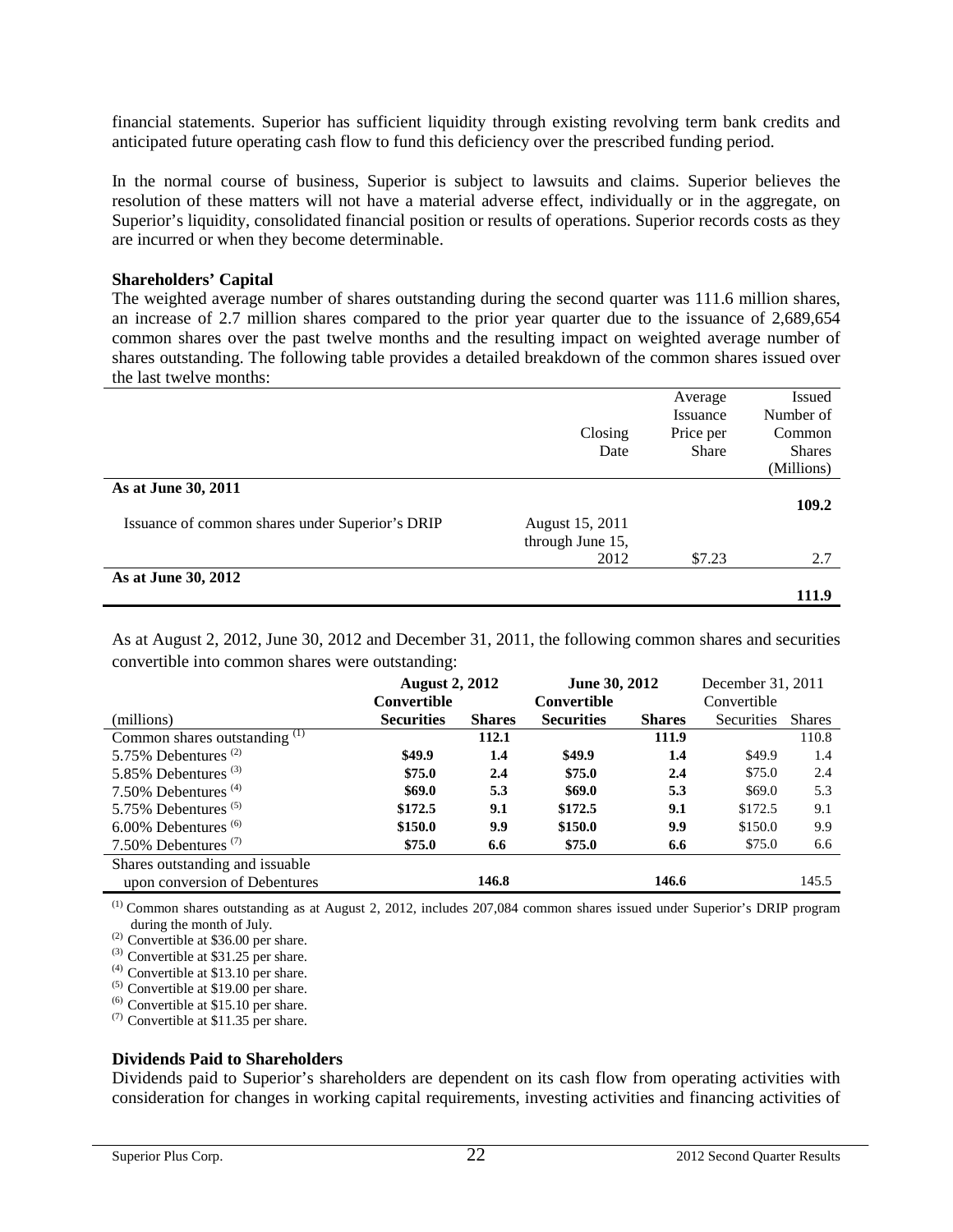financial statements. Superior has sufficient liquidity through existing revolving term bank credits and anticipated future operating cash flow to fund this deficiency over the prescribed funding period.

In the normal course of business, Superior is subject to lawsuits and claims. Superior believes the resolution of these matters will not have a material adverse effect, individually or in the aggregate, on Superior's liquidity, consolidated financial position or results of operations. Superior records costs as they are incurred or when they become determinable.

**Shareholders' Capital**

The weighted average number of shares outstanding during the second quarter was 111.6 million shares, an increase of 2.7 million shares compared to the prior year quarter due to the issuance of 2,689,654 common shares over the past twelve months and the resulting impact on weighted average number of shares outstanding. The following table provides a detailed breakdown of the common shares issued over the last twelve months:

| | Closing Date | Average Issuance Price per Share | Issued Number of Common Shares (Millions) |
|---|---|---|---|
| **As at June 30, 2011** | | | **109.2** |
| Issuance of common shares under Superior's DRIP | August 15, 2011 through June 15, 2012 | $7.23 | 2.7 |
| **As at June 30, 2012** | | | **111.9** |

As at August 2, 2012, June 30, 2012 and December 31, 2011, the following common shares and securities convertible into common shares were outstanding:

| | **August 2, 2012** | | **June 30, 2012** | | December 31, 2011 | |
|---|---|---|---|---|---|---|
| (millions) | **Convertible Securities** | **Shares** | **Convertible Securities** | **Shares** | Convertible Securities | Shares |
| Common shares outstanding [(1)] | | **112.1** | | **111.9** | | 110.8 |
| 5.75% Debentures [(2)] | **$49.9** | **1.4** | **$49.9** | **1.4** | $49.9 | 1.4 |
| 5.85% Debentures [(3)] | **$75.0** | **2.4** | **$75.0** | **2.4** | $75.0 | 2.4 |
| 7.50% Debentures [(4)] | **$69.0** | **5.3** | **$69.0** | **5.3** | $69.0 | 5.3 |
| 5.75% Debentures [(5)] | **$172.5** | **9.1** | **$172.5** | **9.1** | $172.5 | 9.1 |
| 6.00% Debentures [(6)] | **$150.0** | **9.9** | **$150.0** | **9.9** | $150.0 | 9.9 |
| 7.50% Debentures [(7)] | **$75.0** | **6.6** | **$75.0** | **6.6** | $75.0 | 6.6 |
| Shares outstanding and issuable upon conversion of Debentures | | **146.8** | | **146.6** | | 145.5 |

(1) Common shares outstanding as at August 2, 2012, includes 207,084 common shares issued under Superior's DRIP program during the month of July.
(2) Convertible at $36.00 per share.
(3) Convertible at $31.25 per share.
(4) Convertible at $13.10 per share.
(5) Convertible at $19.00 per share.
(6) Convertible at $15.10 per share.
(7) Convertible at $11.35 per share.

**Dividends Paid to Shareholders**

Dividends paid to Superior's shareholders are dependent on its cash flow from operating activities with consideration for changes in working capital requirements, investing activities and financing activities of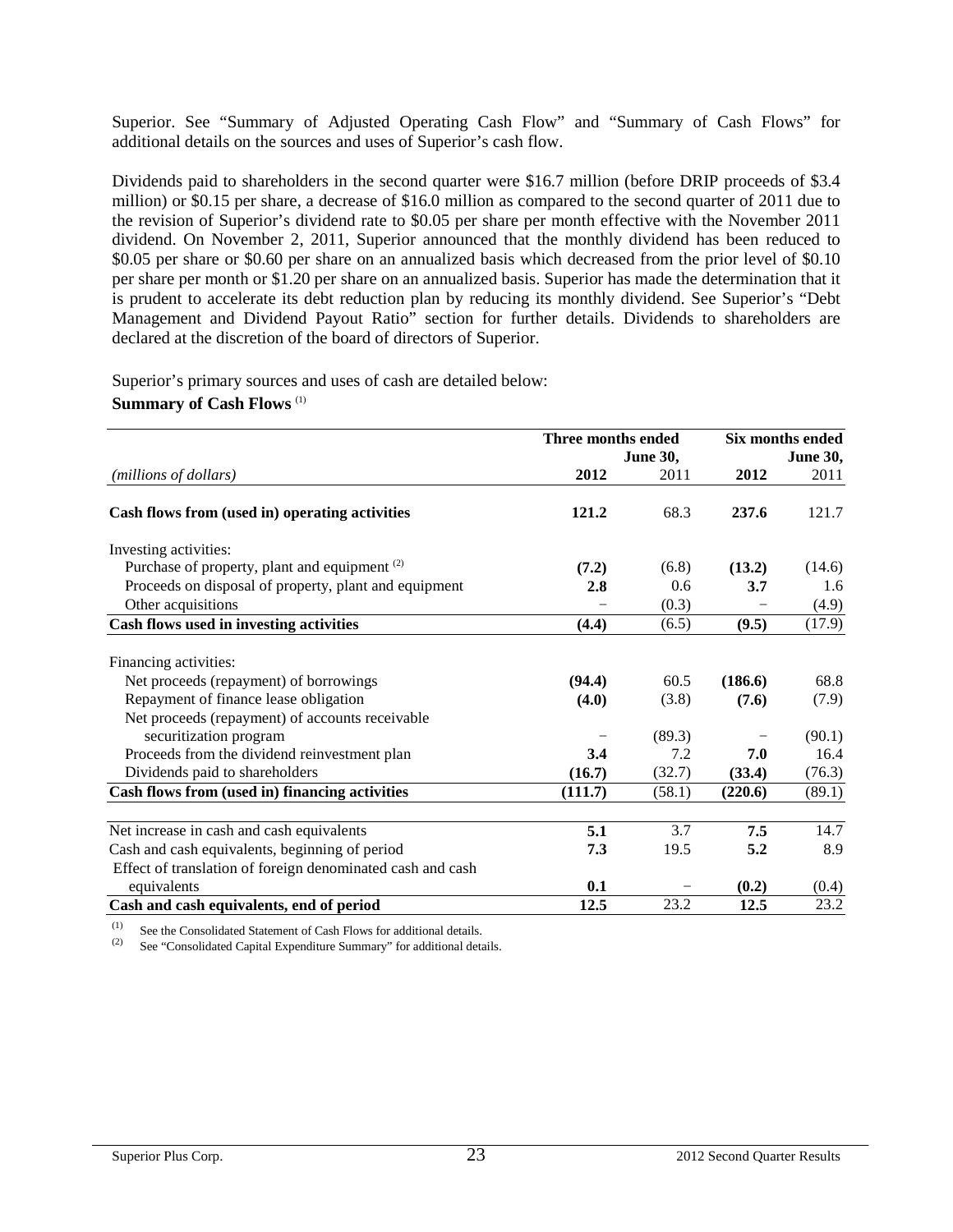Superior. See "Summary of Adjusted Operating Cash Flow" and "Summary of Cash Flows" for additional details on the sources and uses of Superior's cash flow.

Dividends paid to shareholders in the second quarter were $16.7 million (before DRIP proceeds of $3.4 million) or $0.15 per share, a decrease of $16.0 million as compared to the second quarter of 2011 due to the revision of Superior's dividend rate to $0.05 per share per month effective with the November 2011 dividend. On November 2, 2011, Superior announced that the monthly dividend has been reduced to $0.05 per share or $0.60 per share on an annualized basis which decreased from the prior level of $0.10 per share per month or $1.20 per share on an annualized basis. Superior has made the determination that it is prudent to accelerate its debt reduction plan by reducing its monthly dividend. See Superior's "Debt Management and Dividend Payout Ratio" section for further details. Dividends to shareholders are declared at the discretion of the board of directors of Superior.

Superior's primary sources and uses of cash are detailed below:

**Summary of Cash Flows** [(1)]

| | Three months ended June 30, | | Six months ended June 30, | |
|---|---|---|---|---|
| *(millions of dollars)* | **2012** | 2011 | **2012** | 2011 |
| **Cash flows from (used in) operating activities** | **121.2** | 68.3 | **237.6** | 121.7 |
| Investing activities: | | | | |
| Purchase of property, plant and equipment [(2)] | **(7.2)** | (6.8) | **(13.2)** | (14.6) |
| Proceeds on disposal of property, plant and equipment | **2.8** | 0.6 | **3.7** | 1.6 |
| Other acquisitions | − | (0.3) | − | (4.9) |
| **Cash flows used in investing activities** | **(4.4)** | (6.5) | **(9.5)** | (17.9) |
| Financing activities: | | | | |
| Net proceeds (repayment) of borrowings | **(94.4)** | 60.5 | **(186.6)** | 68.8 |
| Repayment of finance lease obligation | **(4.0)** | (3.8) | **(7.6)** | (7.9) |
| Net proceeds (repayment) of accounts receivable securitization program | − | (89.3) | − | (90.1) |
| Proceeds from the dividend reinvestment plan | **3.4** | 7.2 | **7.0** | 16.4 |
| Dividends paid to shareholders | **(16.7)** | (32.7) | **(33.4)** | (76.3) |
| **Cash flows from (used in) financing activities** | **(111.7)** | (58.1) | **(220.6)** | (89.1) |
| Net increase in cash and cash equivalents | **5.1** | 3.7 | **7.5** | 14.7 |
| Cash and cash equivalents, beginning of period | **7.3** | 19.5 | **5.2** | 8.9 |
| Effect of translation of foreign denominated cash and cash equivalents | **0.1** | − | **(0.2)** | (0.4) |
| **Cash and cash equivalents, end of period** | **12.5** | 23.2 | **12.5** | 23.2 |

(1) See the Consolidated Statement of Cash Flows for additional details.
(2) See "Consolidated Capital Expenditure Summary" for additional details.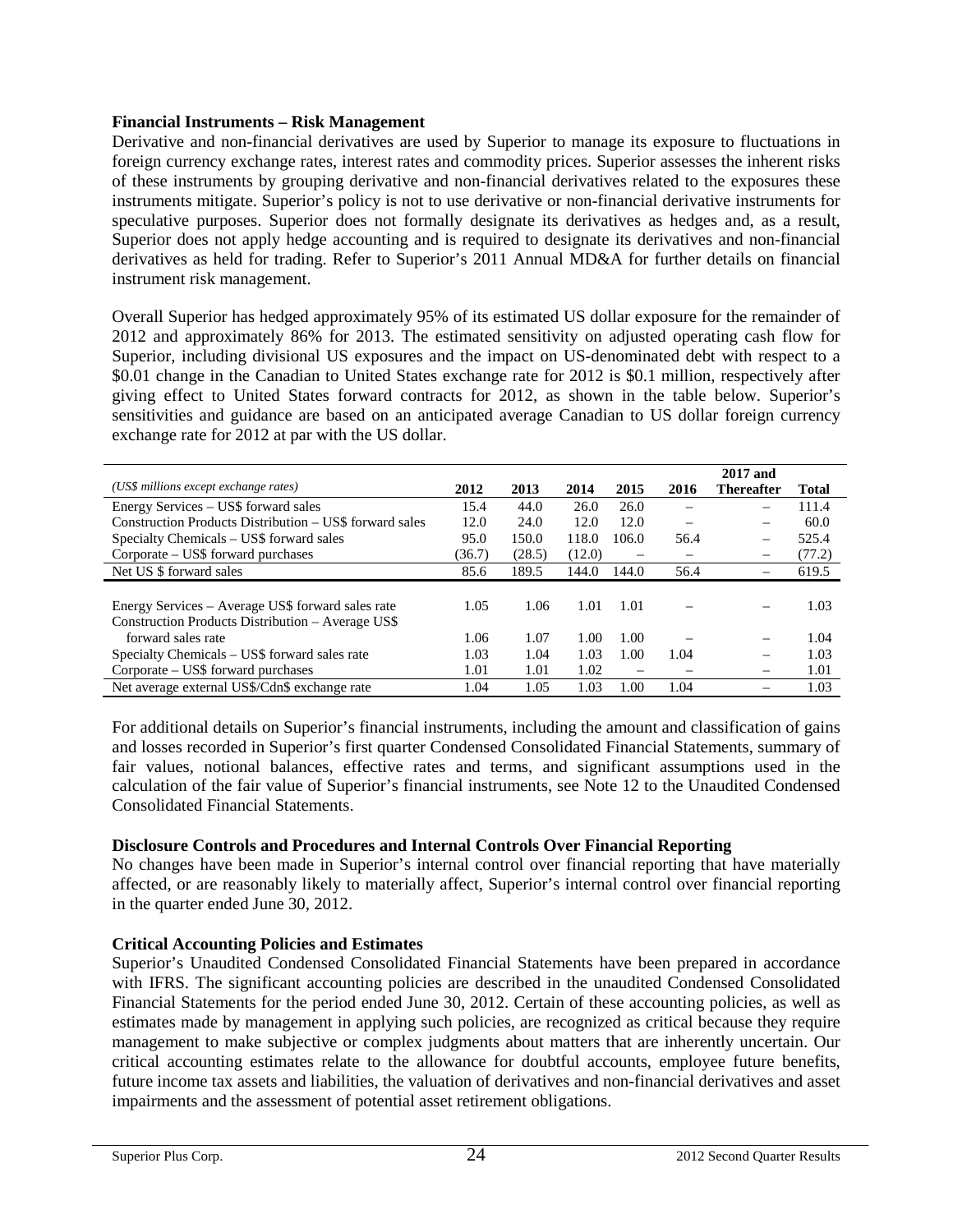### Financial Instruments – Risk Management

Derivative and non-financial derivatives are used by Superior to manage its exposure to fluctuations in foreign currency exchange rates, interest rates and commodity prices. Superior assesses the inherent risks of these instruments by grouping derivative and non-financial derivatives related to the exposures these instruments mitigate. Superior's policy is not to use derivative or non-financial derivative instruments for speculative purposes. Superior does not formally designate its derivatives as hedges and, as a result, Superior does not apply hedge accounting and is required to designate its derivatives and non-financial derivatives as held for trading. Refer to Superior's 2011 Annual MD&A for further details on financial instrument risk management.

Overall Superior has hedged approximately 95% of its estimated US dollar exposure for the remainder of 2012 and approximately 86% for 2013. The estimated sensitivity on adjusted operating cash flow for Superior, including divisional US exposures and the impact on US-denominated debt with respect to a $0.01 change in the Canadian to United States exchange rate for 2012 is $0.1 million, respectively after giving effect to United States forward contracts for 2012, as shown in the table below. Superior's sensitivities and guidance are based on an anticipated average Canadian to US dollar foreign currency exchange rate for 2012 at par with the US dollar.

| *(US$ millions except exchange rates)* | 2012 | 2013 | 2014 | 2015 | 2016 | 2017 and Thereafter | Total |
|---|---|---|---|---|---|---|---|
| Energy Services – US$ forward sales | 15.4 | 44.0 | 26.0 | 26.0 | – | – | 111.4 |
| Construction Products Distribution – US$ forward sales | 12.0 | 24.0 | 12.0 | 12.0 | – | – | 60.0 |
| Specialty Chemicals – US$ forward sales | 95.0 | 150.0 | 118.0 | 106.0 | 56.4 | – | 525.4 |
| Corporate – US$ forward purchases | (36.7) | (28.5) | (12.0) | – | – | – | (77.2) |
| Net US $ forward sales | 85.6 | 189.5 | 144.0 | 144.0 | 56.4 | – | 619.5 |
| | | | | | | | |
| Energy Services – Average US$ forward sales rate | 1.05 | 1.06 | 1.01 | 1.01 | – | – | 1.03 |
| Construction Products Distribution – Average US$ forward sales rate | 1.06 | 1.07 | 1.00 | 1.00 | – | – | 1.04 |
| Specialty Chemicals – US$ forward sales rate | 1.03 | 1.04 | 1.03 | 1.00 | 1.04 | – | 1.03 |
| Corporate – US$ forward purchases | 1.01 | 1.01 | 1.02 | – | – | – | 1.01 |
| Net average external US$/Cdn$ exchange rate | 1.04 | 1.05 | 1.03 | 1.00 | 1.04 | – | 1.03 |

For additional details on Superior's financial instruments, including the amount and classification of gains and losses recorded in Superior's first quarter Condensed Consolidated Financial Statements, summary of fair values, notional balances, effective rates and terms, and significant assumptions used in the calculation of the fair value of Superior's financial instruments, see Note 12 to the Unaudited Condensed Consolidated Financial Statements.

### Disclosure Controls and Procedures and Internal Controls Over Financial Reporting

No changes have been made in Superior's internal control over financial reporting that have materially affected, or are reasonably likely to materially affect, Superior's internal control over financial reporting in the quarter ended June 30, 2012.

### Critical Accounting Policies and Estimates

Superior's Unaudited Condensed Consolidated Financial Statements have been prepared in accordance with IFRS. The significant accounting policies are described in the unaudited Condensed Consolidated Financial Statements for the period ended June 30, 2012. Certain of these accounting policies, as well as estimates made by management in applying such policies, are recognized as critical because they require management to make subjective or complex judgments about matters that are inherently uncertain. Our critical accounting estimates relate to the allowance for doubtful accounts, employee future benefits, future income tax assets and liabilities, the valuation of derivatives and non-financial derivatives and asset impairments and the assessment of potential asset retirement obligations.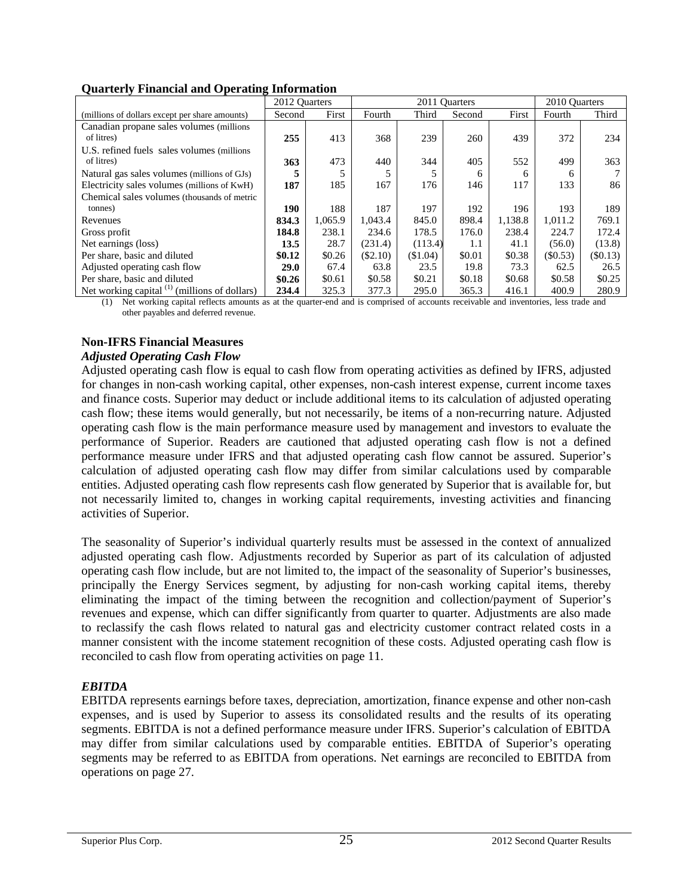## Quarterly Financial and Operating Information

| | 2012 Quarters | | 2011 Quarters | | | | 2010 Quarters | |
|---|---|---|---|---|---|---|---|---|
| (millions of dollars except per share amounts) | Second | First | Fourth | Third | Second | First | Fourth | Third |
| Canadian propane sales volumes (millions of litres) | **255** | 413 | 368 | 239 | 260 | 439 | 372 | 234 |
| U.S. refined fuels sales volumes (millions of litres) | **363** | 473 | 440 | 344 | 405 | 552 | 499 | 363 |
| Natural gas sales volumes (millions of GJs) | **5** | 5 | 5 | 5 | 6 | 6 | 6 | 7 |
| Electricity sales volumes (millions of KwH) | **187** | 185 | 167 | 176 | 146 | 117 | 133 | 86 |
| Chemical sales volumes (thousands of metric tonnes) | **190** | 188 | 187 | 197 | 192 | 196 | 193 | 189 |
| Revenues | **834.3** | 1,065.9 | 1,043.4 | 845.0 | 898.4 | 1,138.8 | 1,011.2 | 769.1 |
| Gross profit | **184.8** | 238.1 | 234.6 | 178.5 | 176.0 | 238.4 | 224.7 | 172.4 |
| Net earnings (loss) | **13.5** | 28.7 | (231.4) | (113.4) | 1.1 | 41.1 | (56.0) | (13.8) |
| Per share, basic and diluted | **$0.12** | $0.26 | ($2.10) | ($1.04) | $0.01 | $0.38 | ($0.53) | ($0.13) |
| Adjusted operating cash flow | **29.0** | 67.4 | 63.8 | 23.5 | 19.8 | 73.3 | 62.5 | 26.5 |
| Per share, basic and diluted | **$0.26** | $0.61 | $0.58 | $0.21 | $0.18 | $0.68 | $0.58 | $0.25 |
| Net working capital [(1)] (millions of dollars) | **234.4** | 325.3 | 377.3 | 295.0 | 365.3 | 416.1 | 400.9 | 280.9 |

(1) Net working capital reflects amounts as at the quarter-end and is comprised of accounts receivable and inventories, less trade and other payables and deferred revenue.

## Non-IFRS Financial Measures

### *Adjusted Operating Cash Flow*

Adjusted operating cash flow is equal to cash flow from operating activities as defined by IFRS, adjusted for changes in non-cash working capital, other expenses, non-cash interest expense, current income taxes and finance costs. Superior may deduct or include additional items to its calculation of adjusted operating cash flow; these items would generally, but not necessarily, be items of a non-recurring nature. Adjusted operating cash flow is the main performance measure used by management and investors to evaluate the performance of Superior. Readers are cautioned that adjusted operating cash flow is not a defined performance measure under IFRS and that adjusted operating cash flow cannot be assured. Superior's calculation of adjusted operating cash flow may differ from similar calculations used by comparable entities. Adjusted operating cash flow represents cash flow generated by Superior that is available for, but not necessarily limited to, changes in working capital requirements, investing activities and financing activities of Superior.

The seasonality of Superior's individual quarterly results must be assessed in the context of annualized adjusted operating cash flow. Adjustments recorded by Superior as part of its calculation of adjusted operating cash flow include, but are not limited to, the impact of the seasonality of Superior's businesses, principally the Energy Services segment, by adjusting for non-cash working capital items, thereby eliminating the impact of the timing between the recognition and collection/payment of Superior's revenues and expense, which can differ significantly from quarter to quarter. Adjustments are also made to reclassify the cash flows related to natural gas and electricity customer contract related costs in a manner consistent with the income statement recognition of these costs. Adjusted operating cash flow is reconciled to cash flow from operating activities on page 11.

### *EBITDA*

EBITDA represents earnings before taxes, depreciation, amortization, finance expense and other non-cash expenses, and is used by Superior to assess its consolidated results and the results of its operating segments. EBITDA is not a defined performance measure under IFRS. Superior's calculation of EBITDA may differ from similar calculations used by comparable entities. EBITDA of Superior's operating segments may be referred to as EBITDA from operations. Net earnings are reconciled to EBITDA from operations on page 27.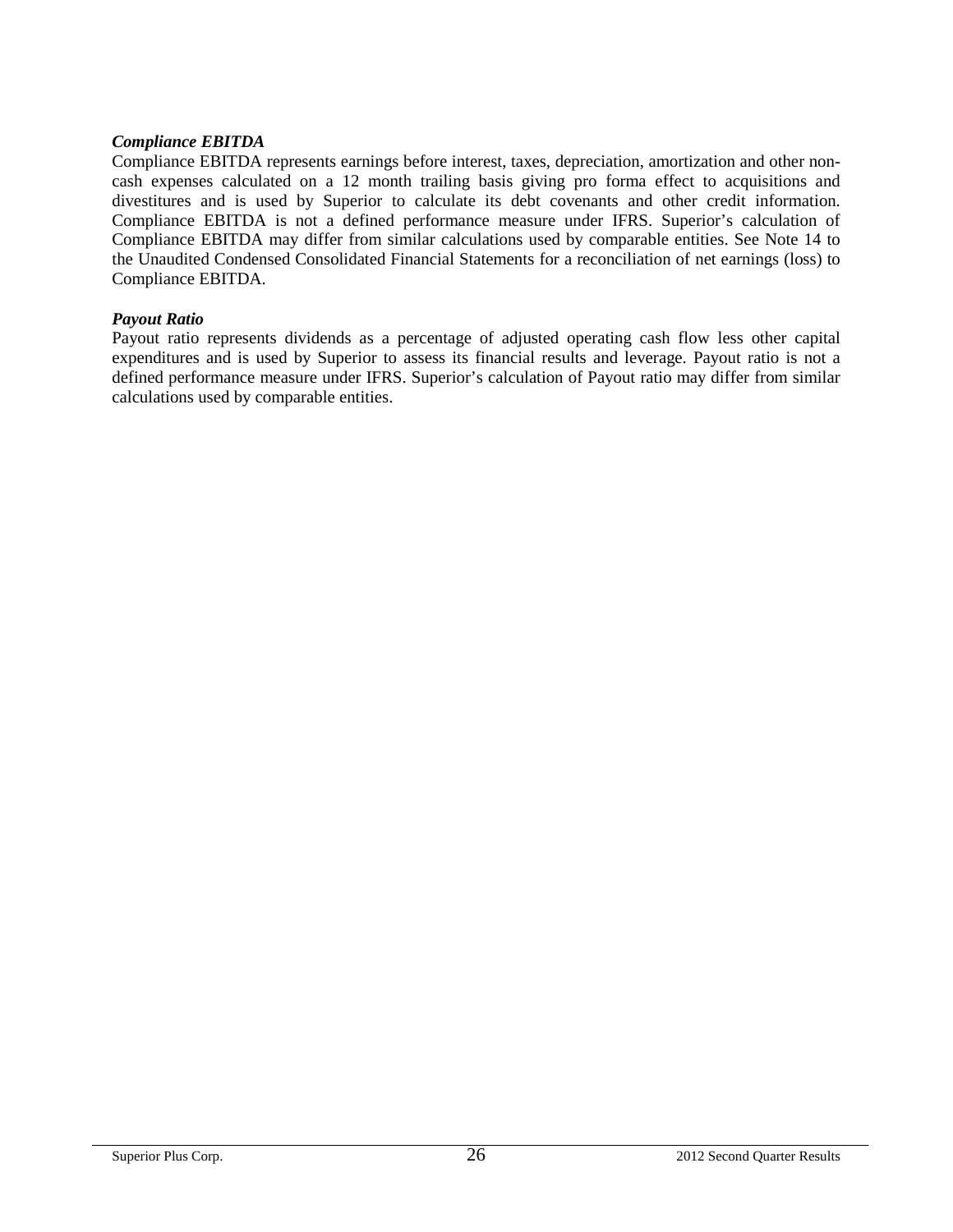***Compliance EBITDA***

Compliance EBITDA represents earnings before interest, taxes, depreciation, amortization and other non-cash expenses calculated on a 12 month trailing basis giving pro forma effect to acquisitions and divestitures and is used by Superior to calculate its debt covenants and other credit information. Compliance EBITDA is not a defined performance measure under IFRS. Superior's calculation of Compliance EBITDA may differ from similar calculations used by comparable entities. See Note 14 to the Unaudited Condensed Consolidated Financial Statements for a reconciliation of net earnings (loss) to Compliance EBITDA.

***Payout Ratio***

Payout ratio represents dividends as a percentage of adjusted operating cash flow less other capital expenditures and is used by Superior to assess its financial results and leverage. Payout ratio is not a defined performance measure under IFRS. Superior's calculation of Payout ratio may differ from similar calculations used by comparable entities.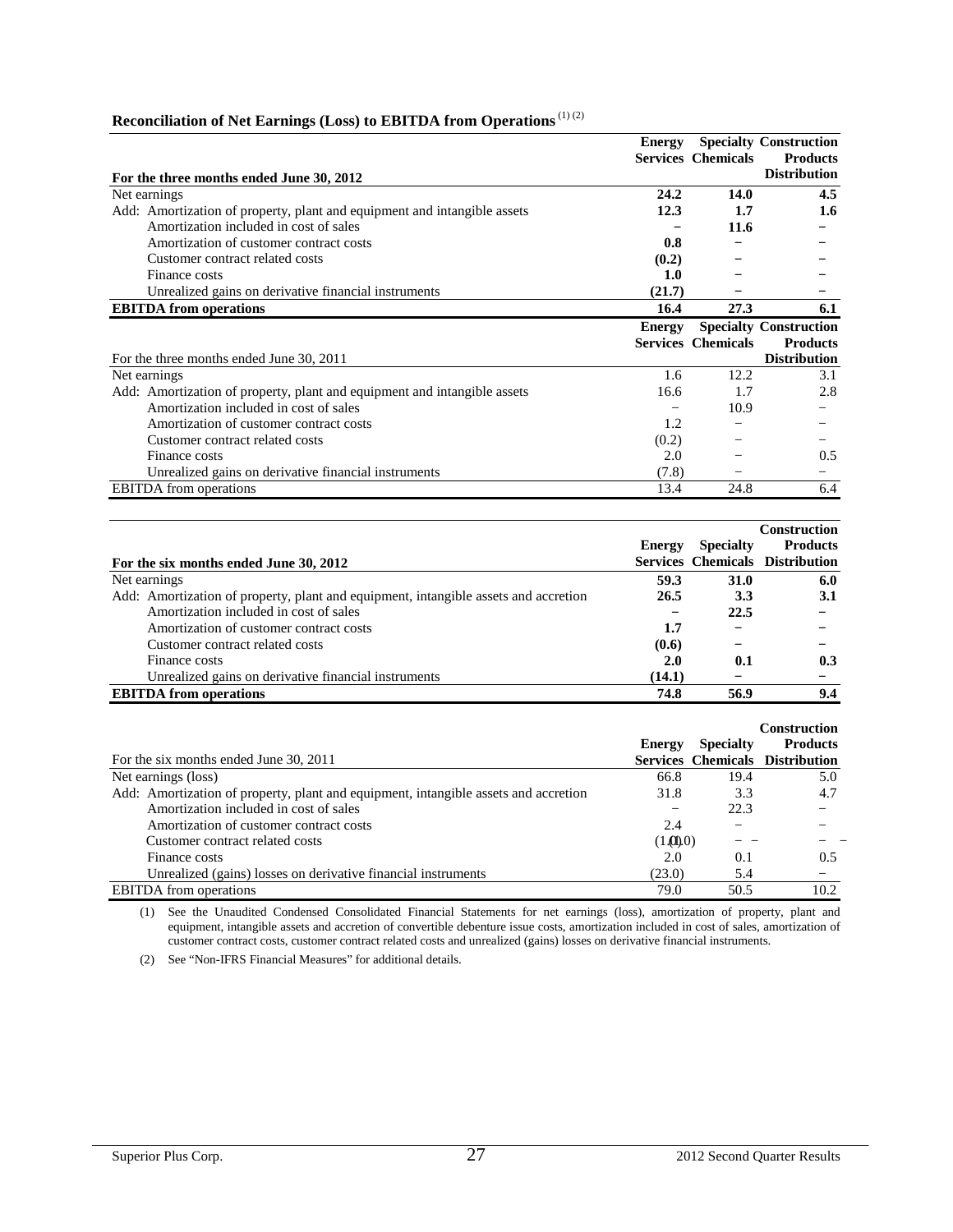**Reconciliation of Net Earnings (Loss) to EBITDA from Operations** [(1) (2)]

| **For the three months ended June 30, 2012** | **Energy Services** | **Specialty Chemicals** | **Construction Products Distribution** |
|---|---|---|---|
| Net earnings | **24.2** | **14.0** | **4.5** |
| Add: Amortization of property, plant and equipment and intangible assets | **12.3** | **1.7** | **1.6** |
| Amortization included in cost of sales | **–** | **11.6** | **–** |
| Amortization of customer contract costs | **0.8** | **–** | **–** |
| Customer contract related costs | **(0.2)** | **–** | **–** |
| Finance costs | **1.0** | **–** | **–** |
| Unrealized gains on derivative financial instruments | **(21.7)** | **–** | **–** |
| **EBITDA from operations** | **16.4** | **27.3** | **6.1** |

| For the three months ended June 30, 2011 | **Energy Services** | **Specialty Chemicals** | **Construction Products Distribution** |
|---|---|---|---|
| Net earnings | 1.6 | 12.2 | 3.1 |
| Add: Amortization of property, plant and equipment and intangible assets | 16.6 | 1.7 | 2.8 |
| Amortization included in cost of sales | – | 10.9 | – |
| Amortization of customer contract costs | 1.2 | – | – |
| Customer contract related costs | (0.2) | – | – |
| Finance costs | 2.0 | – | 0.5 |
| Unrealized gains on derivative financial instruments | (7.8) | – | – |
| EBITDA from operations | 13.4 | 24.8 | 6.4 |

| **For the six months ended June 30, 2012** | **Energy Services** | **Specialty Chemicals** | **Construction Products Distribution** |
|---|---|---|---|
| Net earnings | **59.3** | **31.0** | **6.0** |
| Add: Amortization of property, plant and equipment, intangible assets and accretion | **26.5** | **3.3** | **3.1** |
| Amortization included in cost of sales | **–** | **22.5** | **–** |
| Amortization of customer contract costs | **1.7** | **–** | **–** |
| Customer contract related costs | **(0.6)** | **–** | **–** |
| Finance costs | **2.0** | **0.1** | **0.3** |
| Unrealized gains on derivative financial instruments | **(14.1)** | **–** | **–** |
| **EBITDA from operations** | **74.8** | **56.9** | **9.4** |

| For the six months ended June 30, 2011 | **Energy Services** | **Specialty Chemicals** | **Construction Products Distribution** |
|---|---|---|---|
| Net earnings (loss) | 66.8 | 19.4 | 5.0 |
| Add: Amortization of property, plant and equipment, intangible assets and accretion | 31.8 | 3.3 | 4.7 |
| Amortization included in cost of sales | – | 22.3 | – |
| Amortization of customer contract costs | 2.4 | – | – |
| Customer contract related costs | (1.0) | – | – |
| Finance costs | 2.0 | 0.1 | 0.5 |
| Unrealized (gains) losses on derivative financial instruments | (23.0) | 5.4 | – |
| EBITDA from operations | 79.0 | 50.5 | 10.2 |

(1) See the Unaudited Condensed Consolidated Financial Statements for net earnings (loss), amortization of property, plant and equipment, intangible assets and accretion of convertible debenture issue costs, amortization included in cost of sales, amortization of customer contract costs, customer contract related costs and unrealized (gains) losses on derivative financial instruments.

(2) See "Non-IFRS Financial Measures" for additional details.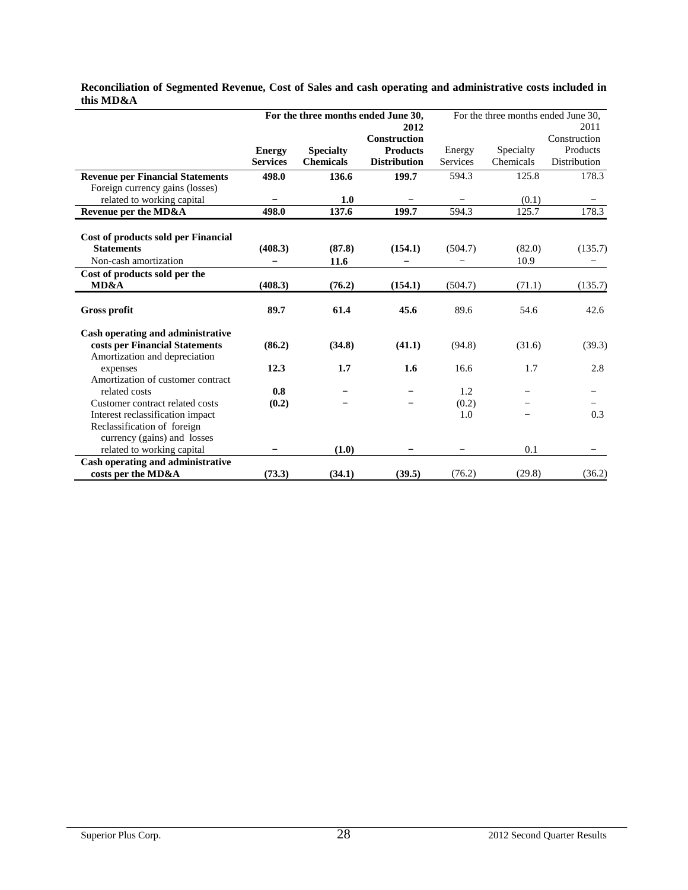**Reconciliation of Segmented Revenue, Cost of Sales and cash operating and administrative costs included in this MD&A**

| | **For the three months ended June 30, 2012** | | | For the three months ended June 30, 2011 | | |
|---|---|---|---|---|---|---|
| | **Energy Services** | **Specialty Chemicals** | **Construction Products Distribution** | Energy Services | Specialty Chemicals | Construction Products Distribution |
| **Revenue per Financial Statements** | **498.0** | **136.6** | **199.7** | 594.3 | 125.8 | 178.3 |
| Foreign currency gains (losses) related to working capital | – | **1.0** | – | – | (0.1) | – |
| **Revenue per the MD&A** | **498.0** | **137.6** | **199.7** | 594.3 | 125.7 | 178.3 |
| **Cost of products sold per Financial Statements** | **(408.3)** | **(87.8)** | **(154.1)** | (504.7) | (82.0) | (135.7) |
| Non-cash amortization | – | **11.6** | – | – | 10.9 | – |
| **Cost of products sold per the MD&A** | **(408.3)** | **(76.2)** | **(154.1)** | (504.7) | (71.1) | (135.7) |
| **Gross profit** | **89.7** | **61.4** | **45.6** | 89.6 | 54.6 | 42.6 |
| **Cash operating and administrative costs per Financial Statements** | **(86.2)** | **(34.8)** | **(41.1)** | (94.8) | (31.6) | (39.3) |
| Amortization and depreciation expenses | **12.3** | **1.7** | **1.6** | 16.6 | 1.7 | 2.8 |
| Amortization of customer contract related costs | **0.8** | – | – | 1.2 | – | – |
| Customer contract related costs | **(0.2)** | – | – | (0.2) | – | – |
| Interest reclassification impact | | | | 1.0 | – | 0.3 |
| Reclassification of foreign currency (gains) and losses related to working capital | – | **(1.0)** | – | – | 0.1 | – |
| **Cash operating and administrative costs per the MD&A** | **(73.3)** | **(34.1)** | **(39.5)** | (76.2) | (29.8) | (36.2) |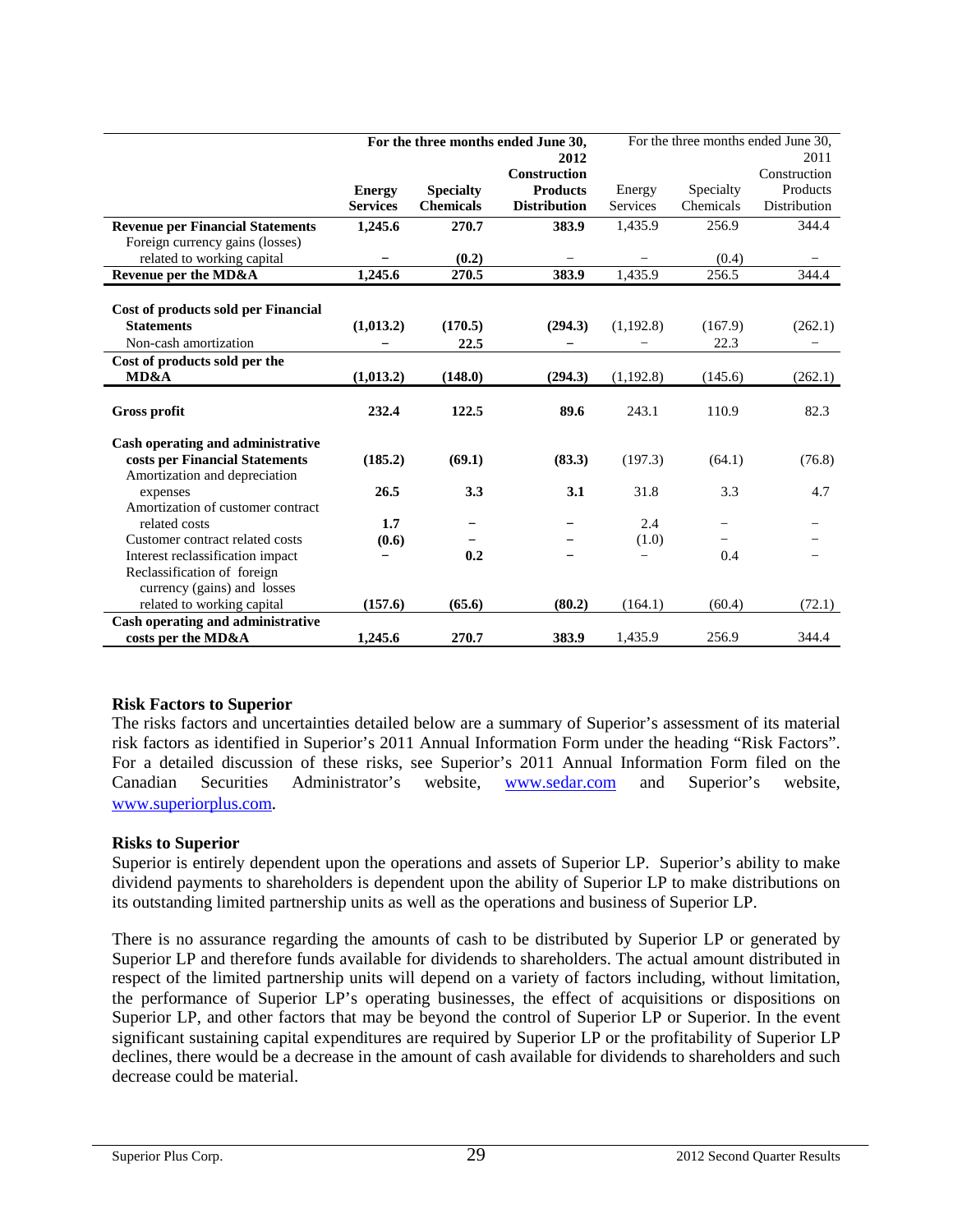| | For the three months ended June 30, 2012 | | | For the three months ended June 30, 2011 | | |
|---|---|---|---|---|---|---|
| | **Energy Services** | **Specialty Chemicals** | **Construction Products Distribution** | Energy Services | Specialty Chemicals | Construction Products Distribution |
| **Revenue per Financial Statements** | **1,245.6** | **270.7** | **383.9** | 1,435.9 | 256.9 | 344.4 |
| Foreign currency gains (losses) related to working capital | **–** | **(0.2)** | – | – | (0.4) | – |
| **Revenue per the MD&A** | **1,245.6** | **270.5** | **383.9** | 1,435.9 | 256.5 | 344.4 |
| **Cost of products sold per Financial Statements** | **(1,013.2)** | **(170.5)** | **(294.3)** | (1,192.8) | (167.9) | (262.1) |
| Non-cash amortization | **–** | **22.5** | **–** | – | 22.3 | – |
| **Cost of products sold per the MD&A** | **(1,013.2)** | **(148.0)** | **(294.3)** | (1,192.8) | (145.6) | (262.1) |
| **Gross profit** | **232.4** | **122.5** | **89.6** | 243.1 | 110.9 | 82.3 |
| **Cash operating and administrative costs per Financial Statements** | **(185.2)** | **(69.1)** | **(83.3)** | (197.3) | (64.1) | (76.8) |
| Amortization and depreciation expenses | **26.5** | **3.3** | **3.1** | 31.8 | 3.3 | 4.7 |
| Amortization of customer contract related costs | **1.7** | **–** | **–** | 2.4 | – | – |
| Customer contract related costs | **(0.6)** | **–** | **–** | (1.0) | – | – |
| Interest reclassification impact | **–** | **0.2** | **–** | – | 0.4 | – |
| Reclassification of foreign currency (gains) and losses related to working capital | **(157.6)** | **(65.6)** | **(80.2)** | (164.1) | (60.4) | (72.1) |
| **Cash operating and administrative costs per the MD&A** | **1,245.6** | **270.7** | **383.9** | 1,435.9 | 256.9 | 344.4 |

### Risk Factors to Superior

The risks factors and uncertainties detailed below are a summary of Superior's assessment of its material risk factors as identified in Superior's 2011 Annual Information Form under the heading "Risk Factors". For a detailed discussion of these risks, see Superior's 2011 Annual Information Form filed on the Canadian Securities Administrator's website, www.sedar.com and Superior's website, www.superiorplus.com.

### Risks to Superior

Superior is entirely dependent upon the operations and assets of Superior LP. Superior's ability to make dividend payments to shareholders is dependent upon the ability of Superior LP to make distributions on its outstanding limited partnership units as well as the operations and business of Superior LP.

There is no assurance regarding the amounts of cash to be distributed by Superior LP or generated by Superior LP and therefore funds available for dividends to shareholders. The actual amount distributed in respect of the limited partnership units will depend on a variety of factors including, without limitation, the performance of Superior LP's operating businesses, the effect of acquisitions or dispositions on Superior LP, and other factors that may be beyond the control of Superior LP or Superior. In the event significant sustaining capital expenditures are required by Superior LP or the profitability of Superior LP declines, there would be a decrease in the amount of cash available for dividends to shareholders and such decrease could be material.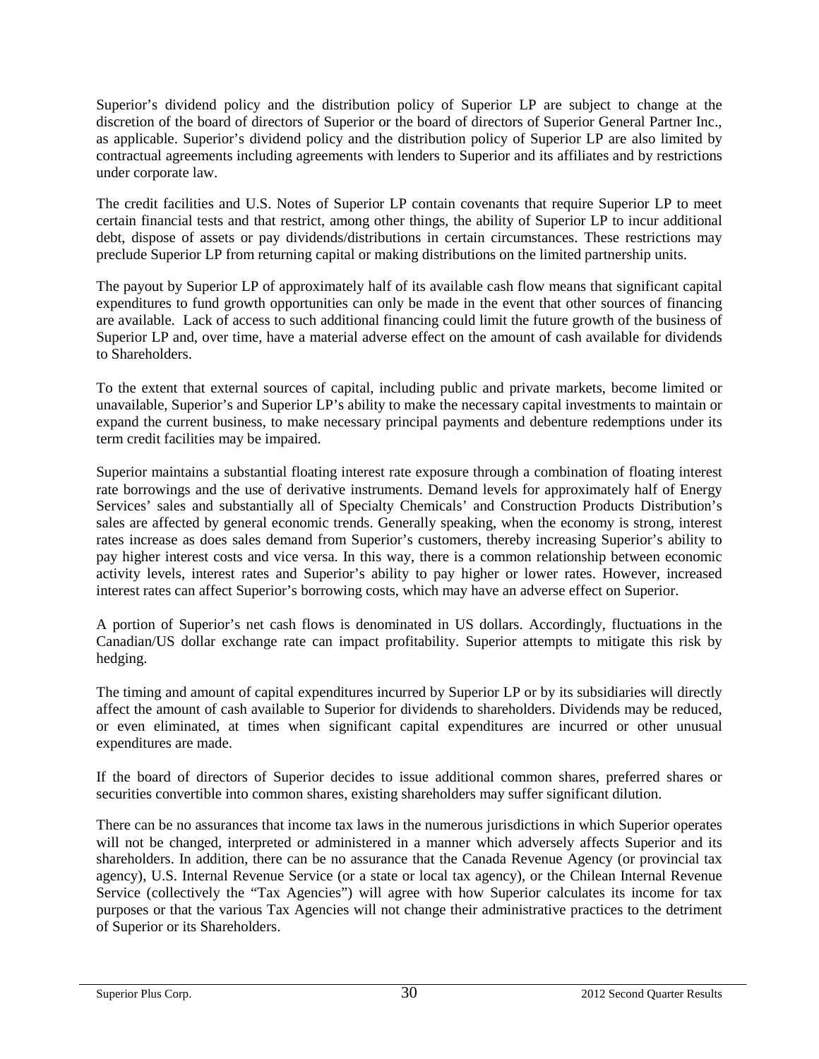Superior's dividend policy and the distribution policy of Superior LP are subject to change at the discretion of the board of directors of Superior or the board of directors of Superior General Partner Inc., as applicable. Superior's dividend policy and the distribution policy of Superior LP are also limited by contractual agreements including agreements with lenders to Superior and its affiliates and by restrictions under corporate law.

The credit facilities and U.S. Notes of Superior LP contain covenants that require Superior LP to meet certain financial tests and that restrict, among other things, the ability of Superior LP to incur additional debt, dispose of assets or pay dividends/distributions in certain circumstances. These restrictions may preclude Superior LP from returning capital or making distributions on the limited partnership units.

The payout by Superior LP of approximately half of its available cash flow means that significant capital expenditures to fund growth opportunities can only be made in the event that other sources of financing are available. Lack of access to such additional financing could limit the future growth of the business of Superior LP and, over time, have a material adverse effect on the amount of cash available for dividends to Shareholders.

To the extent that external sources of capital, including public and private markets, become limited or unavailable, Superior's and Superior LP's ability to make the necessary capital investments to maintain or expand the current business, to make necessary principal payments and debenture redemptions under its term credit facilities may be impaired.

Superior maintains a substantial floating interest rate exposure through a combination of floating interest rate borrowings and the use of derivative instruments. Demand levels for approximately half of Energy Services' sales and substantially all of Specialty Chemicals' and Construction Products Distribution's sales are affected by general economic trends. Generally speaking, when the economy is strong, interest rates increase as does sales demand from Superior's customers, thereby increasing Superior's ability to pay higher interest costs and vice versa. In this way, there is a common relationship between economic activity levels, interest rates and Superior's ability to pay higher or lower rates. However, increased interest rates can affect Superior's borrowing costs, which may have an adverse effect on Superior.

A portion of Superior's net cash flows is denominated in US dollars. Accordingly, fluctuations in the Canadian/US dollar exchange rate can impact profitability. Superior attempts to mitigate this risk by hedging.

The timing and amount of capital expenditures incurred by Superior LP or by its subsidiaries will directly affect the amount of cash available to Superior for dividends to shareholders. Dividends may be reduced, or even eliminated, at times when significant capital expenditures are incurred or other unusual expenditures are made.

If the board of directors of Superior decides to issue additional common shares, preferred shares or securities convertible into common shares, existing shareholders may suffer significant dilution.

There can be no assurances that income tax laws in the numerous jurisdictions in which Superior operates will not be changed, interpreted or administered in a manner which adversely affects Superior and its shareholders. In addition, there can be no assurance that the Canada Revenue Agency (or provincial tax agency), U.S. Internal Revenue Service (or a state or local tax agency), or the Chilean Internal Revenue Service (collectively the "Tax Agencies") will agree with how Superior calculates its income for tax purposes or that the various Tax Agencies will not change their administrative practices to the detriment of Superior or its Shareholders.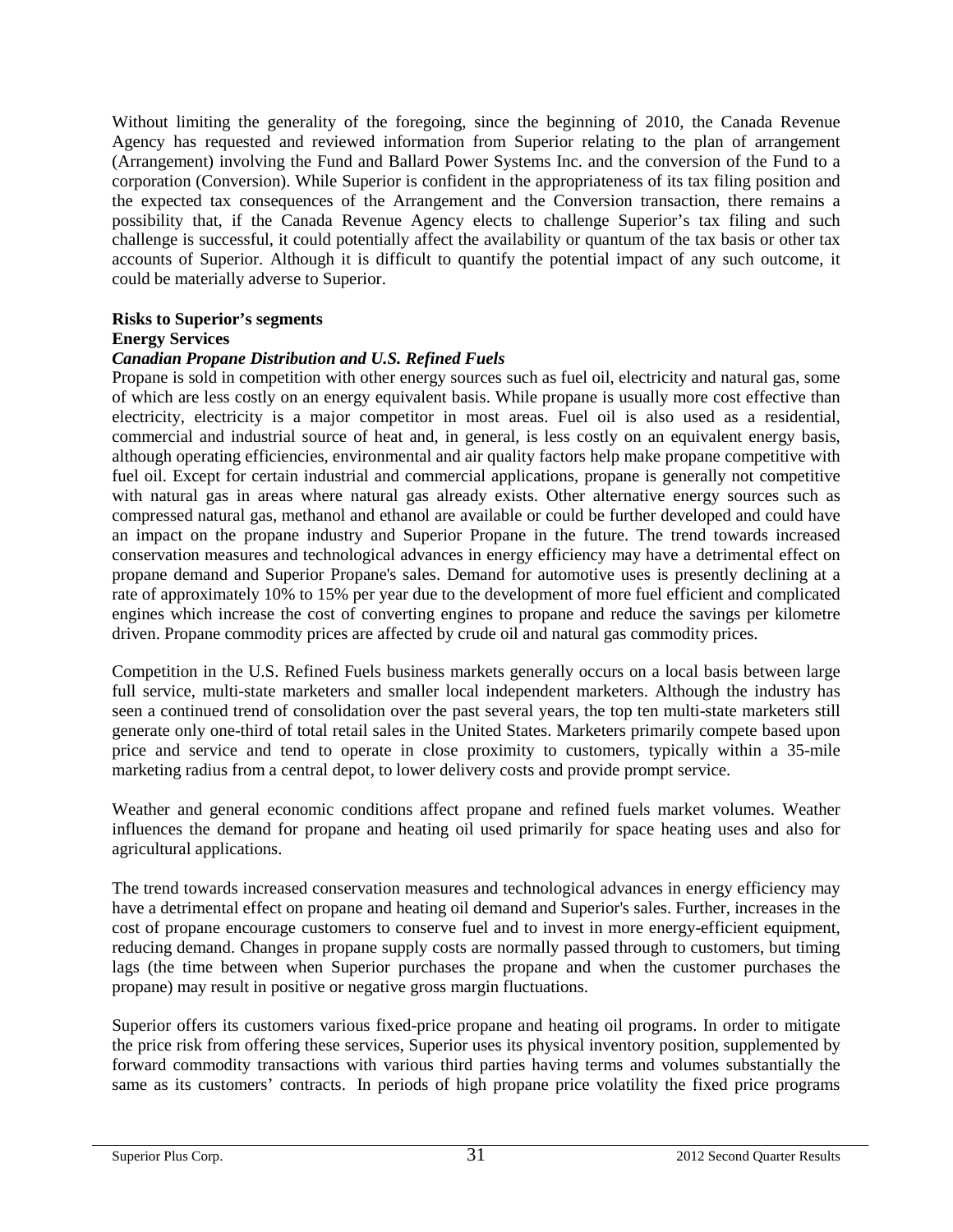Without limiting the generality of the foregoing, since the beginning of 2010, the Canada Revenue Agency has requested and reviewed information from Superior relating to the plan of arrangement (Arrangement) involving the Fund and Ballard Power Systems Inc. and the conversion of the Fund to a corporation (Conversion). While Superior is confident in the appropriateness of its tax filing position and the expected tax consequences of the Arrangement and the Conversion transaction, there remains a possibility that, if the Canada Revenue Agency elects to challenge Superior's tax filing and such challenge is successful, it could potentially affect the availability or quantum of the tax basis or other tax accounts of Superior. Although it is difficult to quantify the potential impact of any such outcome, it could be materially adverse to Superior.

**Risks to Superior's segments**

**Energy Services**

***Canadian Propane Distribution and U.S. Refined Fuels***

Propane is sold in competition with other energy sources such as fuel oil, electricity and natural gas, some of which are less costly on an energy equivalent basis. While propane is usually more cost effective than electricity, electricity is a major competitor in most areas. Fuel oil is also used as a residential, commercial and industrial source of heat and, in general, is less costly on an equivalent energy basis, although operating efficiencies, environmental and air quality factors help make propane competitive with fuel oil. Except for certain industrial and commercial applications, propane is generally not competitive with natural gas in areas where natural gas already exists. Other alternative energy sources such as compressed natural gas, methanol and ethanol are available or could be further developed and could have an impact on the propane industry and Superior Propane in the future. The trend towards increased conservation measures and technological advances in energy efficiency may have a detrimental effect on propane demand and Superior Propane's sales. Demand for automotive uses is presently declining at a rate of approximately 10% to 15% per year due to the development of more fuel efficient and complicated engines which increase the cost of converting engines to propane and reduce the savings per kilometre driven. Propane commodity prices are affected by crude oil and natural gas commodity prices.

Competition in the U.S. Refined Fuels business markets generally occurs on a local basis between large full service, multi-state marketers and smaller local independent marketers. Although the industry has seen a continued trend of consolidation over the past several years, the top ten multi-state marketers still generate only one-third of total retail sales in the United States. Marketers primarily compete based upon price and service and tend to operate in close proximity to customers, typically within a 35-mile marketing radius from a central depot, to lower delivery costs and provide prompt service.

Weather and general economic conditions affect propane and refined fuels market volumes. Weather influences the demand for propane and heating oil used primarily for space heating uses and also for agricultural applications.

The trend towards increased conservation measures and technological advances in energy efficiency may have a detrimental effect on propane and heating oil demand and Superior's sales. Further, increases in the cost of propane encourage customers to conserve fuel and to invest in more energy-efficient equipment, reducing demand. Changes in propane supply costs are normally passed through to customers, but timing lags (the time between when Superior purchases the propane and when the customer purchases the propane) may result in positive or negative gross margin fluctuations.

Superior offers its customers various fixed-price propane and heating oil programs. In order to mitigate the price risk from offering these services, Superior uses its physical inventory position, supplemented by forward commodity transactions with various third parties having terms and volumes substantially the same as its customers' contracts. In periods of high propane price volatility the fixed price programs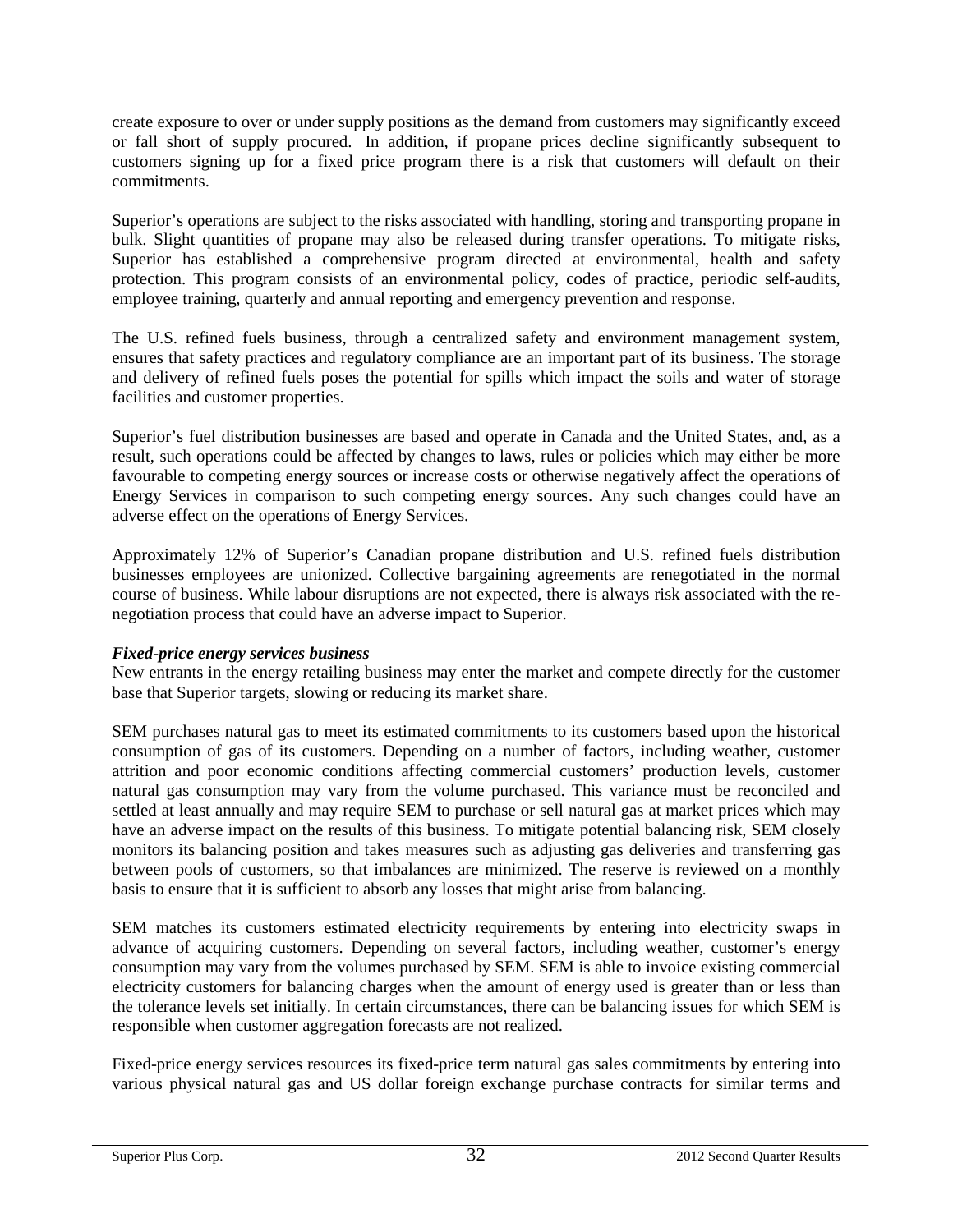create exposure to over or under supply positions as the demand from customers may significantly exceed or fall short of supply procured. In addition, if propane prices decline significantly subsequent to customers signing up for a fixed price program there is a risk that customers will default on their commitments.

Superior's operations are subject to the risks associated with handling, storing and transporting propane in bulk. Slight quantities of propane may also be released during transfer operations. To mitigate risks, Superior has established a comprehensive program directed at environmental, health and safety protection. This program consists of an environmental policy, codes of practice, periodic self-audits, employee training, quarterly and annual reporting and emergency prevention and response.

The U.S. refined fuels business, through a centralized safety and environment management system, ensures that safety practices and regulatory compliance are an important part of its business. The storage and delivery of refined fuels poses the potential for spills which impact the soils and water of storage facilities and customer properties.

Superior's fuel distribution businesses are based and operate in Canada and the United States, and, as a result, such operations could be affected by changes to laws, rules or policies which may either be more favourable to competing energy sources or increase costs or otherwise negatively affect the operations of Energy Services in comparison to such competing energy sources. Any such changes could have an adverse effect on the operations of Energy Services.

Approximately 12% of Superior's Canadian propane distribution and U.S. refined fuels distribution businesses employees are unionized. Collective bargaining agreements are renegotiated in the normal course of business. While labour disruptions are not expected, there is always risk associated with the re-negotiation process that could have an adverse impact to Superior.

***Fixed-price energy services business***

New entrants in the energy retailing business may enter the market and compete directly for the customer base that Superior targets, slowing or reducing its market share.

SEM purchases natural gas to meet its estimated commitments to its customers based upon the historical consumption of gas of its customers. Depending on a number of factors, including weather, customer attrition and poor economic conditions affecting commercial customers' production levels, customer natural gas consumption may vary from the volume purchased. This variance must be reconciled and settled at least annually and may require SEM to purchase or sell natural gas at market prices which may have an adverse impact on the results of this business. To mitigate potential balancing risk, SEM closely monitors its balancing position and takes measures such as adjusting gas deliveries and transferring gas between pools of customers, so that imbalances are minimized. The reserve is reviewed on a monthly basis to ensure that it is sufficient to absorb any losses that might arise from balancing.

SEM matches its customers estimated electricity requirements by entering into electricity swaps in advance of acquiring customers. Depending on several factors, including weather, customer's energy consumption may vary from the volumes purchased by SEM. SEM is able to invoice existing commercial electricity customers for balancing charges when the amount of energy used is greater than or less than the tolerance levels set initially. In certain circumstances, there can be balancing issues for which SEM is responsible when customer aggregation forecasts are not realized.

Fixed-price energy services resources its fixed-price term natural gas sales commitments by entering into various physical natural gas and US dollar foreign exchange purchase contracts for similar terms and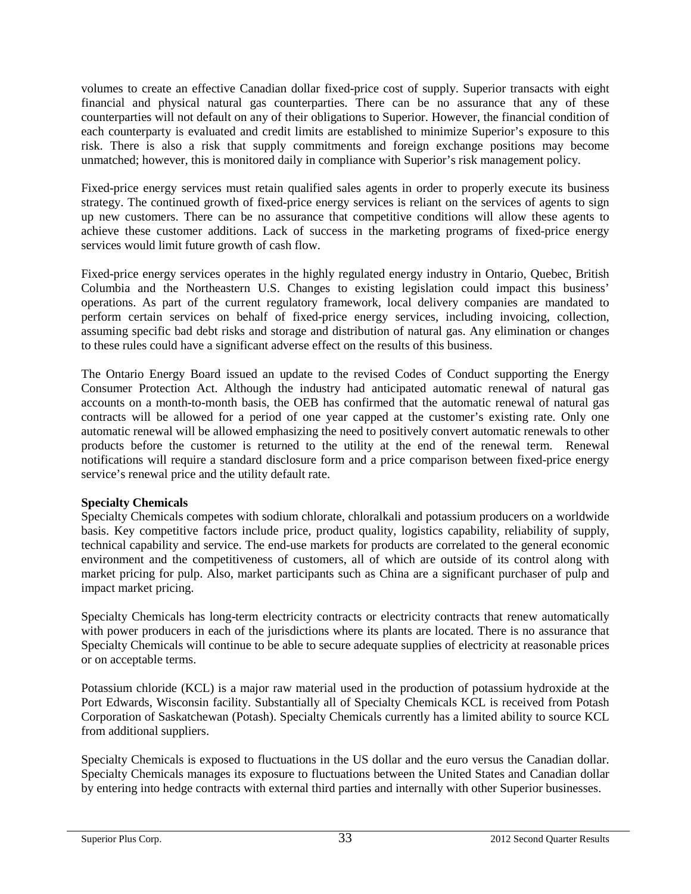volumes to create an effective Canadian dollar fixed-price cost of supply. Superior transacts with eight financial and physical natural gas counterparties. There can be no assurance that any of these counterparties will not default on any of their obligations to Superior. However, the financial condition of each counterparty is evaluated and credit limits are established to minimize Superior's exposure to this risk. There is also a risk that supply commitments and foreign exchange positions may become unmatched; however, this is monitored daily in compliance with Superior's risk management policy.

Fixed-price energy services must retain qualified sales agents in order to properly execute its business strategy. The continued growth of fixed-price energy services is reliant on the services of agents to sign up new customers. There can be no assurance that competitive conditions will allow these agents to achieve these customer additions. Lack of success in the marketing programs of fixed-price energy services would limit future growth of cash flow.

Fixed-price energy services operates in the highly regulated energy industry in Ontario, Quebec, British Columbia and the Northeastern U.S. Changes to existing legislation could impact this business' operations. As part of the current regulatory framework, local delivery companies are mandated to perform certain services on behalf of fixed-price energy services, including invoicing, collection, assuming specific bad debt risks and storage and distribution of natural gas. Any elimination or changes to these rules could have a significant adverse effect on the results of this business.

The Ontario Energy Board issued an update to the revised Codes of Conduct supporting the Energy Consumer Protection Act. Although the industry had anticipated automatic renewal of natural gas accounts on a month-to-month basis, the OEB has confirmed that the automatic renewal of natural gas contracts will be allowed for a period of one year capped at the customer's existing rate. Only one automatic renewal will be allowed emphasizing the need to positively convert automatic renewals to other products before the customer is returned to the utility at the end of the renewal term. Renewal notifications will require a standard disclosure form and a price comparison between fixed-price energy service's renewal price and the utility default rate.

**Specialty Chemicals**

Specialty Chemicals competes with sodium chlorate, chloralkali and potassium producers on a worldwide basis. Key competitive factors include price, product quality, logistics capability, reliability of supply, technical capability and service. The end-use markets for products are correlated to the general economic environment and the competitiveness of customers, all of which are outside of its control along with market pricing for pulp. Also, market participants such as China are a significant purchaser of pulp and impact market pricing.

Specialty Chemicals has long-term electricity contracts or electricity contracts that renew automatically with power producers in each of the jurisdictions where its plants are located. There is no assurance that Specialty Chemicals will continue to be able to secure adequate supplies of electricity at reasonable prices or on acceptable terms.

Potassium chloride (KCL) is a major raw material used in the production of potassium hydroxide at the Port Edwards, Wisconsin facility. Substantially all of Specialty Chemicals KCL is received from Potash Corporation of Saskatchewan (Potash). Specialty Chemicals currently has a limited ability to source KCL from additional suppliers.

Specialty Chemicals is exposed to fluctuations in the US dollar and the euro versus the Canadian dollar. Specialty Chemicals manages its exposure to fluctuations between the United States and Canadian dollar by entering into hedge contracts with external third parties and internally with other Superior businesses.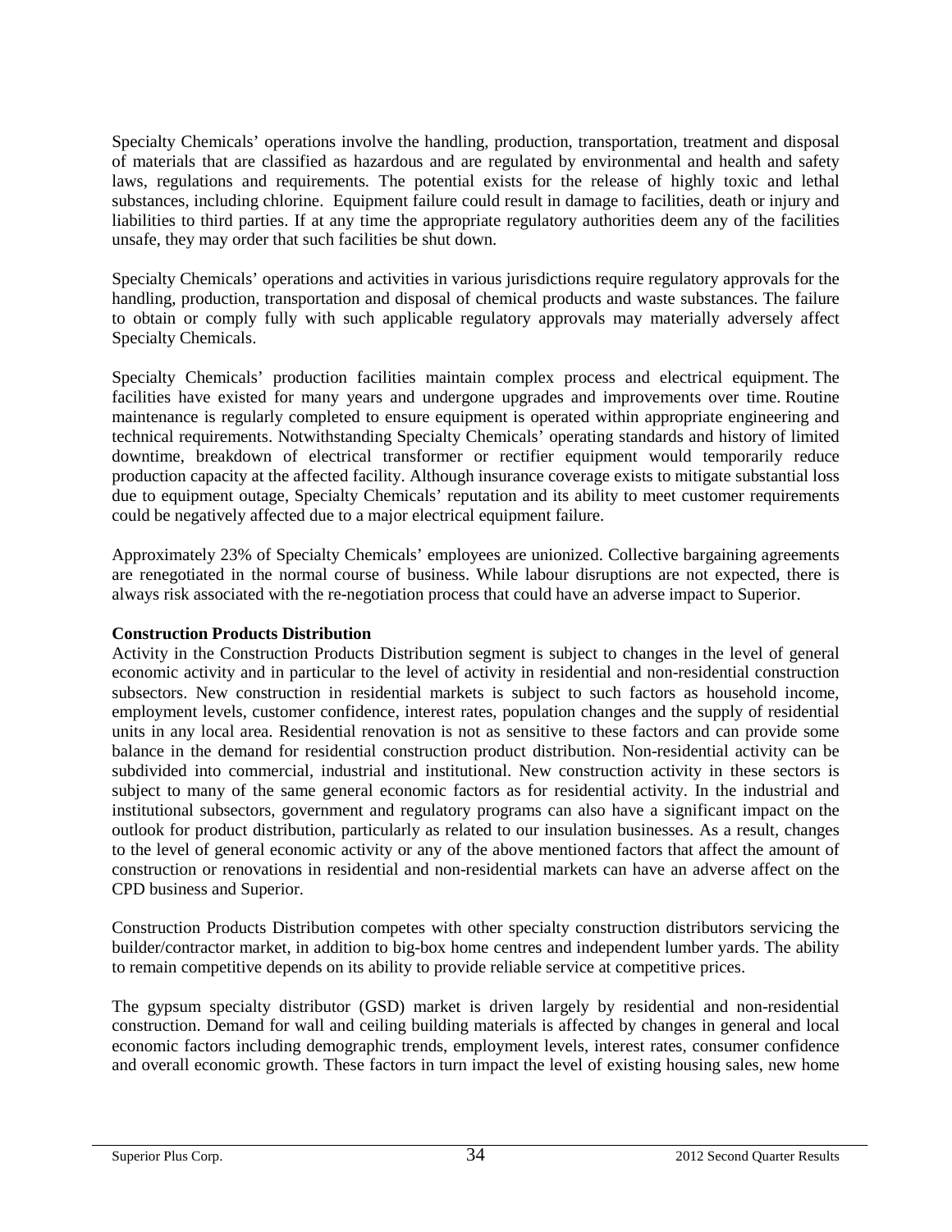Specialty Chemicals' operations involve the handling, production, transportation, treatment and disposal of materials that are classified as hazardous and are regulated by environmental and health and safety laws, regulations and requirements. The potential exists for the release of highly toxic and lethal substances, including chlorine. Equipment failure could result in damage to facilities, death or injury and liabilities to third parties. If at any time the appropriate regulatory authorities deem any of the facilities unsafe, they may order that such facilities be shut down.

Specialty Chemicals' operations and activities in various jurisdictions require regulatory approvals for the handling, production, transportation and disposal of chemical products and waste substances. The failure to obtain or comply fully with such applicable regulatory approvals may materially adversely affect Specialty Chemicals.

Specialty Chemicals' production facilities maintain complex process and electrical equipment. The facilities have existed for many years and undergone upgrades and improvements over time. Routine maintenance is regularly completed to ensure equipment is operated within appropriate engineering and technical requirements. Notwithstanding Specialty Chemicals' operating standards and history of limited downtime, breakdown of electrical transformer or rectifier equipment would temporarily reduce production capacity at the affected facility. Although insurance coverage exists to mitigate substantial loss due to equipment outage, Specialty Chemicals' reputation and its ability to meet customer requirements could be negatively affected due to a major electrical equipment failure.

Approximately 23% of Specialty Chemicals' employees are unionized. Collective bargaining agreements are renegotiated in the normal course of business. While labour disruptions are not expected, there is always risk associated with the re-negotiation process that could have an adverse impact to Superior.

**Construction Products Distribution**

Activity in the Construction Products Distribution segment is subject to changes in the level of general economic activity and in particular to the level of activity in residential and non-residential construction subsectors. New construction in residential markets is subject to such factors as household income, employment levels, customer confidence, interest rates, population changes and the supply of residential units in any local area. Residential renovation is not as sensitive to these factors and can provide some balance in the demand for residential construction product distribution. Non-residential activity can be subdivided into commercial, industrial and institutional. New construction activity in these sectors is subject to many of the same general economic factors as for residential activity. In the industrial and institutional subsectors, government and regulatory programs can also have a significant impact on the outlook for product distribution, particularly as related to our insulation businesses. As a result, changes to the level of general economic activity or any of the above mentioned factors that affect the amount of construction or renovations in residential and non-residential markets can have an adverse affect on the CPD business and Superior.

Construction Products Distribution competes with other specialty construction distributors servicing the builder/contractor market, in addition to big-box home centres and independent lumber yards. The ability to remain competitive depends on its ability to provide reliable service at competitive prices.

The gypsum specialty distributor (GSD) market is driven largely by residential and non-residential construction. Demand for wall and ceiling building materials is affected by changes in general and local economic factors including demographic trends, employment levels, interest rates, consumer confidence and overall economic growth. These factors in turn impact the level of existing housing sales, new home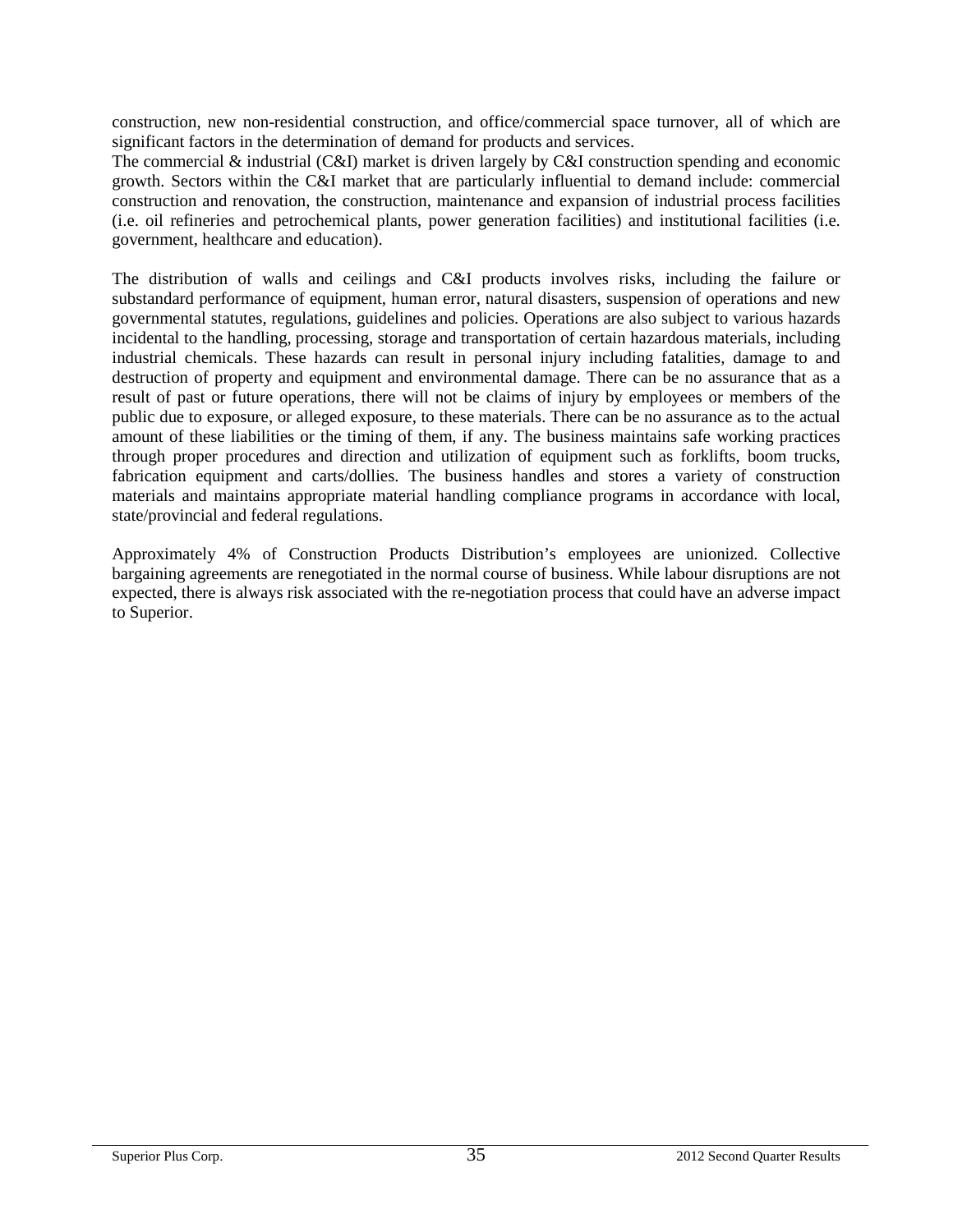construction, new non-residential construction, and office/commercial space turnover, all of which are significant factors in the determination of demand for products and services.
The commercial & industrial (C&I) market is driven largely by C&I construction spending and economic growth. Sectors within the C&I market that are particularly influential to demand include: commercial construction and renovation, the construction, maintenance and expansion of industrial process facilities (i.e. oil refineries and petrochemical plants, power generation facilities) and institutional facilities (i.e. government, healthcare and education).

The distribution of walls and ceilings and C&I products involves risks, including the failure or substandard performance of equipment, human error, natural disasters, suspension of operations and new governmental statutes, regulations, guidelines and policies. Operations are also subject to various hazards incidental to the handling, processing, storage and transportation of certain hazardous materials, including industrial chemicals. These hazards can result in personal injury including fatalities, damage to and destruction of property and equipment and environmental damage. There can be no assurance that as a result of past or future operations, there will not be claims of injury by employees or members of the public due to exposure, or alleged exposure, to these materials. There can be no assurance as to the actual amount of these liabilities or the timing of them, if any. The business maintains safe working practices through proper procedures and direction and utilization of equipment such as forklifts, boom trucks, fabrication equipment and carts/dollies. The business handles and stores a variety of construction materials and maintains appropriate material handling compliance programs in accordance with local, state/provincial and federal regulations.

Approximately 4% of Construction Products Distribution's employees are unionized. Collective bargaining agreements are renegotiated in the normal course of business. While labour disruptions are not expected, there is always risk associated with the re-negotiation process that could have an adverse impact to Superior.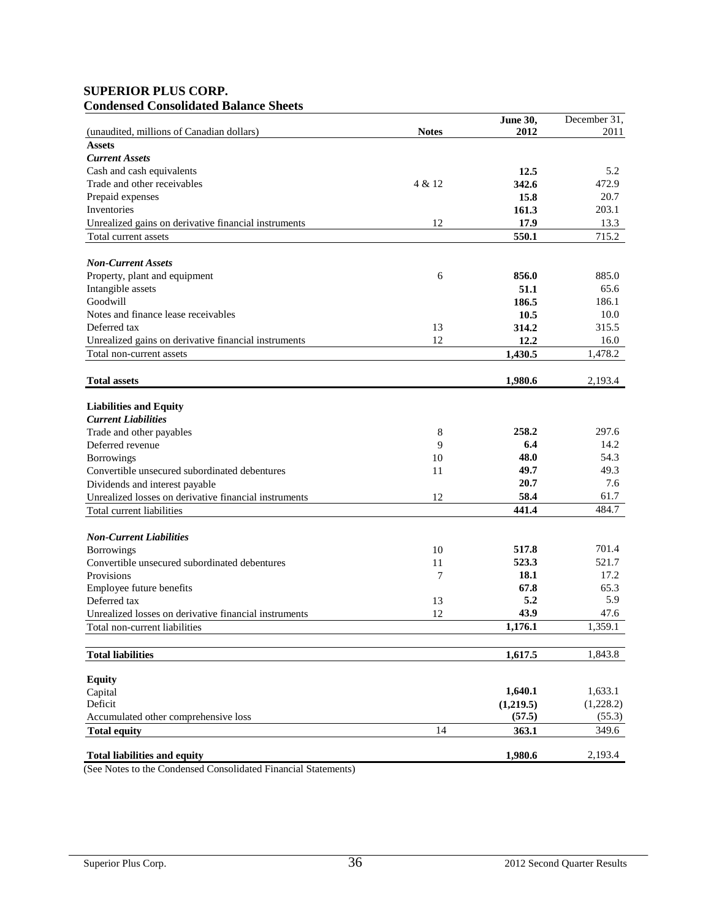## SUPERIOR PLUS CORP.
## Condensed Consolidated Balance Sheets

| (unaudited, millions of Canadian dollars) | Notes | June 30, 2012 | December 31, 2011 |
|---|---|---|---|
| **Assets** | | | |
| ***Current Assets*** | | | |
| Cash and cash equivalents | | **12.5** | 5.2 |
| Trade and other receivables | 4 & 12 | **342.6** | 472.9 |
| Prepaid expenses | | **15.8** | 20.7 |
| Inventories | | **161.3** | 203.1 |
| Unrealized gains on derivative financial instruments | 12 | **17.9** | 13.3 |
| Total current assets | | **550.1** | 715.2 |
| ***Non-Current Assets*** | | | |
| Property, plant and equipment | 6 | **856.0** | 885.0 |
| Intangible assets | | **51.1** | 65.6 |
| Goodwill | | **186.5** | 186.1 |
| Notes and finance lease receivables | | **10.5** | 10.0 |
| Deferred tax | 13 | **314.2** | 315.5 |
| Unrealized gains on derivative financial instruments | 12 | **12.2** | 16.0 |
| Total non-current assets | | **1,430.5** | 1,478.2 |
| **Total assets** | | **1,980.6** | 2,193.4 |
| **Liabilities and Equity** | | | |
| ***Current Liabilities*** | | | |
| Trade and other payables | 8 | **258.2** | 297.6 |
| Deferred revenue | 9 | **6.4** | 14.2 |
| Borrowings | 10 | **48.0** | 54.3 |
| Convertible unsecured subordinated debentures | 11 | **49.7** | 49.3 |
| Dividends and interest payable | | **20.7** | 7.6 |
| Unrealized losses on derivative financial instruments | 12 | **58.4** | 61.7 |
| Total current liabilities | | **441.4** | 484.7 |
| ***Non-Current Liabilities*** | | | |
| Borrowings | 10 | **517.8** | 701.4 |
| Convertible unsecured subordinated debentures | 11 | **523.3** | 521.7 |
| Provisions | 7 | **18.1** | 17.2 |
| Employee future benefits | | **67.8** | 65.3 |
| Deferred tax | 13 | **5.2** | 5.9 |
| Unrealized losses on derivative financial instruments | 12 | **43.9** | 47.6 |
| Total non-current liabilities | | **1,176.1** | 1,359.1 |
| **Total liabilities** | | **1,617.5** | 1,843.8 |
| **Equity** | | | |
| Capital | | **1,640.1** | 1,633.1 |
| Deficit | | **(1,219.5)** | (1,228.2) |
| Accumulated other comprehensive loss | | **(57.5)** | (55.3) |
| **Total equity** | 14 | **363.1** | 349.6 |
| **Total liabilities and equity** | | **1,980.6** | 2,193.4 |

(See Notes to the Condensed Consolidated Financial Statements)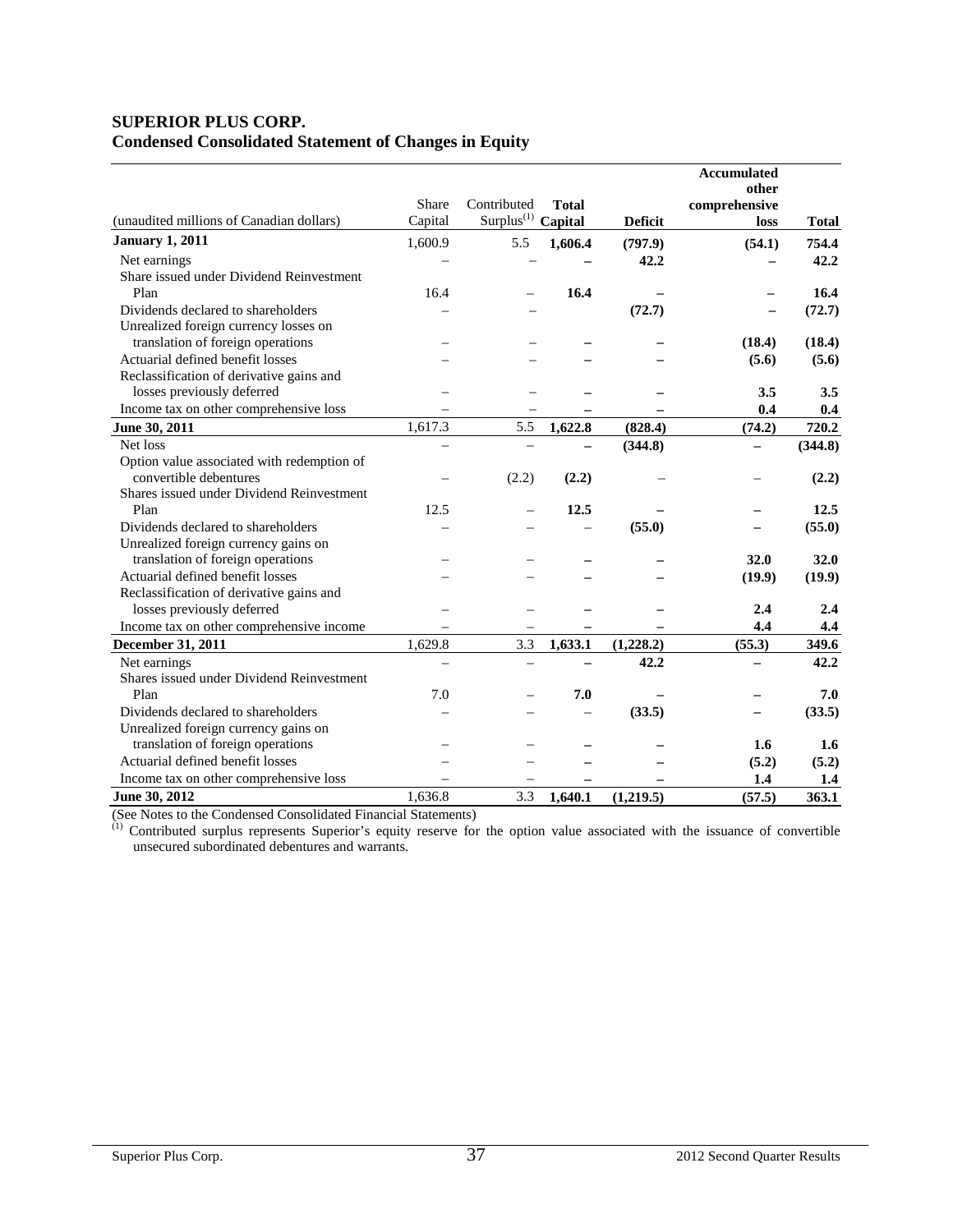**SUPERIOR PLUS CORP.**
**Condensed Consolidated Statement of Changes in Equity**

| (unaudited millions of Canadian dollars) | Share Capital | Contributed Surplus[(1)] | Total Capital | Deficit | Accumulated other comprehensive loss | Total |
|---|---|---|---|---|---|---|
| **January 1, 2011** | 1,600.9 | 5.5 | **1,606.4** | **(797.9)** | **(54.1)** | **754.4** |
| Net earnings | – | – | – | **42.2** | – | **42.2** |
| Share issued under Dividend Reinvestment Plan | 16.4 | – | **16.4** | – | – | **16.4** |
| Dividends declared to shareholders | – | – | – | **(72.7)** | – | **(72.7)** |
| Unrealized foreign currency losses on translation of foreign operations | – | – | – | – | **(18.4)** | **(18.4)** |
| Actuarial defined benefit losses | – | – | – | – | **(5.6)** | **(5.6)** |
| Reclassification of derivative gains and losses previously deferred | – | – | – | – | **3.5** | **3.5** |
| Income tax on other comprehensive loss | – | – | – | – | **0.4** | **0.4** |
| **June 30, 2011** | 1,617.3 | 5.5 | **1,622.8** | **(828.4)** | **(74.2)** | **720.2** |
| Net loss | – | – | – | **(344.8)** | – | **(344.8)** |
| Option value associated with redemption of convertible debentures | – | (2.2) | **(2.2)** | – | – | **(2.2)** |
| Shares issued under Dividend Reinvestment Plan | 12.5 | – | **12.5** | – | – | **12.5** |
| Dividends declared to shareholders | – | – | – | **(55.0)** | – | **(55.0)** |
| Unrealized foreign currency gains on translation of foreign operations | – | – | – | – | **32.0** | **32.0** |
| Actuarial defined benefit losses | – | – | – | – | **(19.9)** | **(19.9)** |
| Reclassification of derivative gains and losses previously deferred | – | – | – | – | **2.4** | **2.4** |
| Income tax on other comprehensive income | – | – | – | – | **4.4** | **4.4** |
| **December 31, 2011** | 1,629.8 | 3.3 | **1,633.1** | **(1,228.2)** | **(55.3)** | **349.6** |
| Net earnings | – | – | – | **42.2** | – | **42.2** |
| Shares issued under Dividend Reinvestment Plan | 7.0 | – | **7.0** | – | – | **7.0** |
| Dividends declared to shareholders | – | – | – | **(33.5)** | – | **(33.5)** |
| Unrealized foreign currency gains on translation of foreign operations | – | – | – | – | **1.6** | **1.6** |
| Actuarial defined benefit losses | – | – | – | – | **(5.2)** | **(5.2)** |
| Income tax on other comprehensive loss | – | – | – | – | **1.4** | **1.4** |
| **June 30, 2012** | 1,636.8 | 3.3 | **1,640.1** | **(1,219.5)** | **(57.5)** | **363.1** |

(See Notes to the Condensed Consolidated Financial Statements)

[(1)] Contributed surplus represents Superior's equity reserve for the option value associated with the issuance of convertible unsecured subordinated debentures and warrants.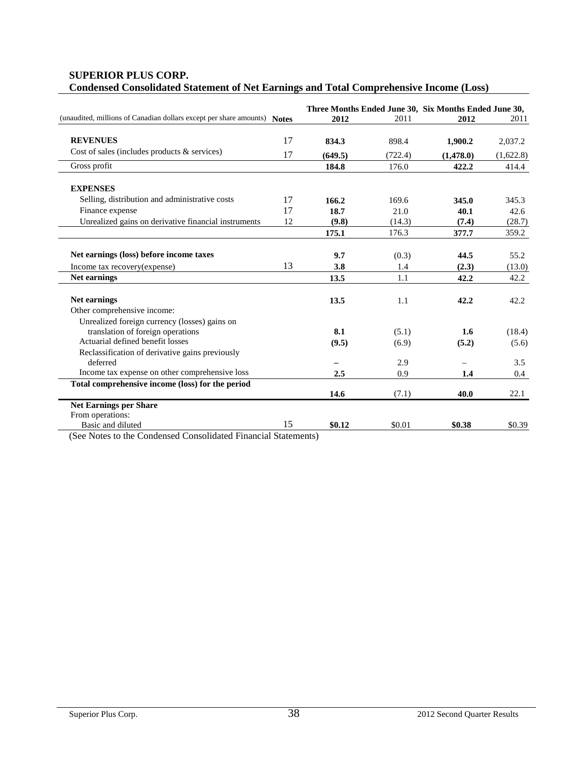## SUPERIOR PLUS CORP.

### Condensed Consolidated Statement of Net Earnings and Total Comprehensive Income (Loss)

| (unaudited, millions of Canadian dollars except per share amounts) | Notes | Three Months Ended June 30, 2012 | 2011 | Six Months Ended June 30, 2012 | 2011 |
|---|---|---|---|---|---|
| **REVENUES** | 17 | **834.3** | 898.4 | **1,900.2** | 2,037.2 |
| Cost of sales (includes products & services) | 17 | **(649.5)** | (722.4) | **(1,478.0)** | (1,622.8) |
| Gross profit | | **184.8** | 176.0 | **422.2** | 414.4 |
| **EXPENSES** | | | | | |
| Selling, distribution and administrative costs | 17 | **166.2** | 169.6 | **345.0** | 345.3 |
| Finance expense | 17 | **18.7** | 21.0 | **40.1** | 42.6 |
| Unrealized gains on derivative financial instruments | 12 | **(9.8)** | (14.3) | **(7.4)** | (28.7) |
| | | **175.1** | 176.3 | **377.7** | 359.2 |
| **Net earnings (loss) before income taxes** | | **9.7** | (0.3) | **44.5** | 55.2 |
| Income tax recovery(expense) | 13 | **3.8** | 1.4 | **(2.3)** | (13.0) |
| **Net earnings** | | **13.5** | 1.1 | **42.2** | 42.2 |
| **Net earnings** | | **13.5** | 1.1 | **42.2** | 42.2 |
| Other comprehensive income: | | | | | |
| Unrealized foreign currency (losses) gains on translation of foreign operations | | **8.1** | (5.1) | **1.6** | (18.4) |
| Actuarial defined benefit losses | | **(9.5)** | (6.9) | **(5.2)** | (5.6) |
| Reclassification of derivative gains previously deferred | | **–** | 2.9 | – | 3.5 |
| Income tax expense on other comprehensive loss | | **2.5** | 0.9 | **1.4** | 0.4 |
| **Total comprehensive income (loss) for the period** | | **14.6** | (7.1) | **40.0** | 22.1 |
| **Net Earnings per Share** | | | | | |
| From operations: | | | | | |
| Basic and diluted | 15 | **$0.12** | $0.01 | **$0.38** | $0.39 |

(See Notes to the Condensed Consolidated Financial Statements)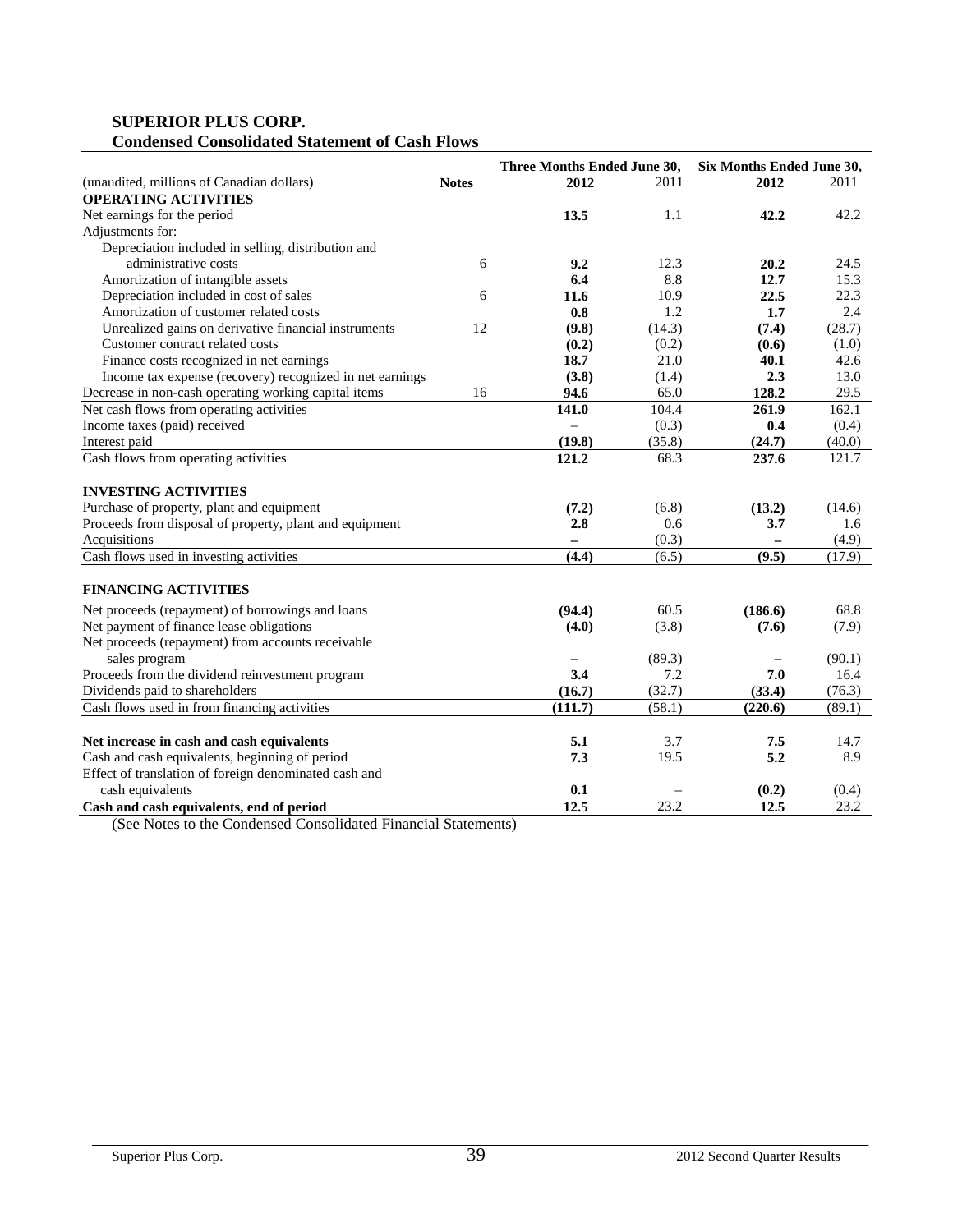**SUPERIOR PLUS CORP.**
**Condensed Consolidated Statement of Cash Flows**

| (unaudited, millions of Canadian dollars) | Notes | Three Months Ended June 30, 2012 | 2011 | Six Months Ended June 30, 2012 | 2011 |
|---|---|---|---|---|---|
| **OPERATING ACTIVITIES** | | | | | |
| Net earnings for the period | | **13.5** | 1.1 | **42.2** | 42.2 |
| Adjustments for: | | | | | |
| Depreciation included in selling, distribution and administrative costs | 6 | **9.2** | 12.3 | **20.2** | 24.5 |
| Amortization of intangible assets | | **6.4** | 8.8 | **12.7** | 15.3 |
| Depreciation included in cost of sales | 6 | **11.6** | 10.9 | **22.5** | 22.3 |
| Amortization of customer related costs | | **0.8** | 1.2 | **1.7** | 2.4 |
| Unrealized gains on derivative financial instruments | 12 | **(9.8)** | (14.3) | **(7.4)** | (28.7) |
| Customer contract related costs | | **(0.2)** | (0.2) | **(0.6)** | (1.0) |
| Finance costs recognized in net earnings | | **18.7** | 21.0 | **40.1** | 42.6 |
| Income tax expense (recovery) recognized in net earnings | | **(3.8)** | (1.4) | **2.3** | 13.0 |
| Decrease in non-cash operating working capital items | 16 | **94.6** | 65.0 | **128.2** | 29.5 |
| Net cash flows from operating activities | | **141.0** | 104.4 | **261.9** | 162.1 |
| Income taxes (paid) received | | – | (0.3) | **0.4** | (0.4) |
| Interest paid | | **(19.8)** | (35.8) | **(24.7)** | (40.0) |
| Cash flows from operating activities | | **121.2** | 68.3 | **237.6** | 121.7 |
| | | | | | |
| **INVESTING ACTIVITIES** | | | | | |
| Purchase of property, plant and equipment | | **(7.2)** | (6.8) | **(13.2)** | (14.6) |
| Proceeds from disposal of property, plant and equipment | | **2.8** | 0.6 | **3.7** | 1.6 |
| Acquisitions | | **–** | (0.3) | **–** | (4.9) |
| Cash flows used in investing activities | | **(4.4)** | (6.5) | **(9.5)** | (17.9) |
| | | | | | |
| **FINANCING ACTIVITIES** | | | | | |
| Net proceeds (repayment) of borrowings and loans | | **(94.4)** | 60.5 | **(186.6)** | 68.8 |
| Net payment of finance lease obligations | | **(4.0)** | (3.8) | **(7.6)** | (7.9) |
| Net proceeds (repayment) from accounts receivable sales program | | **–** | (89.3) | **–** | (90.1) |
| Proceeds from the dividend reinvestment program | | **3.4** | 7.2 | **7.0** | 16.4 |
| Dividends paid to shareholders | | **(16.7)** | (32.7) | **(33.4)** | (76.3) |
| Cash flows used in from financing activities | | **(111.7)** | (58.1) | **(220.6)** | (89.1) |
| | | | | | |
| **Net increase in cash and cash equivalents** | | **5.1** | 3.7 | **7.5** | 14.7 |
| Cash and cash equivalents, beginning of period | | **7.3** | 19.5 | **5.2** | 8.9 |
| Effect of translation of foreign denominated cash and cash equivalents | | **0.1** | – | **(0.2)** | (0.4) |
| **Cash and cash equivalents, end of period** | | **12.5** | 23.2 | **12.5** | 23.2 |

(See Notes to the Condensed Consolidated Financial Statements)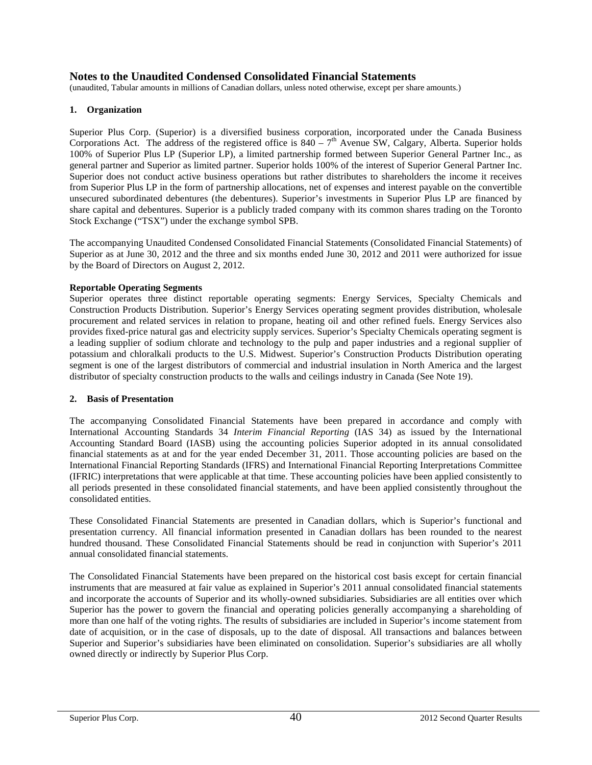# Notes to the Unaudited Condensed Consolidated Financial Statements

(unaudited, Tabular amounts in millions of Canadian dollars, unless noted otherwise, except per share amounts.)

## 1. Organization

Superior Plus Corp. (Superior) is a diversified business corporation, incorporated under the Canada Business Corporations Act. The address of the registered office is 840 – 7th Avenue SW, Calgary, Alberta. Superior holds 100% of Superior Plus LP (Superior LP), a limited partnership formed between Superior General Partner Inc., as general partner and Superior as limited partner. Superior holds 100% of the interest of Superior General Partner Inc. Superior does not conduct active business operations but rather distributes to shareholders the income it receives from Superior Plus LP in the form of partnership allocations, net of expenses and interest payable on the convertible unsecured subordinated debentures (the debentures). Superior's investments in Superior Plus LP are financed by share capital and debentures. Superior is a publicly traded company with its common shares trading on the Toronto Stock Exchange ("TSX") under the exchange symbol SPB.

The accompanying Unaudited Condensed Consolidated Financial Statements (Consolidated Financial Statements) of Superior as at June 30, 2012 and the three and six months ended June 30, 2012 and 2011 were authorized for issue by the Board of Directors on August 2, 2012.

**Reportable Operating Segments**

Superior operates three distinct reportable operating segments: Energy Services, Specialty Chemicals and Construction Products Distribution. Superior's Energy Services operating segment provides distribution, wholesale procurement and related services in relation to propane, heating oil and other refined fuels. Energy Services also provides fixed-price natural gas and electricity supply services. Superior's Specialty Chemicals operating segment is a leading supplier of sodium chlorate and technology to the pulp and paper industries and a regional supplier of potassium and chloralkali products to the U.S. Midwest. Superior's Construction Products Distribution operating segment is one of the largest distributors of commercial and industrial insulation in North America and the largest distributor of specialty construction products to the walls and ceilings industry in Canada (See Note 19).

## 2. Basis of Presentation

The accompanying Consolidated Financial Statements have been prepared in accordance and comply with International Accounting Standards 34 *Interim Financial Reporting* (IAS 34) as issued by the International Accounting Standard Board (IASB) using the accounting policies Superior adopted in its annual consolidated financial statements as at and for the year ended December 31, 2011. Those accounting policies are based on the International Financial Reporting Standards (IFRS) and International Financial Reporting Interpretations Committee (IFRIC) interpretations that were applicable at that time. These accounting policies have been applied consistently to all periods presented in these consolidated financial statements, and have been applied consistently throughout the consolidated entities.

These Consolidated Financial Statements are presented in Canadian dollars, which is Superior's functional and presentation currency. All financial information presented in Canadian dollars has been rounded to the nearest hundred thousand. These Consolidated Financial Statements should be read in conjunction with Superior's 2011 annual consolidated financial statements.

The Consolidated Financial Statements have been prepared on the historical cost basis except for certain financial instruments that are measured at fair value as explained in Superior's 2011 annual consolidated financial statements and incorporate the accounts of Superior and its wholly-owned subsidiaries. Subsidiaries are all entities over which Superior has the power to govern the financial and operating policies generally accompanying a shareholding of more than one half of the voting rights. The results of subsidiaries are included in Superior's income statement from date of acquisition, or in the case of disposals, up to the date of disposal. All transactions and balances between Superior and Superior's subsidiaries have been eliminated on consolidation. Superior's subsidiaries are all wholly owned directly or indirectly by Superior Plus Corp.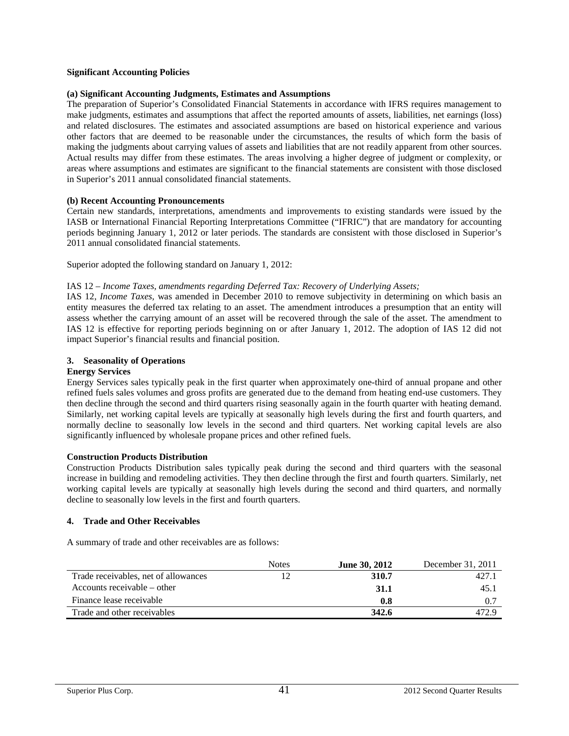**Significant Accounting Policies**

**(a) Significant Accounting Judgments, Estimates and Assumptions**

The preparation of Superior's Consolidated Financial Statements in accordance with IFRS requires management to make judgments, estimates and assumptions that affect the reported amounts of assets, liabilities, net earnings (loss) and related disclosures. The estimates and associated assumptions are based on historical experience and various other factors that are deemed to be reasonable under the circumstances, the results of which form the basis of making the judgments about carrying values of assets and liabilities that are not readily apparent from other sources. Actual results may differ from these estimates. The areas involving a higher degree of judgment or complexity, or areas where assumptions and estimates are significant to the financial statements are consistent with those disclosed in Superior's 2011 annual consolidated financial statements.

**(b) Recent Accounting Pronouncements**

Certain new standards, interpretations, amendments and improvements to existing standards were issued by the IASB or International Financial Reporting Interpretations Committee ("IFRIC") that are mandatory for accounting periods beginning January 1, 2012 or later periods. The standards are consistent with those disclosed in Superior's 2011 annual consolidated financial statements.

Superior adopted the following standard on January 1, 2012:

IAS 12 – *Income Taxes, amendments regarding Deferred Tax: Recovery of Underlying Assets;*

IAS 12, *Income Taxes,* was amended in December 2010 to remove subjectivity in determining on which basis an entity measures the deferred tax relating to an asset. The amendment introduces a presumption that an entity will assess whether the carrying amount of an asset will be recovered through the sale of the asset. The amendment to IAS 12 is effective for reporting periods beginning on or after January 1, 2012. The adoption of IAS 12 did not impact Superior's financial results and financial position.

## 3. Seasonality of Operations

**Energy Services**

Energy Services sales typically peak in the first quarter when approximately one-third of annual propane and other refined fuels sales volumes and gross profits are generated due to the demand from heating end-use customers. They then decline through the second and third quarters rising seasonally again in the fourth quarter with heating demand. Similarly, net working capital levels are typically at seasonally high levels during the first and fourth quarters, and normally decline to seasonally low levels in the second and third quarters. Net working capital levels are also significantly influenced by wholesale propane prices and other refined fuels.

**Construction Products Distribution**

Construction Products Distribution sales typically peak during the second and third quarters with the seasonal increase in building and remodeling activities. They then decline through the first and fourth quarters. Similarly, net working capital levels are typically at seasonally high levels during the second and third quarters, and normally decline to seasonally low levels in the first and fourth quarters.

## 4. Trade and Other Receivables

A summary of trade and other receivables are as follows:

| | Notes | **June 30, 2012** | December 31, 2011 |
|---|---|---|---|
| Trade receivables, net of allowances | 12 | **310.7** | 427.1 |
| Accounts receivable – other | | **31.1** | 45.1 |
| Finance lease receivable | | **0.8** | 0.7 |
| Trade and other receivables | | **342.6** | 472.9 |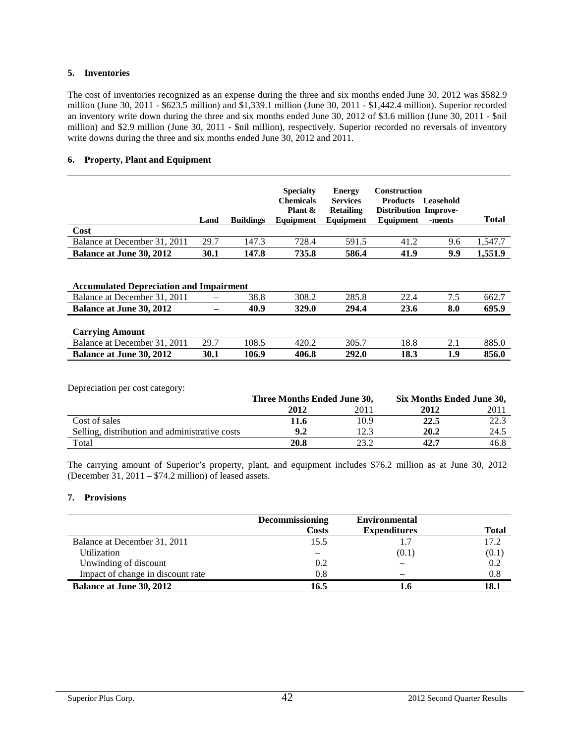## 5. Inventories

The cost of inventories recognized as an expense during the three and six months ended June 30, 2012 was $582.9 million (June 30, 2011 - $623.5 million) and $1,339.1 million (June 30, 2011 - $1,442.4 million). Superior recorded an inventory write down during the three and six months ended June 30, 2012 of $3.6 million (June 30, 2011 - $nil million) and $2.9 million (June 30, 2011 - $nil million), respectively. Superior recorded no reversals of inventory write downs during the three and six months ended June 30, 2012 and 2011.

## 6. Property, Plant and Equipment

| | Land | Buildings | Specialty Chemicals Plant & Equipment | Energy Services Retailing Equipment | Construction Products Distribution Equipment | Leasehold Improve-ments | Total |
|---|---|---|---|---|---|---|---|
| **Cost** | | | | | | | |
| Balance at December 31, 2011 | 29.7 | 147.3 | 728.4 | 591.5 | 41.2 | 9.6 | 1,547.7 |
| **Balance at June 30, 2012** | **30.1** | **147.8** | **735.8** | **586.4** | **41.9** | **9.9** | **1,551.9** |
| | | | | | | | |
| **Accumulated Depreciation and Impairment** | | | | | | | |
| Balance at December 31, 2011 | – | 38.8 | 308.2 | 285.8 | 22.4 | 7.5 | 662.7 |
| **Balance at June 30, 2012** | **–** | **40.9** | **329.0** | **294.4** | **23.6** | **8.0** | **695.9** |
| | | | | | | | |
| **Carrying Amount** | | | | | | | |
| Balance at December 31, 2011 | 29.7 | 108.5 | 420.2 | 305.7 | 18.8 | 2.1 | 885.0 |
| **Balance at June 30, 2012** | **30.1** | **106.9** | **406.8** | **292.0** | **18.3** | **1.9** | **856.0** |

Depreciation per cost category:

| | Three Months Ended June 30, | | Six Months Ended June 30, | |
|---|---|---|---|---|
| | **2012** | 2011 | **2012** | 2011 |
| Cost of sales | **11.6** | 10.9 | **22.5** | 22.3 |
| Selling, distribution and administrative costs | **9.2** | 12.3 | **20.2** | 24.5 |
| Total | **20.8** | 23.2 | **42.7** | 46.8 |

The carrying amount of Superior's property, plant, and equipment includes $76.2 million as at June 30, 2012 (December 31, 2011 – $74.2 million) of leased assets.

## 7. Provisions

| | Decommissioning Costs | Environmental Expenditures | Total |
|---|---|---|---|
| Balance at December 31, 2011 | 15.5 | 1.7 | 17.2 |
| Utilization | – | (0.1) | (0.1) |
| Unwinding of discount | 0.2 | – | 0.2 |
| Impact of change in discount rate | 0.8 | – | 0.8 |
| **Balance at June 30, 2012** | **16.5** | **1.6** | **18.1** |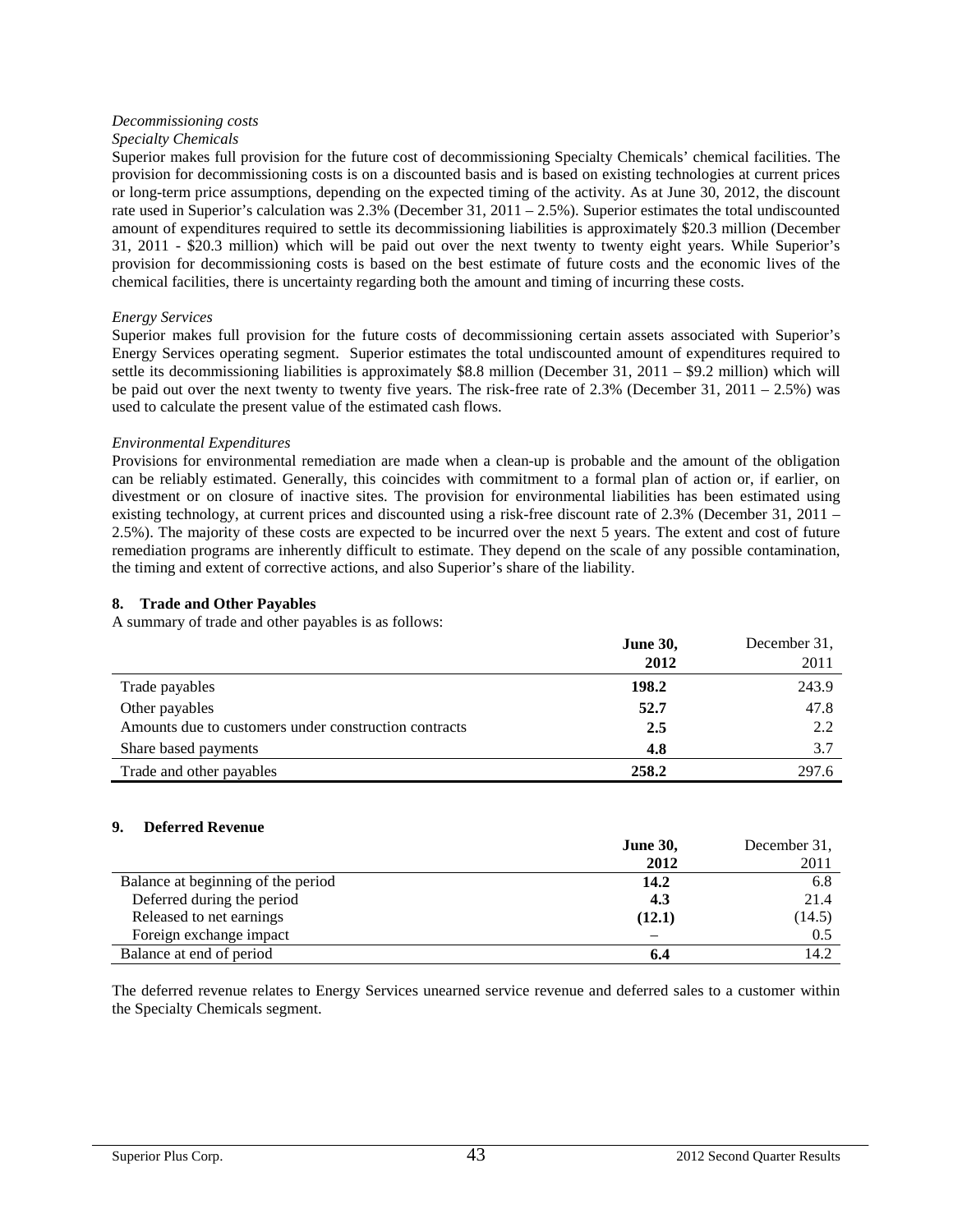*Decommissioning costs*

*Specialty Chemicals*

Superior makes full provision for the future cost of decommissioning Specialty Chemicals' chemical facilities. The provision for decommissioning costs is on a discounted basis and is based on existing technologies at current prices or long-term price assumptions, depending on the expected timing of the activity. As at June 30, 2012, the discount rate used in Superior's calculation was 2.3% (December 31, 2011 – 2.5%). Superior estimates the total undiscounted amount of expenditures required to settle its decommissioning liabilities is approximately $20.3 million (December 31, 2011 - $20.3 million) which will be paid out over the next twenty to twenty eight years. While Superior's provision for decommissioning costs is based on the best estimate of future costs and the economic lives of the chemical facilities, there is uncertainty regarding both the amount and timing of incurring these costs.

*Energy Services*

Superior makes full provision for the future costs of decommissioning certain assets associated with Superior's Energy Services operating segment. Superior estimates the total undiscounted amount of expenditures required to settle its decommissioning liabilities is approximately $8.8 million (December 31, 2011 – $9.2 million) which will be paid out over the next twenty to twenty five years. The risk-free rate of 2.3% (December 31, 2011 – 2.5%) was used to calculate the present value of the estimated cash flows.

*Environmental Expenditures*

Provisions for environmental remediation are made when a clean-up is probable and the amount of the obligation can be reliably estimated. Generally, this coincides with commitment to a formal plan of action or, if earlier, on divestment or on closure of inactive sites. The provision for environmental liabilities has been estimated using existing technology, at current prices and discounted using a risk-free discount rate of 2.3% (December 31, 2011 – 2.5%). The majority of these costs are expected to be incurred over the next 5 years. The extent and cost of future remediation programs are inherently difficult to estimate. They depend on the scale of any possible contamination, the timing and extent of corrective actions, and also Superior's share of the liability.

## 8. Trade and Other Payables

A summary of trade and other payables is as follows:

| | **June 30, 2012** | December 31, 2011 |
|---|---|---|
| Trade payables | **198.2** | 243.9 |
| Other payables | **52.7** | 47.8 |
| Amounts due to customers under construction contracts | **2.5** | 2.2 |
| Share based payments | **4.8** | 3.7 |
| Trade and other payables | **258.2** | 297.6 |

## 9. Deferred Revenue

| | **June 30, 2012** | December 31, 2011 |
|---|---|---|
| Balance at beginning of the period | **14.2** | 6.8 |
| Deferred during the period | **4.3** | 21.4 |
| Released to net earnings | **(12.1)** | (14.5) |
| Foreign exchange impact | – | 0.5 |
| Balance at end of period | **6.4** | 14.2 |

The deferred revenue relates to Energy Services unearned service revenue and deferred sales to a customer within the Specialty Chemicals segment.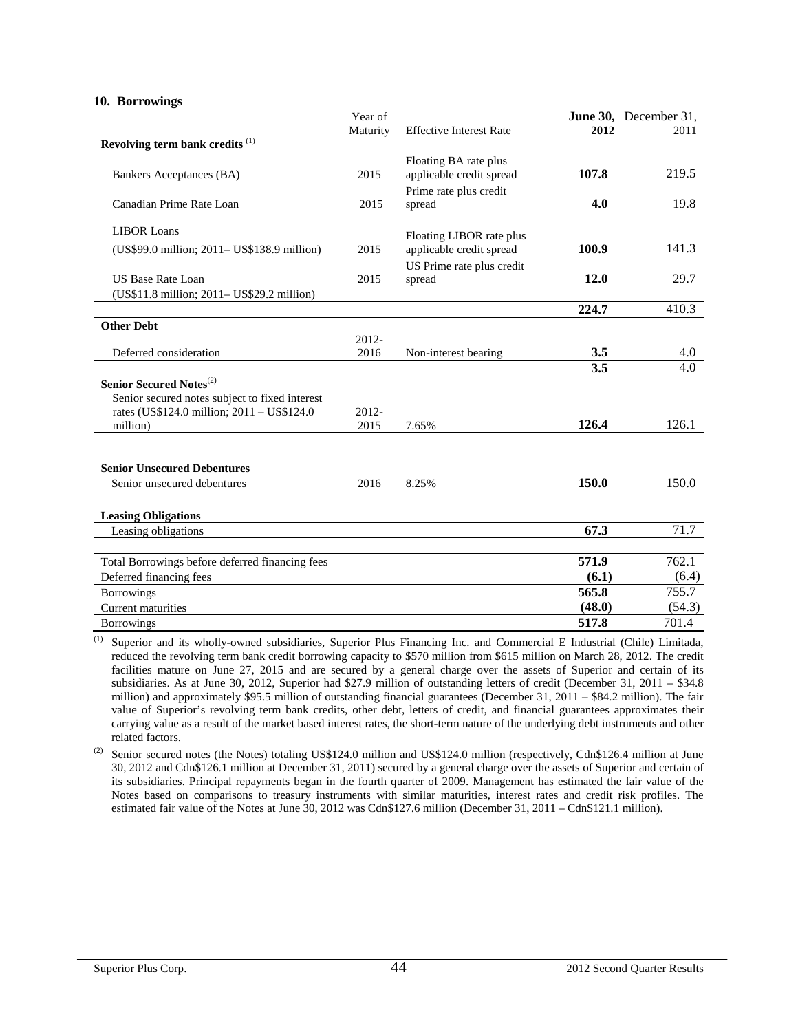### 10. Borrowings

| | Year of Maturity | Effective Interest Rate | **June 30, 2012** | December 31, 2011 |
|---|---|---|---|---|
| **Revolving term bank credits** [(1)] | | | | |
| Bankers Acceptances (BA) | 2015 | Floating BA rate plus applicable credit spread | **107.8** | 219.5 |
| Canadian Prime Rate Loan | 2015 | Prime rate plus credit spread | **4.0** | 19.8 |
| LIBOR Loans (US$99.0 million; 2011– US$138.9 million) | 2015 | Floating LIBOR rate plus applicable credit spread | **100.9** | 141.3 |
| US Base Rate Loan (US$11.8 million; 2011– US$29.2 million) | 2015 | US Prime rate plus credit spread | **12.0** | 29.7 |
| | | | **224.7** | 410.3 |
| **Other Debt** | | | | |
| Deferred consideration | 2012-2016 | Non-interest bearing | **3.5** | 4.0 |
| | | | **3.5** | 4.0 |
| **Senior Secured Notes**[(2)] | | | | |
| Senior secured notes subject to fixed interest rates (US$124.0 million; 2011 – US$124.0 million) | 2012-2015 | 7.65% | **126.4** | 126.1 |
| **Senior Unsecured Debentures** | | | | |
| Senior unsecured debentures | 2016 | 8.25% | **150.0** | 150.0 |
| **Leasing Obligations** | | | | |
| Leasing obligations | | | **67.3** | 71.7 |
| Total Borrowings before deferred financing fees | | | **571.9** | 762.1 |
| Deferred financing fees | | | **(6.1)** | (6.4) |
| Borrowings | | | **565.8** | 755.7 |
| Current maturities | | | **(48.0)** | (54.3) |
| Borrowings | | | **517.8** | 701.4 |

(1) Superior and its wholly-owned subsidiaries, Superior Plus Financing Inc. and Commercial E Industrial (Chile) Limitada, reduced the revolving term bank credit borrowing capacity to $570 million from $615 million on March 28, 2012. The credit facilities mature on June 27, 2015 and are secured by a general charge over the assets of Superior and certain of its subsidiaries. As at June 30, 2012, Superior had $27.9 million of outstanding letters of credit (December 31, 2011 – $34.8 million) and approximately $95.5 million of outstanding financial guarantees (December 31, 2011 – $84.2 million). The fair value of Superior's revolving term bank credits, other debt, letters of credit, and financial guarantees approximates their carrying value as a result of the market based interest rates, the short-term nature of the underlying debt instruments and other related factors.

(2) Senior secured notes (the Notes) totaling US$124.0 million and US$124.0 million (respectively, Cdn$126.4 million at June 30, 2012 and Cdn$126.1 million at December 31, 2011) secured by a general charge over the assets of Superior and certain of its subsidiaries. Principal repayments began in the fourth quarter of 2009. Management has estimated the fair value of the Notes based on comparisons to treasury instruments with similar maturities, interest rates and credit risk profiles. The estimated fair value of the Notes at June 30, 2012 was Cdn$127.6 million (December 31, 2011 – Cdn$121.1 million).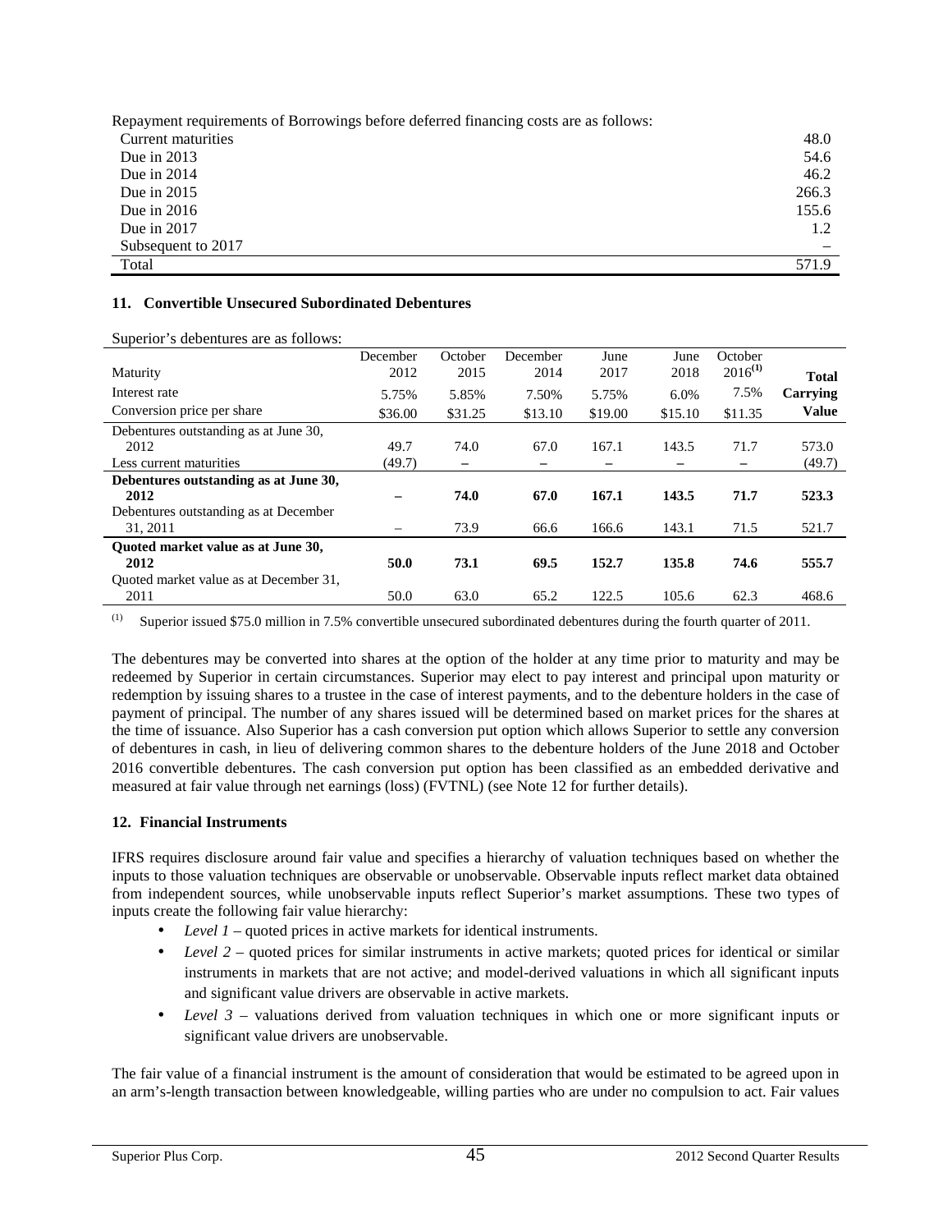Repayment requirements of Borrowings before deferred financing costs are as follows:

| | |
|---|---|
| Current maturities | 48.0 |
| Due in 2013 | 54.6 |
| Due in 2014 | 46.2 |
| Due in 2015 | 266.3 |
| Due in 2016 | 155.6 |
| Due in 2017 | 1.2 |
| Subsequent to 2017 | – |
| Total | 571.9 |

**11. Convertible Unsecured Subordinated Debentures**

Superior's debentures are as follows:

| Maturity | December 2012 | October 2015 | December 2014 | June 2017 | June 2018 | October 2016[(1)] | Total |
|---|---|---|---|---|---|---|---|
| Interest rate | 5.75% | 5.85% | 7.50% | 5.75% | 6.0% | 7.5% | Carrying |
| Conversion price per share | \$36.00 | \$31.25 | \$13.10 | \$19.00 | \$15.10 | \$11.35 | Value |
| Debentures outstanding as at June 30, 2012 | 49.7 | 74.0 | 67.0 | 167.1 | 143.5 | 71.7 | 573.0 |
| Less current maturities | (49.7) | – | – | – | – | – | (49.7) |
| **Debentures outstanding as at June 30, 2012** | **–** | **74.0** | **67.0** | **167.1** | **143.5** | **71.7** | **523.3** |
| Debentures outstanding as at December 31, 2011 | – | 73.9 | 66.6 | 166.6 | 143.1 | 71.5 | 521.7 |
| **Quoted market value as at June 30, 2012** | **50.0** | **73.1** | **69.5** | **152.7** | **135.8** | **74.6** | **555.7** |
| Quoted market value as at December 31, 2011 | 50.0 | 63.0 | 65.2 | 122.5 | 105.6 | 62.3 | 468.6 |

(1) Superior issued \$75.0 million in 7.5% convertible unsecured subordinated debentures during the fourth quarter of 2011.

The debentures may be converted into shares at the option of the holder at any time prior to maturity and may be redeemed by Superior in certain circumstances. Superior may elect to pay interest and principal upon maturity or redemption by issuing shares to a trustee in the case of interest payments, and to the debenture holders in the case of payment of principal. The number of any shares issued will be determined based on market prices for the shares at the time of issuance. Also Superior has a cash conversion put option which allows Superior to settle any conversion of debentures in cash, in lieu of delivering common shares to the debenture holders of the June 2018 and October 2016 convertible debentures. The cash conversion put option has been classified as an embedded derivative and measured at fair value through net earnings (loss) (FVTNL) (see Note 12 for further details).

**12. Financial Instruments**

IFRS requires disclosure around fair value and specifies a hierarchy of valuation techniques based on whether the inputs to those valuation techniques are observable or unobservable. Observable inputs reflect market data obtained from independent sources, while unobservable inputs reflect Superior's market assumptions. These two types of inputs create the following fair value hierarchy:

- *Level 1* – quoted prices in active markets for identical instruments.
- *Level 2* – quoted prices for similar instruments in active markets; quoted prices for identical or similar instruments in markets that are not active; and model-derived valuations in which all significant inputs and significant value drivers are observable in active markets.
- *Level 3* – valuations derived from valuation techniques in which one or more significant inputs or significant value drivers are unobservable.

The fair value of a financial instrument is the amount of consideration that would be estimated to be agreed upon in an arm's-length transaction between knowledgeable, willing parties who are under no compulsion to act. Fair values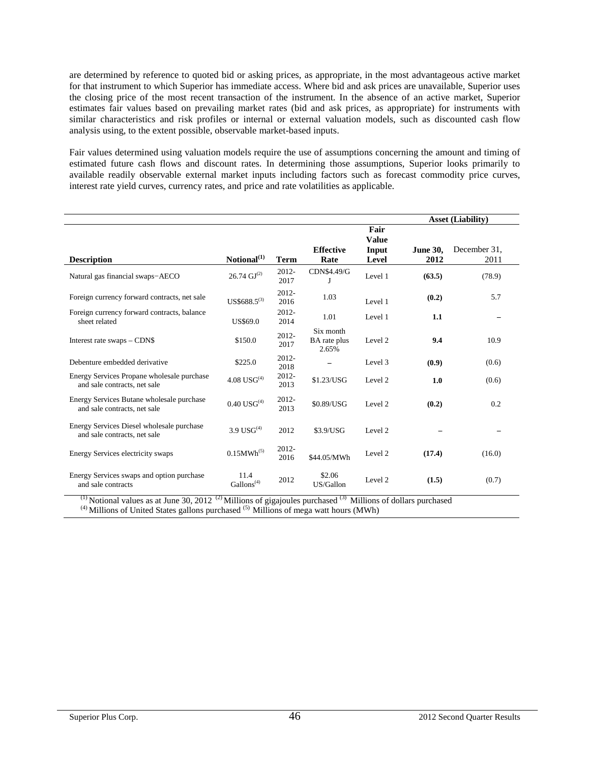are determined by reference to quoted bid or asking prices, as appropriate, in the most advantageous active market for that instrument to which Superior has immediate access. Where bid and ask prices are unavailable, Superior uses the closing price of the most recent transaction of the instrument. In the absence of an active market, Superior estimates fair values based on prevailing market rates (bid and ask prices, as appropriate) for instruments with similar characteristics and risk profiles or internal or external valuation models, such as discounted cash flow analysis using, to the extent possible, observable market-based inputs.

Fair values determined using valuation models require the use of assumptions concerning the amount and timing of estimated future cash flows and discount rates. In determining those assumptions, Superior looks primarily to available readily observable external market inputs including factors such as forecast commodity price curves, interest rate yield curves, currency rates, and price and rate volatilities as applicable.

| | | | | | Asset (Liability) | |
|---|---|---|---|---|---|---|
| **Description** | **Notional[(1)]** | **Term** | **Effective Rate** | **Fair Value Input Level** | **June 30, 2012** | December 31, 2011 |
| Natural gas financial swaps−AECO | 26.74 GJ[(2)] | 2012-2017 | CDN$4.49/GJ | Level 1 | **(63.5)** | (78.9) |
| Foreign currency forward contracts, net sale | US$688.5[(3)] | 2012-2016 | 1.03 | Level 1 | **(0.2)** | 5.7 |
| Foreign currency forward contracts, balance sheet related | US$69.0 | 2012-2014 | 1.01 | Level 1 | **1.1** | – |
| Interest rate swaps – CDN$ | $150.0 | 2012-2017 | Six month BA rate plus 2.65% | Level 2 | **9.4** | 10.9 |
| Debenture embedded derivative | $225.0 | 2012-2018 | – | Level 3 | **(0.9)** | (0.6) |
| Energy Services Propane wholesale purchase and sale contracts, net sale | 4.08 USG[(4)] | 2012-2013 | $1.23/USG | Level 2 | **1.0** | (0.6) |
| Energy Services Butane wholesale purchase and sale contracts, net sale | 0.40 USG[(4)] | 2012-2013 | $0.89/USG | Level 2 | **(0.2)** | 0.2 |
| Energy Services Diesel wholesale purchase and sale contracts, net sale | 3.9 USG[(4)] | 2012 | $3.9/USG | Level 2 | **–** | – |
| Energy Services electricity swaps | 0.15MWh[(5)] | 2012-2016 | $44.05/MWh | Level 2 | **(17.4)** | (16.0) |
| Energy Services swaps and option purchase and sale contracts | 11.4 Gallons[(4)] | 2012 | $2.06 US/Gallon | Level 2 | **(1.5)** | (0.7) |

[(1)] Notional values as at June 30, 2012 [(2)] Millions of gigajoules purchased [(3)] Millions of dollars purchased
[(4)] Millions of United States gallons purchased [(5)] Millions of mega watt hours (MWh)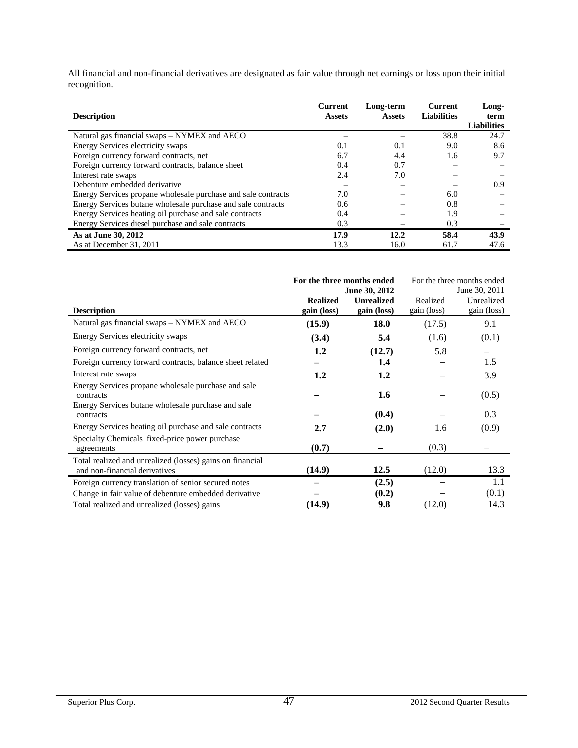All financial and non-financial derivatives are designated as fair value through net earnings or loss upon their initial recognition.

| Description | Current Assets | Long-term Assets | Current Liabilities | Long-term Liabilities |
|---|---|---|---|---|
| Natural gas financial swaps – NYMEX and AECO | – | – | 38.8 | 24.7 |
| Energy Services electricity swaps | 0.1 | 0.1 | 9.0 | 8.6 |
| Foreign currency forward contracts, net | 6.7 | 4.4 | 1.6 | 9.7 |
| Foreign currency forward contracts, balance sheet | 0.4 | 0.7 | – | – |
| Interest rate swaps | 2.4 | 7.0 | – | – |
| Debenture embedded derivative | – | – | – | 0.9 |
| Energy Services propane wholesale purchase and sale contracts | 7.0 | – | 6.0 | – |
| Energy Services butane wholesale purchase and sale contracts | 0.6 | – | 0.8 | – |
| Energy Services heating oil purchase and sale contracts | 0.4 | – | 1.9 | – |
| Energy Services diesel purchase and sale contracts | 0.3 | – | 0.3 | – |
| **As at June 30, 2012** | **17.9** | **12.2** | **58.4** | **43.9** |
| As at December 31, 2011 | 13.3 | 16.0 | 61.7 | 47.6 |

| | **For the three months ended June 30, 2012** | | For the three months ended June 30, 2011 | |
|---|---|---|---|---|
| **Description** | **Realized gain (loss)** | **Unrealized gain (loss)** | Realized gain (loss) | Unrealized gain (loss) |
| Natural gas financial swaps – NYMEX and AECO | **(15.9)** | **18.0** | (17.5) | 9.1 |
| Energy Services electricity swaps | **(3.4)** | **5.4** | (1.6) | (0.1) |
| Foreign currency forward contracts, net | **1.2** | **(12.7)** | 5.8 | – |
| Foreign currency forward contracts, balance sheet related | **–** | **1.4** | – | 1.5 |
| Interest rate swaps | **1.2** | **1.2** | – | 3.9 |
| Energy Services propane wholesale purchase and sale contracts | **–** | **1.6** | – | (0.5) |
| Energy Services butane wholesale purchase and sale contracts | **–** | **(0.4)** | – | 0.3 |
| Energy Services heating oil purchase and sale contracts | **2.7** | **(2.0)** | 1.6 | (0.9) |
| Specialty Chemicals fixed-price power purchase agreements | **(0.7)** | **–** | (0.3) | – |
| Total realized and unrealized (losses) gains on financial and non-financial derivatives | **(14.9)** | **12.5** | (12.0) | 13.3 |
| Foreign currency translation of senior secured notes | **–** | **(2.5)** | – | 1.1 |
| Change in fair value of debenture embedded derivative | **–** | **(0.2)** | – | (0.1) |
| Total realized and unrealized (losses) gains | **(14.9)** | **9.8** | (12.0) | 14.3 |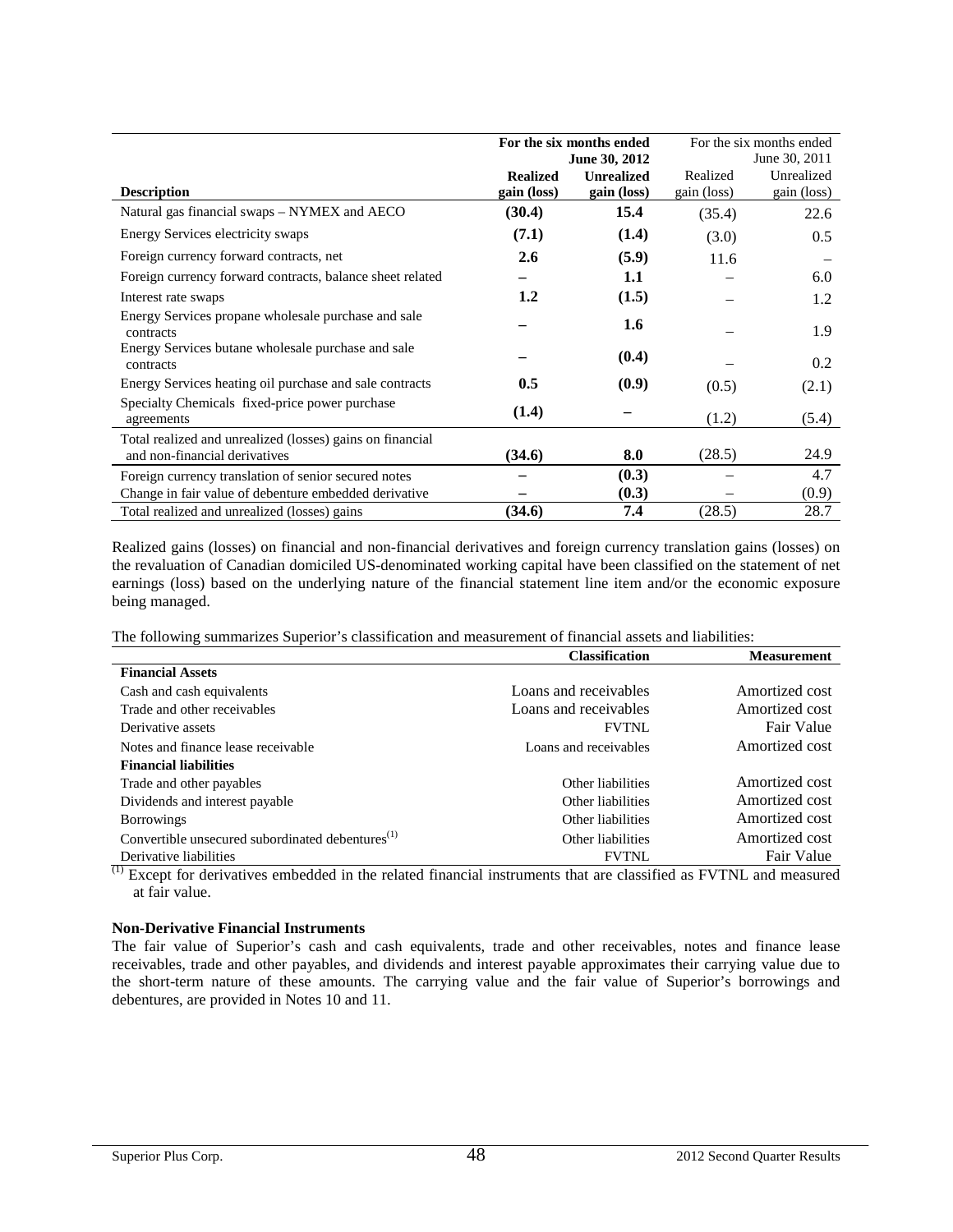| Description | For the six months ended June 30, 2012 | | For the six months ended June 30, 2011 | |
|---|---|---|---|---|
| | **Realized gain (loss)** | **Unrealized gain (loss)** | Realized gain (loss) | Unrealized gain (loss) |
| Natural gas financial swaps – NYMEX and AECO | **(30.4)** | **15.4** | (35.4) | 22.6 |
| Energy Services electricity swaps | **(7.1)** | **(1.4)** | (3.0) | 0.5 |
| Foreign currency forward contracts, net | **2.6** | **(5.9)** | 11.6 | – |
| Foreign currency forward contracts, balance sheet related | **–** | **1.1** | – | 6.0 |
| Interest rate swaps | **1.2** | **(1.5)** | – | 1.2 |
| Energy Services propane wholesale purchase and sale contracts | **–** | **1.6** | – | 1.9 |
| Energy Services butane wholesale purchase and sale contracts | **–** | **(0.4)** | – | 0.2 |
| Energy Services heating oil purchase and sale contracts | **0.5** | **(0.9)** | (0.5) | (2.1) |
| Specialty Chemicals fixed-price power purchase agreements | **(1.4)** | **–** | (1.2) | (5.4) |
| Total realized and unrealized (losses) gains on financial and non-financial derivatives | **(34.6)** | **8.0** | (28.5) | 24.9 |
| Foreign currency translation of senior secured notes | **–** | **(0.3)** | – | 4.7 |
| Change in fair value of debenture embedded derivative | **–** | **(0.3)** | – | (0.9) |
| Total realized and unrealized (losses) gains | **(34.6)** | **7.4** | (28.5) | 28.7 |

Realized gains (losses) on financial and non-financial derivatives and foreign currency translation gains (losses) on the revaluation of Canadian domiciled US-denominated working capital have been classified on the statement of net earnings (loss) based on the underlying nature of the financial statement line item and/or the economic exposure being managed.

The following summarizes Superior's classification and measurement of financial assets and liabilities:

| | **Classification** | **Measurement** |
|---|---|---|
| **Financial Assets** | | |
| Cash and cash equivalents | Loans and receivables | Amortized cost |
| Trade and other receivables | Loans and receivables | Amortized cost |
| Derivative assets | FVTNL | Fair Value |
| Notes and finance lease receivable | Loans and receivables | Amortized cost |
| **Financial liabilities** | | |
| Trade and other payables | Other liabilities | Amortized cost |
| Dividends and interest payable | Other liabilities | Amortized cost |
| Borrowings | Other liabilities | Amortized cost |
| Convertible unsecured subordinated debentures(1) | Other liabilities | Amortized cost |
| Derivative liabilities | FVTNL | Fair Value |

(1) Except for derivatives embedded in the related financial instruments that are classified as FVTNL and measured at fair value.

**Non-Derivative Financial Instruments**

The fair value of Superior's cash and cash equivalents, trade and other receivables, notes and finance lease receivables, trade and other payables, and dividends and interest payable approximates their carrying value due to the short-term nature of these amounts. The carrying value and the fair value of Superior's borrowings and debentures, are provided in Notes 10 and 11.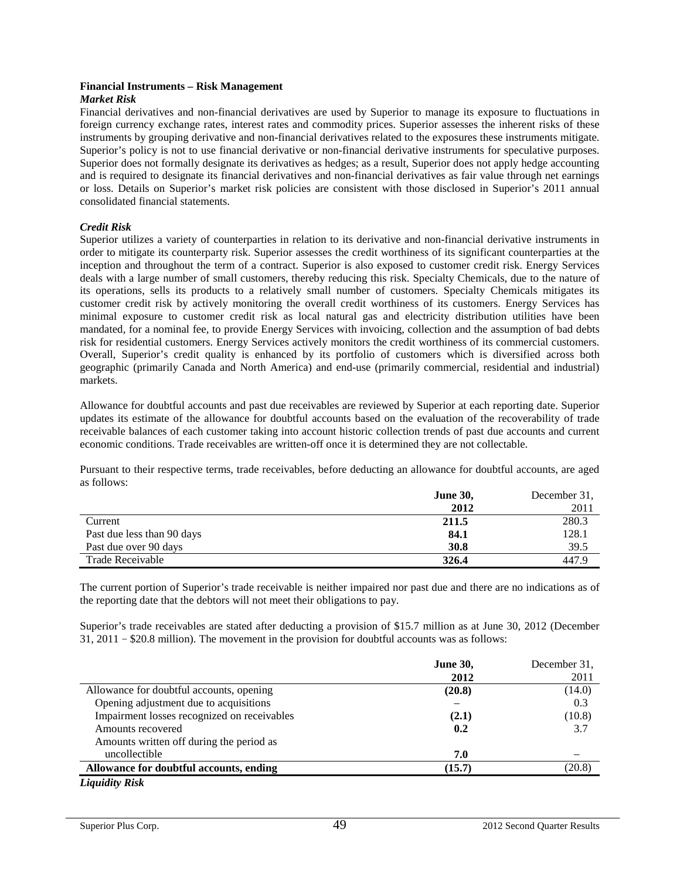### Financial Instruments – Risk Management

***Market Risk***

Financial derivatives and non-financial derivatives are used by Superior to manage its exposure to fluctuations in foreign currency exchange rates, interest rates and commodity prices. Superior assesses the inherent risks of these instruments by grouping derivative and non-financial derivatives related to the exposures these instruments mitigate. Superior's policy is not to use financial derivative or non-financial derivative instruments for speculative purposes. Superior does not formally designate its derivatives as hedges; as a result, Superior does not apply hedge accounting and is required to designate its financial derivatives and non-financial derivatives as fair value through net earnings or loss. Details on Superior's market risk policies are consistent with those disclosed in Superior's 2011 annual consolidated financial statements.

***Credit Risk***

Superior utilizes a variety of counterparties in relation to its derivative and non-financial derivative instruments in order to mitigate its counterparty risk. Superior assesses the credit worthiness of its significant counterparties at the inception and throughout the term of a contract. Superior is also exposed to customer credit risk. Energy Services deals with a large number of small customers, thereby reducing this risk. Specialty Chemicals, due to the nature of its operations, sells its products to a relatively small number of customers. Specialty Chemicals mitigates its customer credit risk by actively monitoring the overall credit worthiness of its customers. Energy Services has minimal exposure to customer credit risk as local natural gas and electricity distribution utilities have been mandated, for a nominal fee, to provide Energy Services with invoicing, collection and the assumption of bad debts risk for residential customers. Energy Services actively monitors the credit worthiness of its commercial customers. Overall, Superior's credit quality is enhanced by its portfolio of customers which is diversified across both geographic (primarily Canada and North America) and end-use (primarily commercial, residential and industrial) markets.

Allowance for doubtful accounts and past due receivables are reviewed by Superior at each reporting date. Superior updates its estimate of the allowance for doubtful accounts based on the evaluation of the recoverability of trade receivable balances of each customer taking into account historic collection trends of past due accounts and current economic conditions. Trade receivables are written-off once it is determined they are not collectable.

Pursuant to their respective terms, trade receivables, before deducting an allowance for doubtful accounts, are aged as follows:

| | **June 30, 2012** | December 31, 2011 |
|---|---|---|
| Current | **211.5** | 280.3 |
| Past due less than 90 days | **84.1** | 128.1 |
| Past due over 90 days | **30.8** | 39.5 |
| Trade Receivable | **326.4** | 447.9 |

The current portion of Superior's trade receivable is neither impaired nor past due and there are no indications as of the reporting date that the debtors will not meet their obligations to pay.

Superior's trade receivables are stated after deducting a provision of $15.7 million as at June 30, 2012 (December 31, 2011 − $20.8 million). The movement in the provision for doubtful accounts was as follows:

| | **June 30, 2012** | December 31, 2011 |
|---|---|---|
| Allowance for doubtful accounts, opening | **(20.8)** | (14.0) |
| Opening adjustment due to acquisitions | – | 0.3 |
| Impairment losses recognized on receivables | **(2.1)** | (10.8) |
| Amounts recovered | **0.2** | 3.7 |
| Amounts written off during the period as uncollectible | **7.0** | – |
| **Allowance for doubtful accounts, ending** | **(15.7)** | (20.8) |

***Liquidity Risk***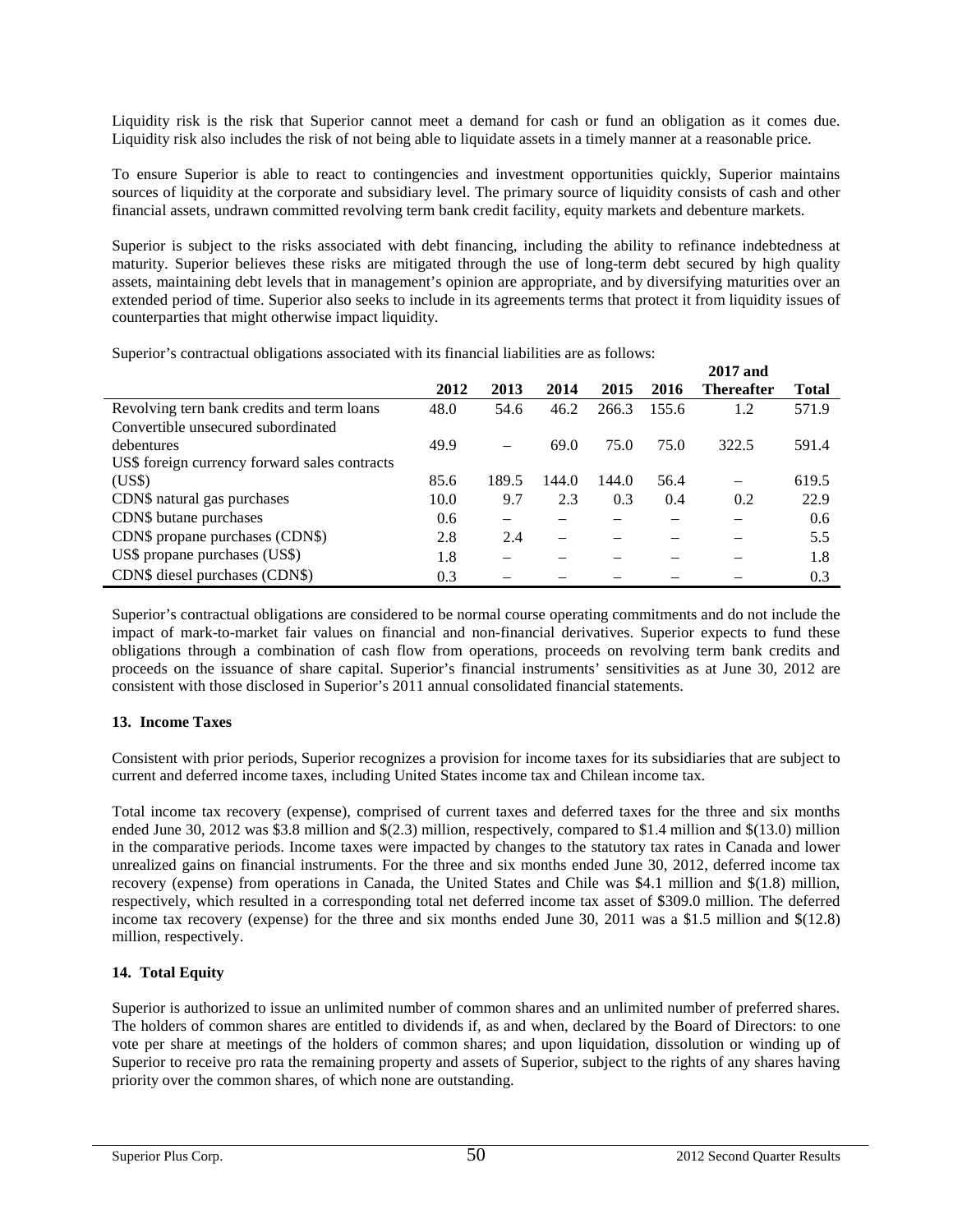Liquidity risk is the risk that Superior cannot meet a demand for cash or fund an obligation as it comes due. Liquidity risk also includes the risk of not being able to liquidate assets in a timely manner at a reasonable price.

To ensure Superior is able to react to contingencies and investment opportunities quickly, Superior maintains sources of liquidity at the corporate and subsidiary level. The primary source of liquidity consists of cash and other financial assets, undrawn committed revolving term bank credit facility, equity markets and debenture markets.

Superior is subject to the risks associated with debt financing, including the ability to refinance indebtedness at maturity. Superior believes these risks are mitigated through the use of long-term debt secured by high quality assets, maintaining debt levels that in management's opinion are appropriate, and by diversifying maturities over an extended period of time. Superior also seeks to include in its agreements terms that protect it from liquidity issues of counterparties that might otherwise impact liquidity.

Superior's contractual obligations associated with its financial liabilities are as follows:

| | 2012 | 2013 | 2014 | 2015 | 2016 | 2017 and Thereafter | Total |
|---|---|---|---|---|---|---|---|
| Revolving tern bank credits and term loans | 48.0 | 54.6 | 46.2 | 266.3 | 155.6 | 1.2 | 571.9 |
| Convertible unsecured subordinated debentures | 49.9 | – | 69.0 | 75.0 | 75.0 | 322.5 | 591.4 |
| US$ foreign currency forward sales contracts (US$) | 85.6 | 189.5 | 144.0 | 144.0 | 56.4 | – | 619.5 |
| CDN$ natural gas purchases | 10.0 | 9.7 | 2.3 | 0.3 | 0.4 | 0.2 | 22.9 |
| CDN$ butane purchases | 0.6 | – | – | – | – | – | 0.6 |
| CDN$ propane purchases (CDN$) | 2.8 | 2.4 | – | – | – | – | 5.5 |
| US$ propane purchases (US$) | 1.8 | – | – | – | – | – | 1.8 |
| CDN$ diesel purchases (CDN$) | 0.3 | – | – | – | – | – | 0.3 |

Superior's contractual obligations are considered to be normal course operating commitments and do not include the impact of mark-to-market fair values on financial and non-financial derivatives. Superior expects to fund these obligations through a combination of cash flow from operations, proceeds on revolving term bank credits and proceeds on the issuance of share capital. Superior's financial instruments' sensitivities as at June 30, 2012 are consistent with those disclosed in Superior's 2011 annual consolidated financial statements.

### 13. Income Taxes

Consistent with prior periods, Superior recognizes a provision for income taxes for its subsidiaries that are subject to current and deferred income taxes, including United States income tax and Chilean income tax.

Total income tax recovery (expense), comprised of current taxes and deferred taxes for the three and six months ended June 30, 2012 was $3.8 million and $(2.3) million, respectively, compared to $1.4 million and $(13.0) million in the comparative periods. Income taxes were impacted by changes to the statutory tax rates in Canada and lower unrealized gains on financial instruments. For the three and six months ended June 30, 2012, deferred income tax recovery (expense) from operations in Canada, the United States and Chile was $4.1 million and $(1.8) million, respectively, which resulted in a corresponding total net deferred income tax asset of $309.0 million. The deferred income tax recovery (expense) for the three and six months ended June 30, 2011 was a $1.5 million and $(12.8) million, respectively.

### 14. Total Equity

Superior is authorized to issue an unlimited number of common shares and an unlimited number of preferred shares. The holders of common shares are entitled to dividends if, as and when, declared by the Board of Directors: to one vote per share at meetings of the holders of common shares; and upon liquidation, dissolution or winding up of Superior to receive pro rata the remaining property and assets of Superior, subject to the rights of any shares having priority over the common shares, of which none are outstanding.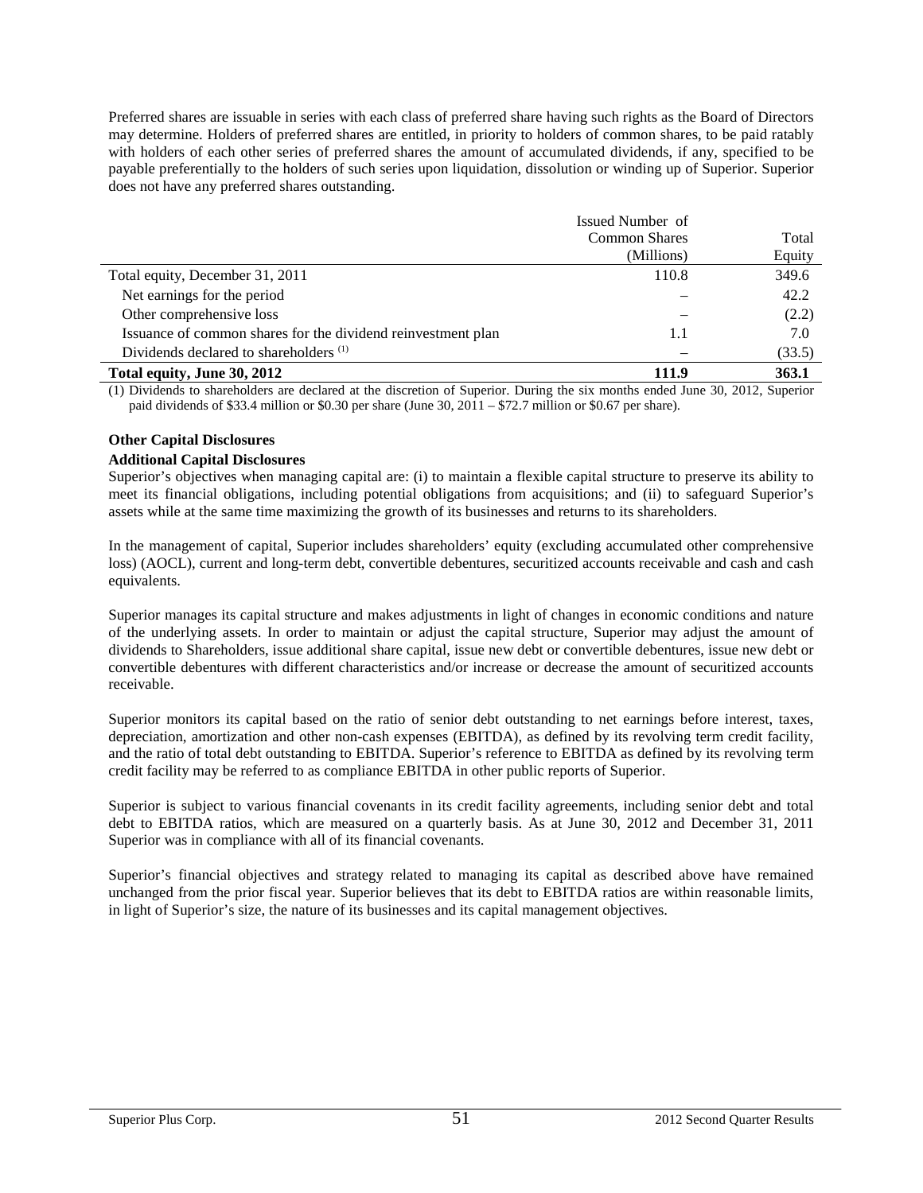Preferred shares are issuable in series with each class of preferred share having such rights as the Board of Directors may determine. Holders of preferred shares are entitled, in priority to holders of common shares, to be paid ratably with holders of each other series of preferred shares the amount of accumulated dividends, if any, specified to be payable preferentially to the holders of such series upon liquidation, dissolution or winding up of Superior. Superior does not have any preferred shares outstanding.

| | Issued Number of Common Shares (Millions) | Total Equity |
|---|---|---|
| Total equity, December 31, 2011 | 110.8 | 349.6 |
| Net earnings for the period | – | 42.2 |
| Other comprehensive loss | – | (2.2) |
| Issuance of common shares for the dividend reinvestment plan | 1.1 | 7.0 |
| Dividends declared to shareholders [(1)] | – | (33.5) |
| **Total equity, June 30, 2012** | **111.9** | **363.1** |

(1) Dividends to shareholders are declared at the discretion of Superior. During the six months ended June 30, 2012, Superior paid dividends of $33.4 million or $0.30 per share (June 30, 2011 – $72.7 million or $0.67 per share).

**Other Capital Disclosures**

**Additional Capital Disclosures**

Superior's objectives when managing capital are: (i) to maintain a flexible capital structure to preserve its ability to meet its financial obligations, including potential obligations from acquisitions; and (ii) to safeguard Superior's assets while at the same time maximizing the growth of its businesses and returns to its shareholders.

In the management of capital, Superior includes shareholders' equity (excluding accumulated other comprehensive loss) (AOCL), current and long-term debt, convertible debentures, securitized accounts receivable and cash and cash equivalents.

Superior manages its capital structure and makes adjustments in light of changes in economic conditions and nature of the underlying assets. In order to maintain or adjust the capital structure, Superior may adjust the amount of dividends to Shareholders, issue additional share capital, issue new debt or convertible debentures, issue new debt or convertible debentures with different characteristics and/or increase or decrease the amount of securitized accounts receivable.

Superior monitors its capital based on the ratio of senior debt outstanding to net earnings before interest, taxes, depreciation, amortization and other non-cash expenses (EBITDA), as defined by its revolving term credit facility, and the ratio of total debt outstanding to EBITDA. Superior's reference to EBITDA as defined by its revolving term credit facility may be referred to as compliance EBITDA in other public reports of Superior.

Superior is subject to various financial covenants in its credit facility agreements, including senior debt and total debt to EBITDA ratios, which are measured on a quarterly basis. As at June 30, 2012 and December 31, 2011 Superior was in compliance with all of its financial covenants.

Superior's financial objectives and strategy related to managing its capital as described above have remained unchanged from the prior fiscal year. Superior believes that its debt to EBITDA ratios are within reasonable limits, in light of Superior's size, the nature of its businesses and its capital management objectives.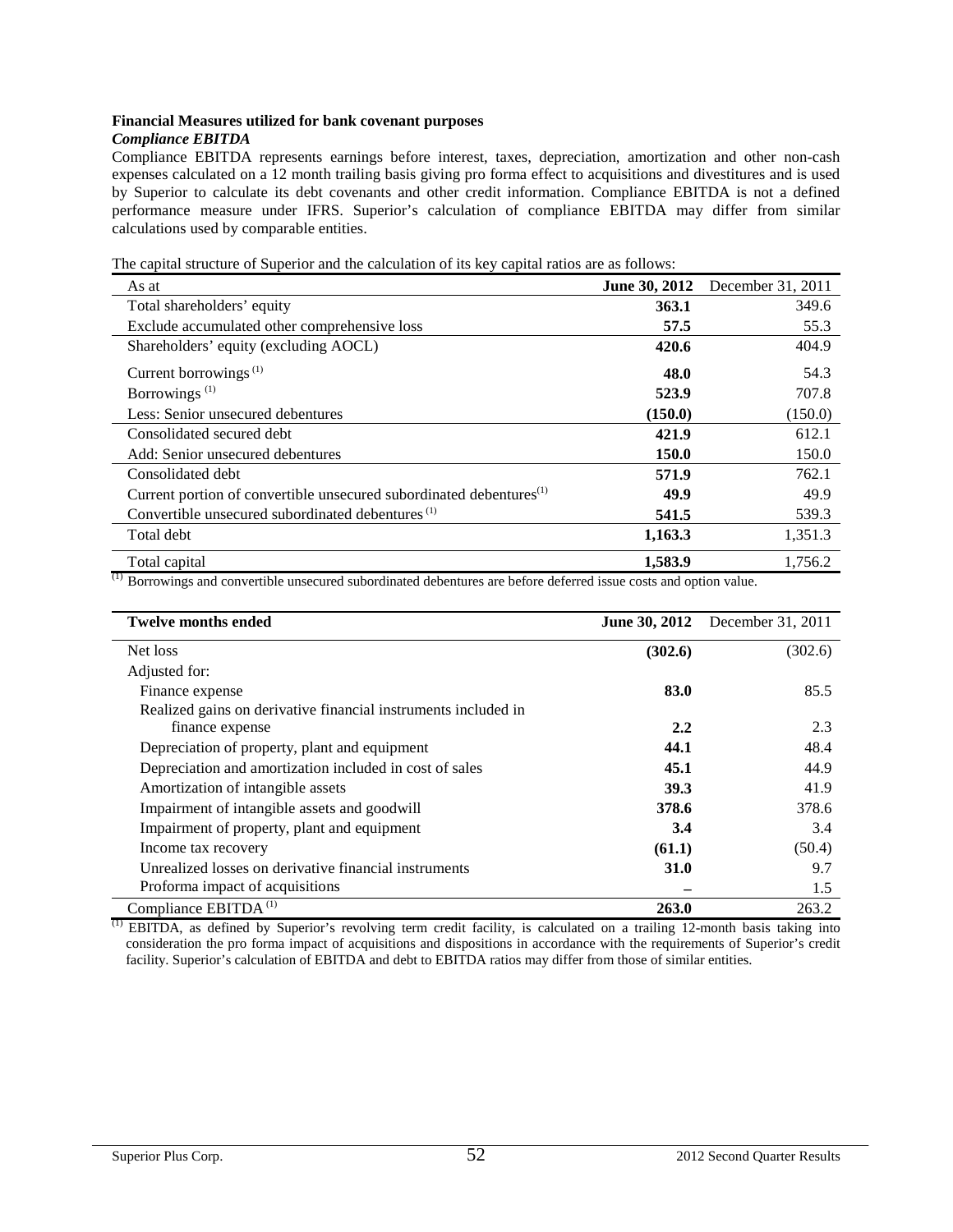### Financial Measures utilized for bank covenant purposes

#### *Compliance EBITDA*

Compliance EBITDA represents earnings before interest, taxes, depreciation, amortization and other non-cash expenses calculated on a 12 month trailing basis giving pro forma effect to acquisitions and divestitures and is used by Superior to calculate its debt covenants and other credit information. Compliance EBITDA is not a defined performance measure under IFRS. Superior's calculation of compliance EBITDA may differ from similar calculations used by comparable entities.

The capital structure of Superior and the calculation of its key capital ratios are as follows:

| As at | **June 30, 2012** | December 31, 2011 |
|---|---|---|
| Total shareholders' equity | **363.1** | 349.6 |
| Exclude accumulated other comprehensive loss | **57.5** | 55.3 |
| Shareholders' equity (excluding AOCL) | **420.6** | 404.9 |
| Current borrowings [(1)] | **48.0** | 54.3 |
| Borrowings [(1)] | **523.9** | 707.8 |
| Less: Senior unsecured debentures | **(150.0)** | (150.0) |
| Consolidated secured debt | **421.9** | 612.1 |
| Add: Senior unsecured debentures | **150.0** | 150.0 |
| Consolidated debt | **571.9** | 762.1 |
| Current portion of convertible unsecured subordinated debentures[(1)] | **49.9** | 49.9 |
| Convertible unsecured subordinated debentures [(1)] | **541.5** | 539.3 |
| Total debt | **1,163.3** | 1,351.3 |
| Total capital | **1,583.9** | 1,756.2 |

[(1)] Borrowings and convertible unsecured subordinated debentures are before deferred issue costs and option value.

| **Twelve months ended** | **June 30, 2012** | December 31, 2011 |
|---|---|---|
| Net loss | **(302.6)** | (302.6) |
| Adjusted for: | | |
| Finance expense | **83.0** | 85.5 |
| Realized gains on derivative financial instruments included in finance expense | **2.2** | 2.3 |
| Depreciation of property, plant and equipment | **44.1** | 48.4 |
| Depreciation and amortization included in cost of sales | **45.1** | 44.9 |
| Amortization of intangible assets | **39.3** | 41.9 |
| Impairment of intangible assets and goodwill | **378.6** | 378.6 |
| Impairment of property, plant and equipment | **3.4** | 3.4 |
| Income tax recovery | **(61.1)** | (50.4) |
| Unrealized losses on derivative financial instruments | **31.0** | 9.7 |
| Proforma impact of acquisitions | **–** | 1.5 |
| Compliance EBITDA [(1)] | **263.0** | 263.2 |

[(1)] EBITDA, as defined by Superior's revolving term credit facility, is calculated on a trailing 12-month basis taking into consideration the pro forma impact of acquisitions and dispositions in accordance with the requirements of Superior's credit facility. Superior's calculation of EBITDA and debt to EBITDA ratios may differ from those of similar entities.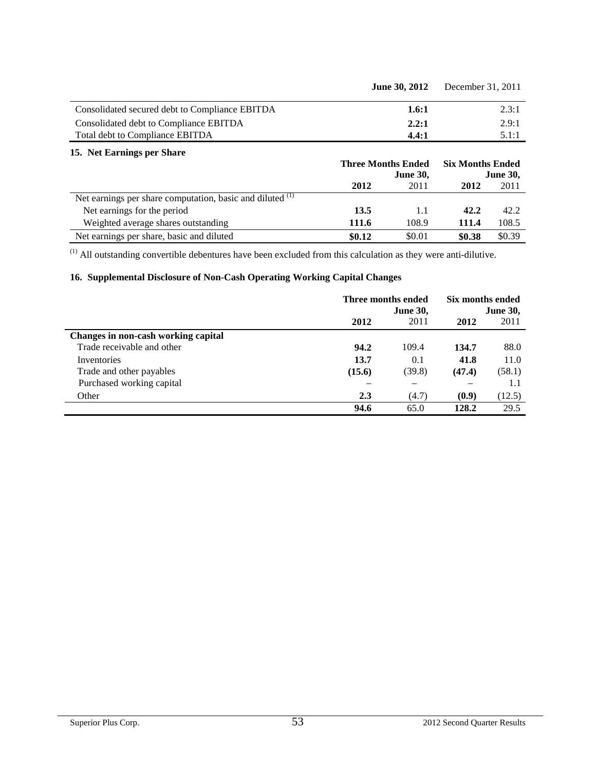| | June 30, 2012 | December 31, 2011 |
|---|---|---|
| Consolidated secured debt to Compliance EBITDA | **1.6:1** | 2.3:1 |
| Consolidated debt to Compliance EBITDA | **2.2:1** | 2.9:1 |
| Total debt to Compliance EBITDA | **4.4:1** | 5.1:1 |

## 15. Net Earnings per Share

| | Three Months Ended June 30, | | Six Months Ended June 30, | |
|---|---|---|---|---|
| | **2012** | 2011 | **2012** | 2011 |
| Net earnings per share computation, basic and diluted (1) | | | | |
| Net earnings for the period | **13.5** | 1.1 | **42.2** | 42.2 |
| Weighted average shares outstanding | **111.6** | 108.9 | **111.4** | 108.5 |
| Net earnings per share, basic and diluted | **$0.12** | $0.01 | **$0.38** | $0.39 |

(1) All outstanding convertible debentures have been excluded from this calculation as they were anti-dilutive.

## 16. Supplemental Disclosure of Non-Cash Operating Working Capital Changes

| | Three months ended June 30, | | Six months ended June 30, | |
|---|---|---|---|---|
| | **2012** | 2011 | **2012** | 2011 |
| **Changes in non-cash working capital** | | | | |
| Trade receivable and other | **94.2** | 109.4 | **134.7** | 88.0 |
| Inventories | **13.7** | 0.1 | **41.8** | 11.0 |
| Trade and other payables | **(15.6)** | (39.8) | **(47.4)** | (58.1) |
| Purchased working capital | – | – | – | 1.1 |
| Other | **2.3** | (4.7) | **(0.9)** | (12.5) |
| | **94.6** | 65.0 | **128.2** | 29.5 |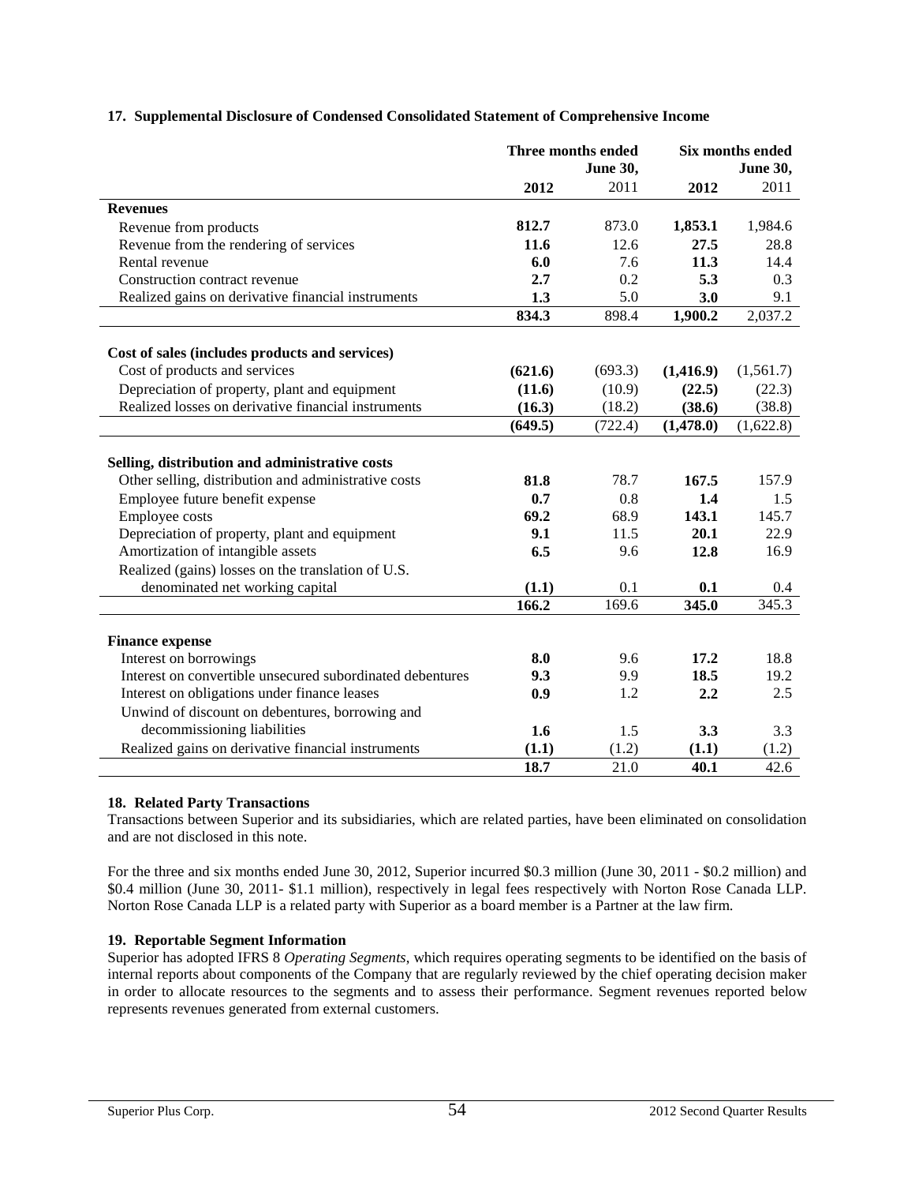## 17. Supplemental Disclosure of Condensed Consolidated Statement of Comprehensive Income

| | Three months ended June 30, | | Six months ended June 30, | |
|---|---|---|---|---|
| | **2012** | 2011 | **2012** | 2011 |
| **Revenues** | | | | |
| Revenue from products | **812.7** | 873.0 | **1,853.1** | 1,984.6 |
| Revenue from the rendering of services | **11.6** | 12.6 | **27.5** | 28.8 |
| Rental revenue | **6.0** | 7.6 | **11.3** | 14.4 |
| Construction contract revenue | **2.7** | 0.2 | **5.3** | 0.3 |
| Realized gains on derivative financial instruments | **1.3** | 5.0 | **3.0** | 9.1 |
| | **834.3** | 898.4 | **1,900.2** | 2,037.2 |
| **Cost of sales (includes products and services)** | | | | |
| Cost of products and services | **(621.6)** | (693.3) | **(1,416.9)** | (1,561.7) |
| Depreciation of property, plant and equipment | **(11.6)** | (10.9) | **(22.5)** | (22.3) |
| Realized losses on derivative financial instruments | **(16.3)** | (18.2) | **(38.6)** | (38.8) |
| | **(649.5)** | (722.4) | **(1,478.0)** | (1,622.8) |
| **Selling, distribution and administrative costs** | | | | |
| Other selling, distribution and administrative costs | **81.8** | 78.7 | **167.5** | 157.9 |
| Employee future benefit expense | **0.7** | 0.8 | **1.4** | 1.5 |
| Employee costs | **69.2** | 68.9 | **143.1** | 145.7 |
| Depreciation of property, plant and equipment | **9.1** | 11.5 | **20.1** | 22.9 |
| Amortization of intangible assets | **6.5** | 9.6 | **12.8** | 16.9 |
| Realized (gains) losses on the translation of U.S. denominated net working capital | **(1.1)** | 0.1 | **0.1** | 0.4 |
| | **166.2** | 169.6 | **345.0** | 345.3 |
| **Finance expense** | | | | |
| Interest on borrowings | **8.0** | 9.6 | **17.2** | 18.8 |
| Interest on convertible unsecured subordinated debentures | **9.3** | 9.9 | **18.5** | 19.2 |
| Interest on obligations under finance leases | **0.9** | 1.2 | **2.2** | 2.5 |
| Unwind of discount on debentures, borrowing and decommissioning liabilities | **1.6** | 1.5 | **3.3** | 3.3 |
| Realized gains on derivative financial instruments | **(1.1)** | (1.2) | **(1.1)** | (1.2) |
| | **18.7** | 21.0 | **40.1** | 42.6 |

## 18. Related Party Transactions

Transactions between Superior and its subsidiaries, which are related parties, have been eliminated on consolidation and are not disclosed in this note.

For the three and six months ended June 30, 2012, Superior incurred $0.3 million (June 30, 2011 - $0.2 million) and $0.4 million (June 30, 2011- $1.1 million), respectively in legal fees respectively with Norton Rose Canada LLP. Norton Rose Canada LLP is a related party with Superior as a board member is a Partner at the law firm.

## 19. Reportable Segment Information

Superior has adopted IFRS 8 *Operating Segments*, which requires operating segments to be identified on the basis of internal reports about components of the Company that are regularly reviewed by the chief operating decision maker in order to allocate resources to the segments and to assess their performance. Segment revenues reported below represents revenues generated from external customers.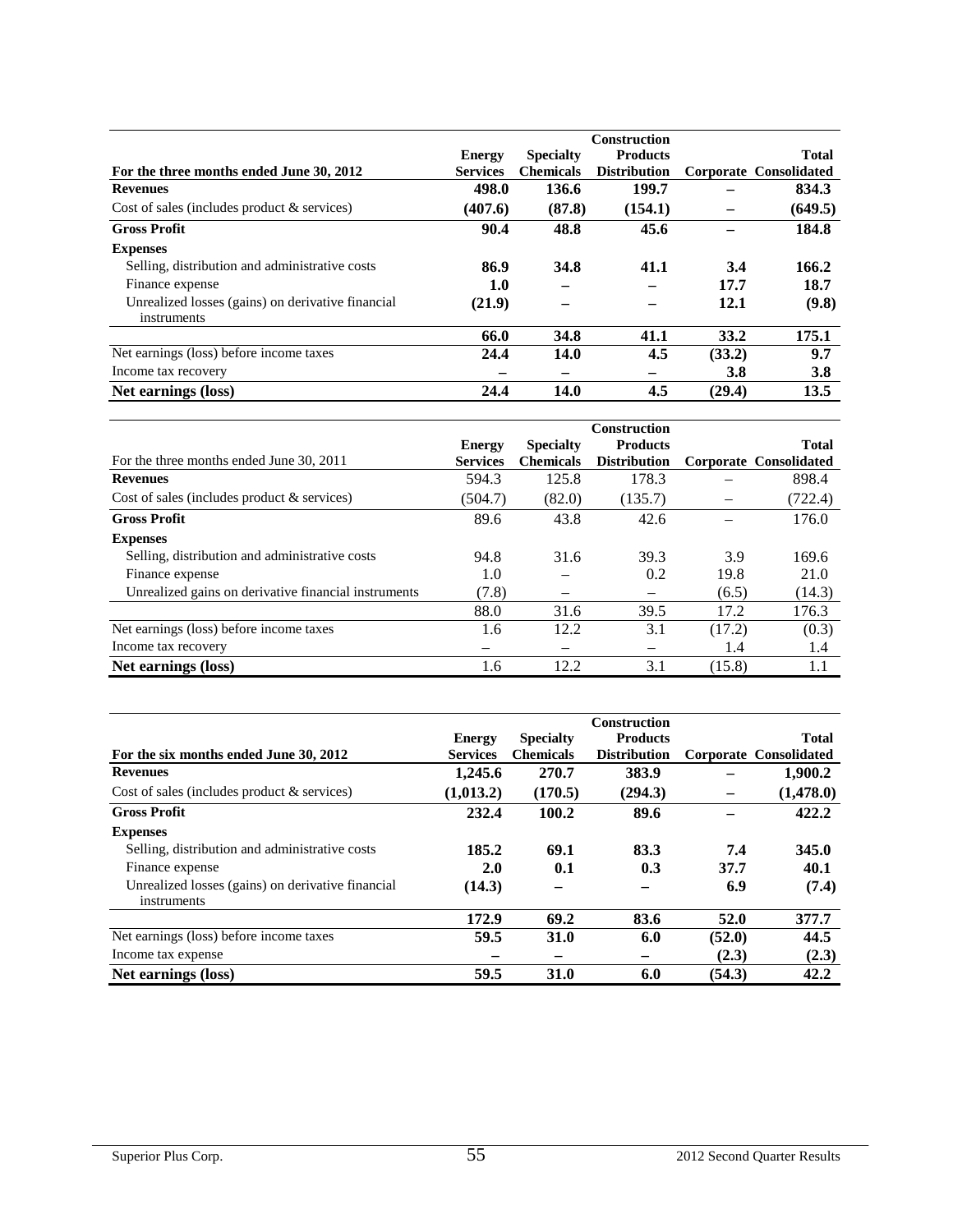| For the three months ended June 30, 2012 | Energy Services | Specialty Chemicals | Construction Products Distribution | Corporate | Total Consolidated |
|---|---|---|---|---|---|
| **Revenues** | **498.0** | **136.6** | **199.7** | **–** | **834.3** |
| Cost of sales (includes product & services) | **(407.6)** | **(87.8)** | **(154.1)** | **–** | **(649.5)** |
| **Gross Profit** | **90.4** | **48.8** | **45.6** | **–** | **184.8** |
| **Expenses** | | | | | |
| Selling, distribution and administrative costs | **86.9** | **34.8** | **41.1** | **3.4** | **166.2** |
| Finance expense | **1.0** | **–** | **–** | **17.7** | **18.7** |
| Unrealized losses (gains) on derivative financial instruments | **(21.9)** | **–** | **–** | **12.1** | **(9.8)** |
| | **66.0** | **34.8** | **41.1** | **33.2** | **175.1** |
| Net earnings (loss) before income taxes | **24.4** | **14.0** | **4.5** | **(33.2)** | **9.7** |
| Income tax recovery | **–** | **–** | **–** | **3.8** | **3.8** |
| **Net earnings (loss)** | **24.4** | **14.0** | **4.5** | **(29.4)** | **13.5** |

| For the three months ended June 30, 2011 | Energy Services | Specialty Chemicals | Construction Products Distribution | Corporate | Total Consolidated |
|---|---|---|---|---|---|
| **Revenues** | 594.3 | 125.8 | 178.3 | – | 898.4 |
| Cost of sales (includes product & services) | (504.7) | (82.0) | (135.7) | – | (722.4) |
| **Gross Profit** | 89.6 | 43.8 | 42.6 | – | 176.0 |
| **Expenses** | | | | | |
| Selling, distribution and administrative costs | 94.8 | 31.6 | 39.3 | 3.9 | 169.6 |
| Finance expense | 1.0 | – | 0.2 | 19.8 | 21.0 |
| Unrealized gains on derivative financial instruments | (7.8) | – | – | (6.5) | (14.3) |
| | 88.0 | 31.6 | 39.5 | 17.2 | 176.3 |
| Net earnings (loss) before income taxes | 1.6 | 12.2 | 3.1 | (17.2) | (0.3) |
| Income tax recovery | – | – | – | 1.4 | 1.4 |
| **Net earnings (loss)** | 1.6 | 12.2 | 3.1 | (15.8) | 1.1 |

| For the six months ended June 30, 2012 | Energy Services | Specialty Chemicals | Construction Products Distribution | Corporate | Total Consolidated |
|---|---|---|---|---|---|
| **Revenues** | **1,245.6** | **270.7** | **383.9** | **–** | **1,900.2** |
| Cost of sales (includes product & services) | **(1,013.2)** | **(170.5)** | **(294.3)** | **–** | **(1,478.0)** |
| **Gross Profit** | **232.4** | **100.2** | **89.6** | **–** | **422.2** |
| **Expenses** | | | | | |
| Selling, distribution and administrative costs | **185.2** | **69.1** | **83.3** | **7.4** | **345.0** |
| Finance expense | **2.0** | **0.1** | **0.3** | **37.7** | **40.1** |
| Unrealized losses (gains) on derivative financial instruments | **(14.3)** | **–** | **–** | **6.9** | **(7.4)** |
| | **172.9** | **69.2** | **83.6** | **52.0** | **377.7** |
| Net earnings (loss) before income taxes | **59.5** | **31.0** | **6.0** | **(52.0)** | **44.5** |
| Income tax expense | **–** | **–** | **–** | **(2.3)** | **(2.3)** |
| **Net earnings (loss)** | **59.5** | **31.0** | **6.0** | **(54.3)** | **42.2** |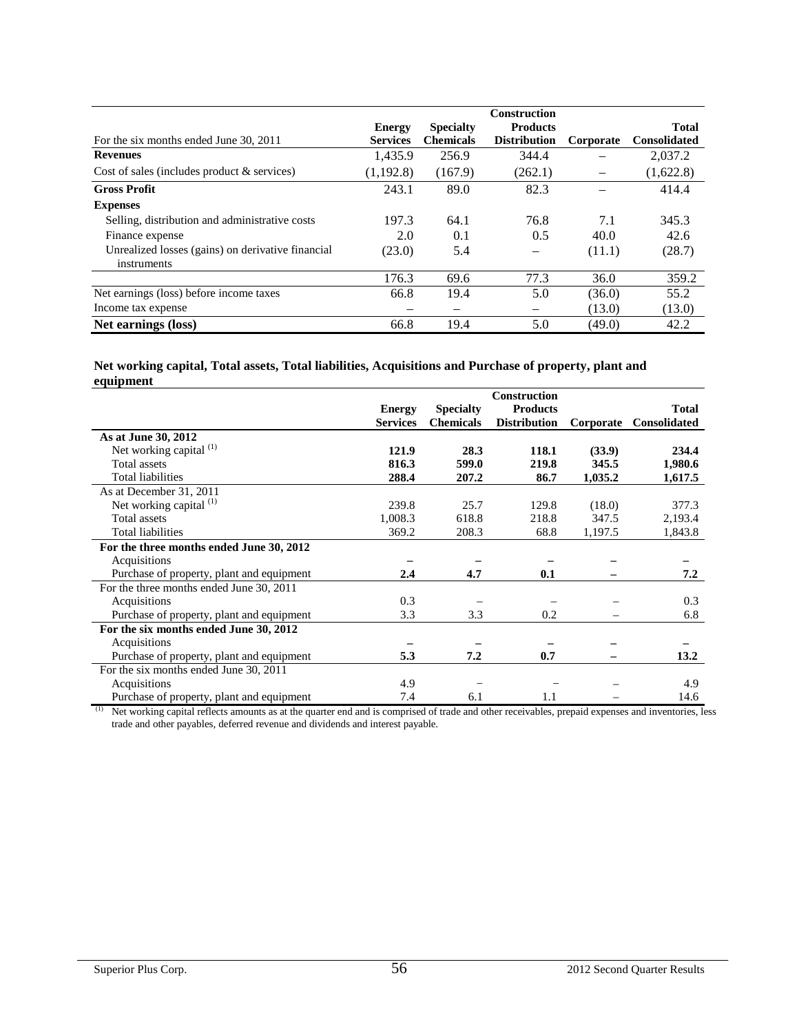| For the six months ended June 30, 2011 | Energy Services | Specialty Chemicals | Construction Products Distribution | Corporate | Total Consolidated |
|---|---|---|---|---|---|
| **Revenues** | 1,435.9 | 256.9 | 344.4 | – | 2,037.2 |
| Cost of sales (includes product & services) | (1,192.8) | (167.9) | (262.1) | – | (1,622.8) |
| **Gross Profit** | 243.1 | 89.0 | 82.3 | – | 414.4 |
| **Expenses** | | | | | |
| Selling, distribution and administrative costs | 197.3 | 64.1 | 76.8 | 7.1 | 345.3 |
| Finance expense | 2.0 | 0.1 | 0.5 | 40.0 | 42.6 |
| Unrealized losses (gains) on derivative financial instruments | (23.0) | 5.4 | – | (11.1) | (28.7) |
| | 176.3 | 69.6 | 77.3 | 36.0 | 359.2 |
| Net earnings (loss) before income taxes | 66.8 | 19.4 | 5.0 | (36.0) | 55.2 |
| Income tax expense | – | – | – | (13.0) | (13.0) |
| **Net earnings (loss)** | 66.8 | 19.4 | 5.0 | (49.0) | 42.2 |

**Net working capital, Total assets, Total liabilities, Acquisitions and Purchase of property, plant and equipment**

| | Energy Services | Specialty Chemicals | Construction Products Distribution | Corporate | Total Consolidated |
|---|---|---|---|---|---|
| **As at June 30, 2012** | | | | | |
| Net working capital [(1)] | **121.9** | **28.3** | **118.1** | **(33.9)** | **234.4** |
| Total assets | **816.3** | **599.0** | **219.8** | **345.5** | **1,980.6** |
| Total liabilities | **288.4** | **207.2** | **86.7** | **1,035.2** | **1,617.5** |
| As at December 31, 2011 | | | | | |
| Net working capital [(1)] | 239.8 | 25.7 | 129.8 | (18.0) | 377.3 |
| Total assets | 1,008.3 | 618.8 | 218.8 | 347.5 | 2,193.4 |
| Total liabilities | 369.2 | 208.3 | 68.8 | 1,197.5 | 1,843.8 |
| **For the three months ended June 30, 2012** | | | | | |
| Acquisitions | **–** | **–** | **–** | **–** | **–** |
| Purchase of property, plant and equipment | **2.4** | **4.7** | **0.1** | **–** | **7.2** |
| For the three months ended June 30, 2011 | | | | | |
| Acquisitions | 0.3 | – | – | – | 0.3 |
| Purchase of property, plant and equipment | 3.3 | 3.3 | 0.2 | – | 6.8 |
| **For the six months ended June 30, 2012** | | | | | |
| Acquisitions | **–** | **–** | **–** | **–** | **–** |
| Purchase of property, plant and equipment | **5.3** | **7.2** | **0.7** | **–** | **13.2** |
| For the six months ended June 30, 2011 | | | | | |
| Acquisitions | 4.9 | – | – | – | 4.9 |
| Purchase of property, plant and equipment | 7.4 | 6.1 | 1.1 | – | 14.6 |

(1) Net working capital reflects amounts as at the quarter end and is comprised of trade and other receivables, prepaid expenses and inventories, less trade and other payables, deferred revenue and dividends and interest payable.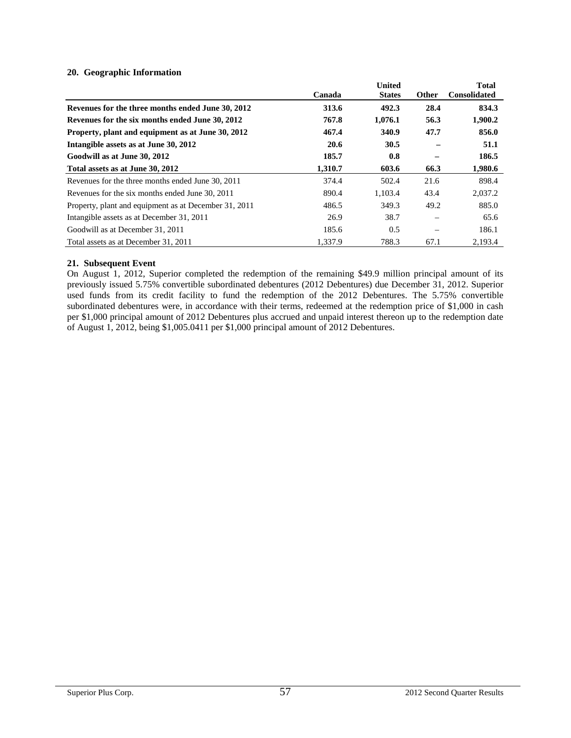## 20. Geographic Information

| | Canada | United States | Other | Total Consolidated |
|---|---|---|---|---|
| **Revenues for the three months ended June 30, 2012** | **313.6** | **492.3** | **28.4** | **834.3** |
| **Revenues for the six months ended June 30, 2012** | **767.8** | **1,076.1** | **56.3** | **1,900.2** |
| **Property, plant and equipment as at June 30, 2012** | **467.4** | **340.9** | **47.7** | **856.0** |
| **Intangible assets as at June 30, 2012** | **20.6** | **30.5** | **–** | **51.1** |
| **Goodwill as at June 30, 2012** | **185.7** | **0.8** | **–** | **186.5** |
| **Total assets as at June 30, 2012** | **1,310.7** | **603.6** | **66.3** | **1,980.6** |
| Revenues for the three months ended June 30, 2011 | 374.4 | 502.4 | 21.6 | 898.4 |
| Revenues for the six months ended June 30, 2011 | 890.4 | 1,103.4 | 43.4 | 2,037.2 |
| Property, plant and equipment as at December 31, 2011 | 486.5 | 349.3 | 49.2 | 885.0 |
| Intangible assets as at December 31, 2011 | 26.9 | 38.7 | – | 65.6 |
| Goodwill as at December 31, 2011 | 185.6 | 0.5 | – | 186.1 |
| Total assets as at December 31, 2011 | 1,337.9 | 788.3 | 67.1 | 2,193.4 |

## 21. Subsequent Event

On August 1, 2012, Superior completed the redemption of the remaining $49.9 million principal amount of its previously issued 5.75% convertible subordinated debentures (2012 Debentures) due December 31, 2012. Superior used funds from its credit facility to fund the redemption of the 2012 Debentures. The 5.75% convertible subordinated debentures were, in accordance with their terms, redeemed at the redemption price of $1,000 in cash per $1,000 principal amount of 2012 Debentures plus accrued and unpaid interest thereon up to the redemption date of August 1, 2012, being $1,005.0411 per $1,000 principal amount of 2012 Debentures.